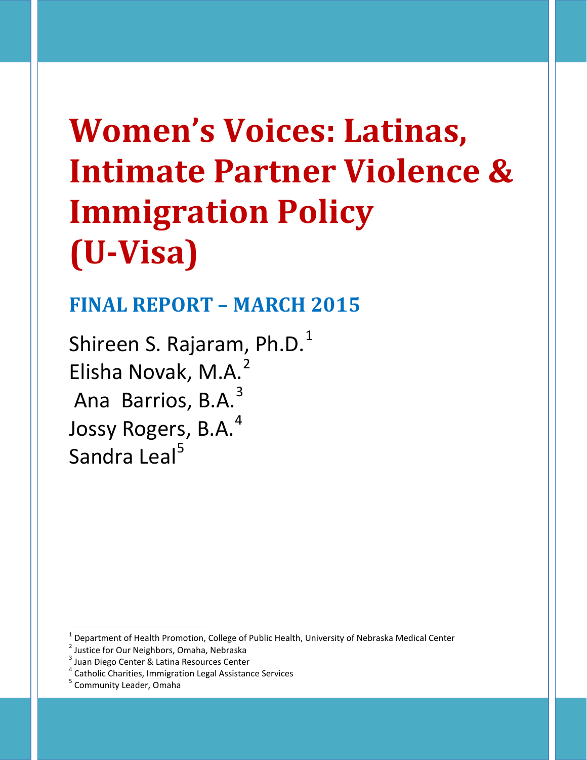# Women's Voices: Latinas, Intimate Partner Violence & Immigration Policy (U-Visa)

## FINAL REPORT – MARCH 2015

Shireen S. Rajaram, Ph.D.[1]
Elisha Novak, M.A.[2]
Ana Barrios, B.A.[3]
Jossy Rogers, B.A.[4]
Sandra Leal[5]

---

[1] Department of Health Promotion, College of Public Health, University of Nebraska Medical Center
[2] Justice for Our Neighbors, Omaha, Nebraska
[3] Juan Diego Center & Latina Resources Center
[4] Catholic Charities, Immigration Legal Assistance Services
[5] Community Leader, Omaha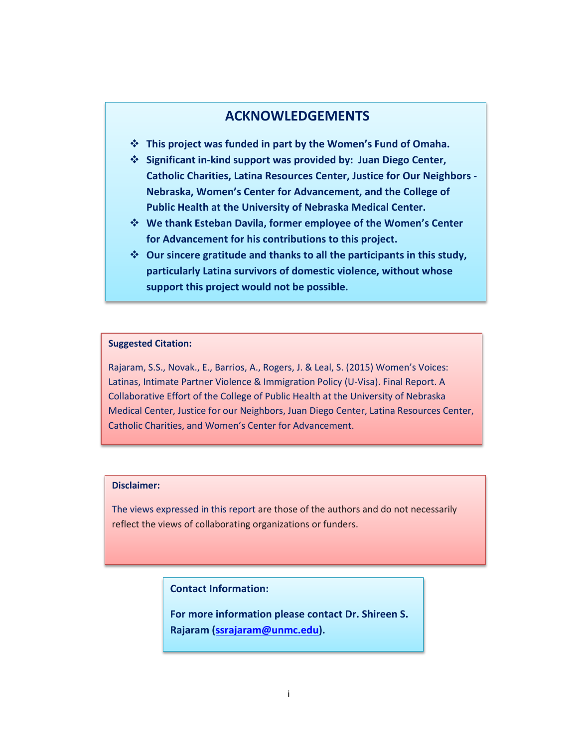## ACKNOWLEDGEMENTS

- **This project was funded in part by the Women's Fund of Omaha.**
- **Significant in-kind support was provided by: Juan Diego Center, Catholic Charities, Latina Resources Center, Justice for Our Neighbors - Nebraska, Women's Center for Advancement, and the College of Public Health at the University of Nebraska Medical Center.**
- **We thank Esteban Davila, former employee of the Women's Center for Advancement for his contributions to this project.**
- **Our sincere gratitude and thanks to all the participants in this study, particularly Latina survivors of domestic violence, without whose support this project would not be possible.**

**Suggested Citation:**

Rajaram, S.S., Novak., E., Barrios, A., Rogers, J. & Leal, S. (2015) Women's Voices: Latinas, Intimate Partner Violence & Immigration Policy (U-Visa). Final Report. A Collaborative Effort of the College of Public Health at the University of Nebraska Medical Center, Justice for our Neighbors, Juan Diego Center, Latina Resources Center, Catholic Charities, and Women's Center for Advancement.

**Disclaimer:**

The views expressed in this report are those of the authors and do not necessarily reflect the views of collaborating organizations or funders.

**Contact Information:**

**For more information please contact Dr. Shireen S. Rajaram (ssrajaram@unmc.edu).**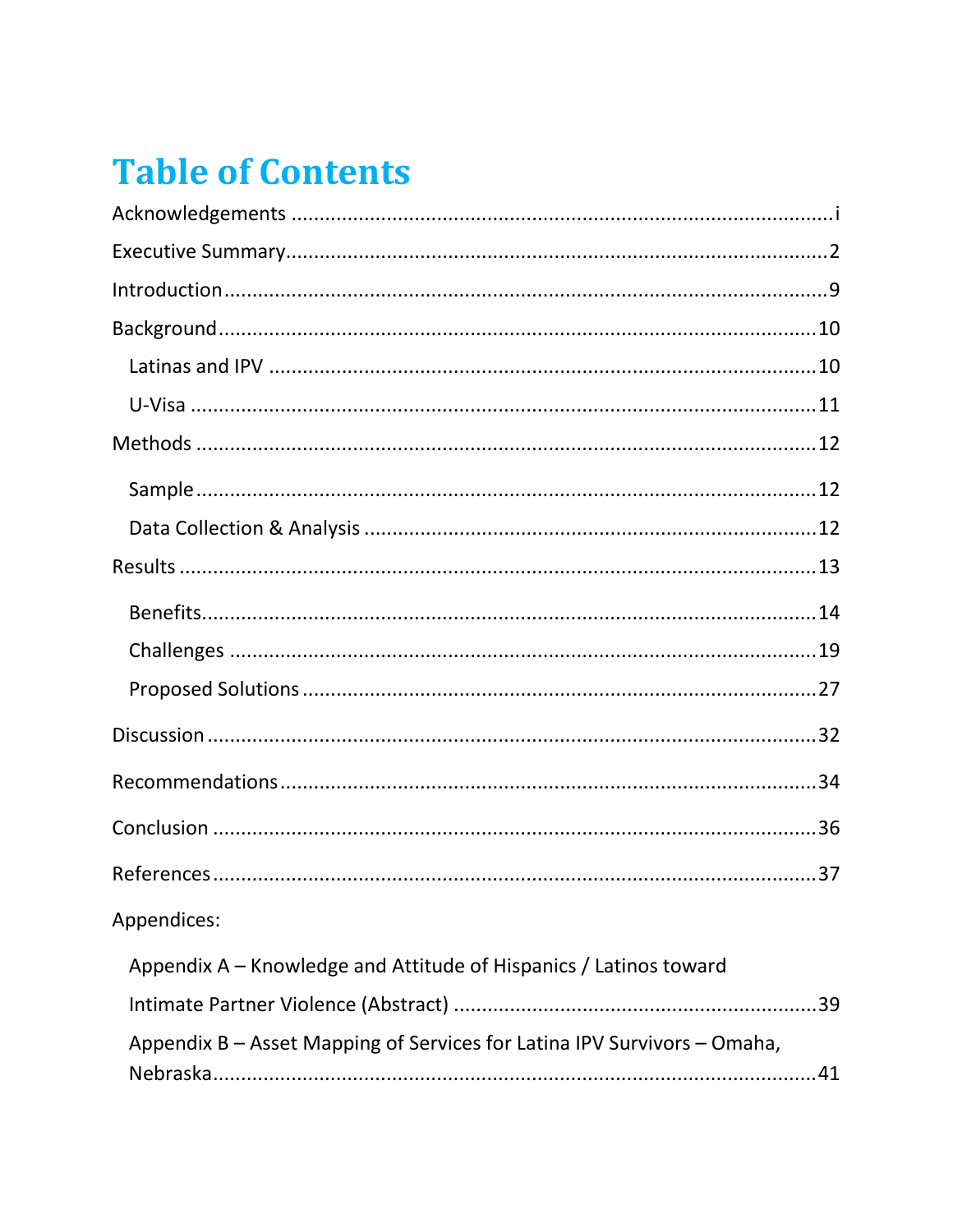# Table of Contents

Acknowledgements ................................................................................... i

Executive Summary .................................................................................. 2

Introduction ............................................................................................ 9

Background ............................................................................................ 10

- Latinas and IPV ................................................................................. 10
- U-Visa ............................................................................................... 11

Methods ................................................................................................ 12

- Sample ............................................................................................... 12
- Data Collection & Analysis ................................................................. 12

Results .................................................................................................. 13

- Benefits .............................................................................................. 14
- Challenges ......................................................................................... 19
- Proposed Solutions ............................................................................ 27

Discussion ............................................................................................. 32

Recommendations ................................................................................. 34

Conclusion ............................................................................................ 36

References ............................................................................................ 37

Appendices:

- Appendix A – Knowledge and Attitude of Hispanics / Latinos toward Intimate Partner Violence (Abstract) ................................................................ 39
- Appendix B – Asset Mapping of Services for Latina IPV Survivors – Omaha, Nebraska ........................................................................................... 41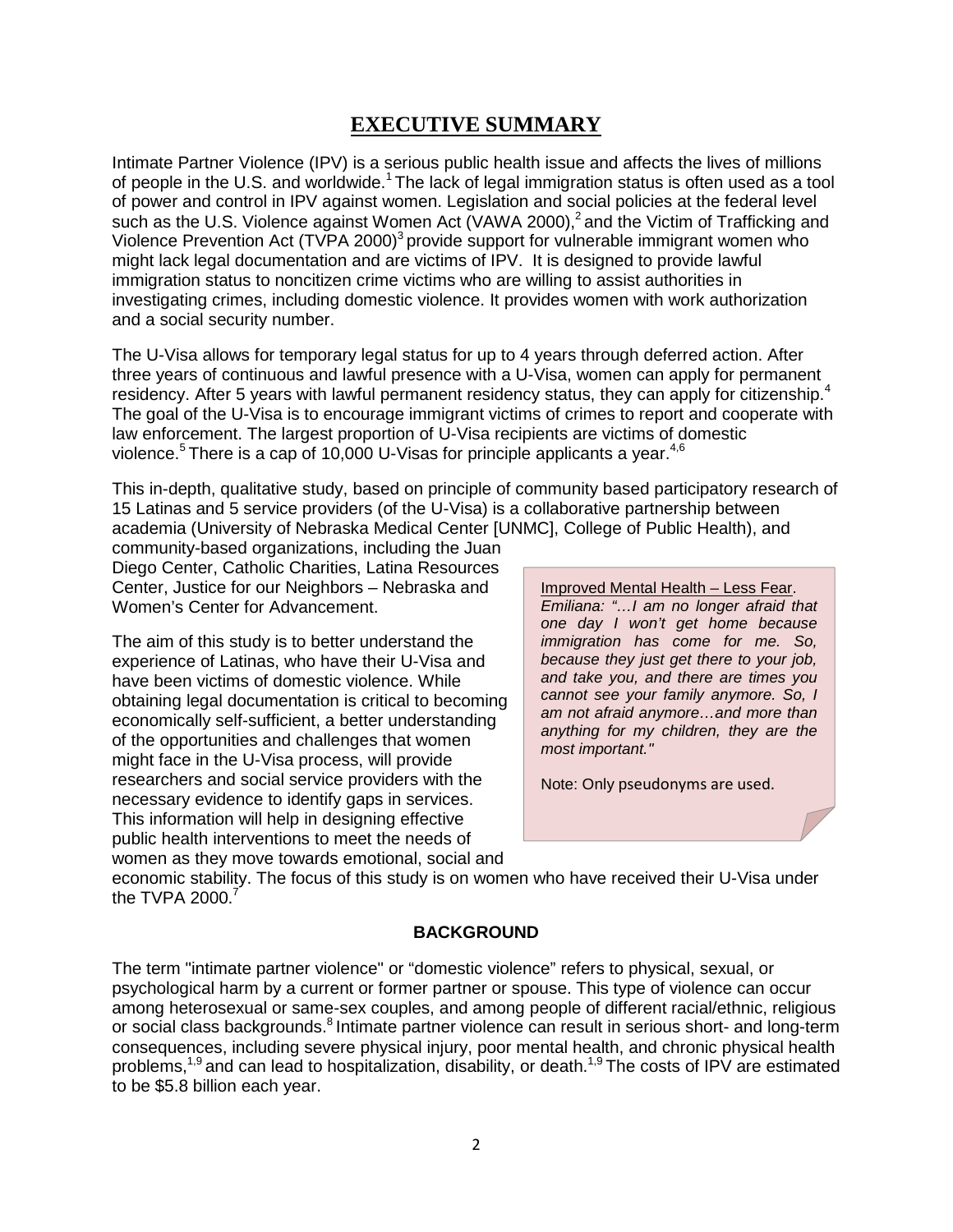# EXECUTIVE SUMMARY

Intimate Partner Violence (IPV) is a serious public health issue and affects the lives of millions of people in the U.S. and worldwide.[1] The lack of legal immigration status is often used as a tool of power and control in IPV against women. Legislation and social policies at the federal level such as the U.S. Violence against Women Act (VAWA 2000),[2] and the Victim of Trafficking and Violence Prevention Act (TVPA 2000)[3] provide support for vulnerable immigrant women who might lack legal documentation and are victims of IPV. It is designed to provide lawful immigration status to noncitizen crime victims who are willing to assist authorities in investigating crimes, including domestic violence. It provides women with work authorization and a social security number.

The U-Visa allows for temporary legal status for up to 4 years through deferred action. After three years of continuous and lawful presence with a U-Visa, women can apply for permanent residency. After 5 years with lawful permanent residency status, they can apply for citizenship.[4] The goal of the U-Visa is to encourage immigrant victims of crimes to report and cooperate with law enforcement. The largest proportion of U-Visa recipients are victims of domestic violence.[5] There is a cap of 10,000 U-Visas for principle applicants a year.[4,6]

This in-depth, qualitative study, based on principle of community based participatory research of 15 Latinas and 5 service providers (of the U-Visa) is a collaborative partnership between academia (University of Nebraska Medical Center [UNMC], College of Public Health), and community-based organizations, including the Juan Diego Center, Catholic Charities, Latina Resources Center, Justice for our Neighbors – Nebraska and Women's Center for Advancement.

The aim of this study is to better understand the experience of Latinas, who have their U-Visa and have been victims of domestic violence. While obtaining legal documentation is critical to becoming economically self-sufficient, a better understanding of the opportunities and challenges that women might face in the U-Visa process, will provide researchers and social service providers with the necessary evidence to identify gaps in services. This information will help in designing effective public health interventions to meet the needs of women as they move towards emotional, social and economic stability. The focus of this study is on women who have received their U-Visa under the TVPA 2000.[7]

> Improved Mental Health – Less Fear.
> *Emiliana: "…I am no longer afraid that one day I won't get home because immigration has come for me. So, because they just get there to your job, and take you, and there are times you cannot see your family anymore. So, I am not afraid anymore…and more than anything for my children, they are the most important."*
>
> Note: Only pseudonyms are used.

### BACKGROUND

The term "intimate partner violence" or "domestic violence" refers to physical, sexual, or psychological harm by a current or former partner or spouse. This type of violence can occur among heterosexual or same-sex couples, and among people of different racial/ethnic, religious or social class backgrounds.[8] Intimate partner violence can result in serious short- and long-term consequences, including severe physical injury, poor mental health, and chronic physical health problems,[1,9] and can lead to hospitalization, disability, or death.[1,9] The costs of IPV are estimated to be $5.8 billion each year.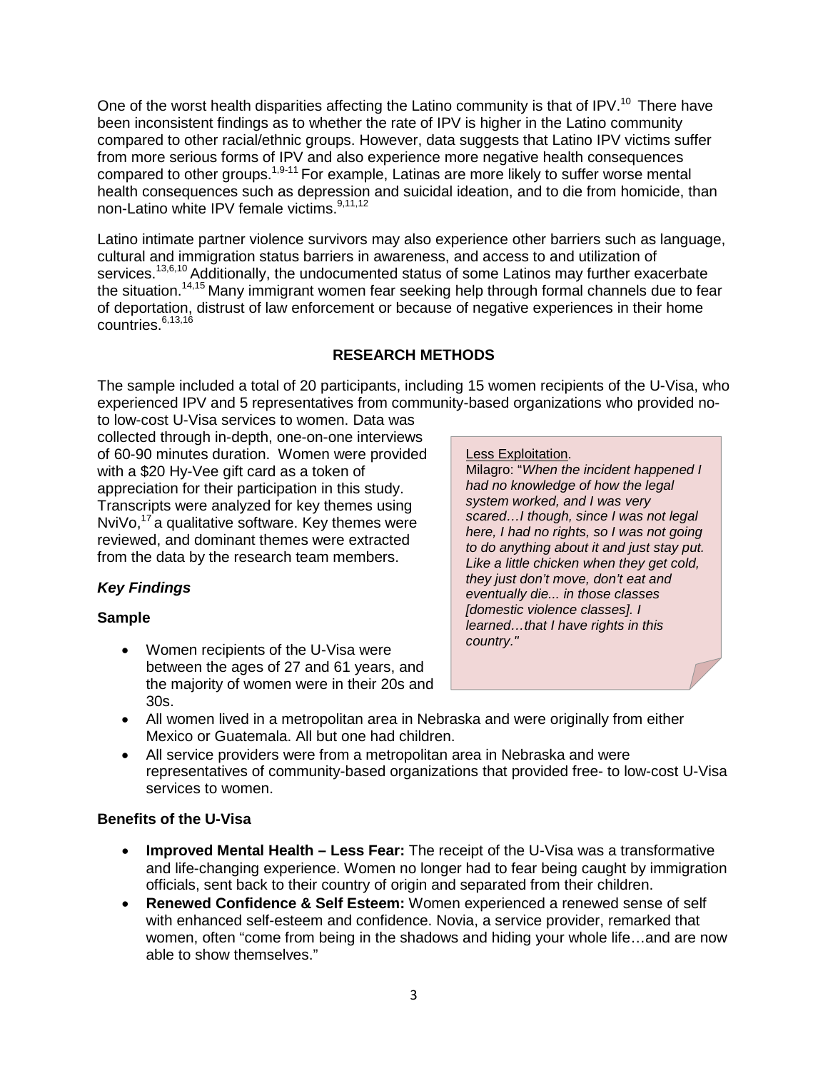One of the worst health disparities affecting the Latino community is that of IPV.[10] There have been inconsistent findings as to whether the rate of IPV is higher in the Latino community compared to other racial/ethnic groups. However, data suggests that Latino IPV victims suffer from more serious forms of IPV and also experience more negative health consequences compared to other groups.[1,9-11] For example, Latinas are more likely to suffer worse mental health consequences such as depression and suicidal ideation, and to die from homicide, than non-Latino white IPV female victims.[9,11,12]

Latino intimate partner violence survivors may also experience other barriers such as language, cultural and immigration status barriers in awareness, and access to and utilization of services.[13,6,10] Additionally, the undocumented status of some Latinos may further exacerbate the situation.[14,15] Many immigrant women fear seeking help through formal channels due to fear of deportation, distrust of law enforcement or because of negative experiences in their home countries.[6,13,16]

## RESEARCH METHODS

The sample included a total of 20 participants, including 15 women recipients of the U-Visa, who experienced IPV and 5 representatives from community-based organizations who provided no- to low-cost U-Visa services to women. Data was collected through in-depth, one-on-one interviews of 60-90 minutes duration. Women were provided with a $20 Hy-Vee gift card as a token of appreciation for their participation in this study. Transcripts were analyzed for key themes using NviVo,[17] a qualitative software. Key themes were reviewed, and dominant themes were extracted from the data by the research team members.

> Less Exploitation.
> Milagro: "*When the incident happened I had no knowledge of how the legal system worked, and I was very scared…I though, since I was not legal here, I had no rights, so I was not going to do anything about it and just stay put. Like a little chicken when they get cold, they just don't move, don't eat and eventually die... in those classes [domestic violence classes]. I learned…that I have rights in this country."*

### *Key Findings*

#### Sample

- Women recipients of the U-Visa were between the ages of 27 and 61 years, and the majority of women were in their 20s and 30s.
- All women lived in a metropolitan area in Nebraska and were originally from either Mexico or Guatemala. All but one had children.
- All service providers were from a metropolitan area in Nebraska and were representatives of community-based organizations that provided free- to low-cost U-Visa services to women.

#### Benefits of the U-Visa

- **Improved Mental Health – Less Fear:** The receipt of the U-Visa was a transformative and life-changing experience. Women no longer had to fear being caught by immigration officials, sent back to their country of origin and separated from their children.
- **Renewed Confidence & Self Esteem:** Women experienced a renewed sense of self with enhanced self-esteem and confidence. Novia, a service provider, remarked that women, often "come from being in the shadows and hiding your whole life…and are now able to show themselves."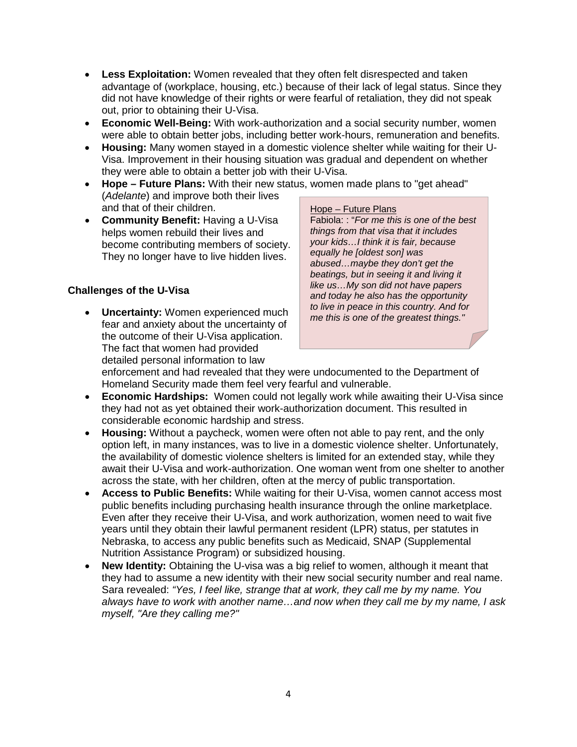- **Less Exploitation:** Women revealed that they often felt disrespected and taken advantage of (workplace, housing, etc.) because of their lack of legal status. Since they did not have knowledge of their rights or were fearful of retaliation, they did not speak out, prior to obtaining their U-Visa.
- **Economic Well-Being:** With work-authorization and a social security number, women were able to obtain better jobs, including better work-hours, remuneration and benefits.
- **Housing:** Many women stayed in a domestic violence shelter while waiting for their U-Visa. Improvement in their housing situation was gradual and dependent on whether they were able to obtain a better job with their U-Visa.
- **Hope – Future Plans:** With their new status, women made plans to "get ahead" (*Adelante*) and improve both their lives and that of their children.
- **Community Benefit:** Having a U-Visa helps women rebuild their lives and become contributing members of society. They no longer have to live hidden lives.

> Hope – Future Plans
>
> Fabiola: : "*For me this is one of the best things from that visa that it includes your kids…I think it is fair, because equally he [oldest son] was abused…maybe they don't get the beatings, but in seeing it and living it like us…My son did not have papers and today he also has the opportunity to live in peace in this country. And for me this is one of the greatest things."*

**Challenges of the U-Visa**

- **Uncertainty:** Women experienced much fear and anxiety about the uncertainty of the outcome of their U-Visa application. The fact that women had provided detailed personal information to law enforcement and had revealed that they were undocumented to the Department of Homeland Security made them feel very fearful and vulnerable.
- **Economic Hardships:** Women could not legally work while awaiting their U-Visa since they had not as yet obtained their work-authorization document. This resulted in considerable economic hardship and stress.
- **Housing:** Without a paycheck, women were often not able to pay rent, and the only option left, in many instances, was to live in a domestic violence shelter. Unfortunately, the availability of domestic violence shelters is limited for an extended stay, while they await their U-Visa and work-authorization. One woman went from one shelter to another across the state, with her children, often at the mercy of public transportation.
- **Access to Public Benefits:** While waiting for their U-Visa, women cannot access most public benefits including purchasing health insurance through the online marketplace. Even after they receive their U-Visa, and work authorization, women need to wait five years until they obtain their lawful permanent resident (LPR) status, per statutes in Nebraska, to access any public benefits such as Medicaid, SNAP (Supplemental Nutrition Assistance Program) or subsidized housing.
- **New Identity:** Obtaining the U-visa was a big relief to women, although it meant that they had to assume a new identity with their new social security number and real name. Sara revealed: *"Yes, I feel like, strange that at work, they call me by my name. You always have to work with another name…and now when they call me by my name, I ask myself, "Are they calling me?"*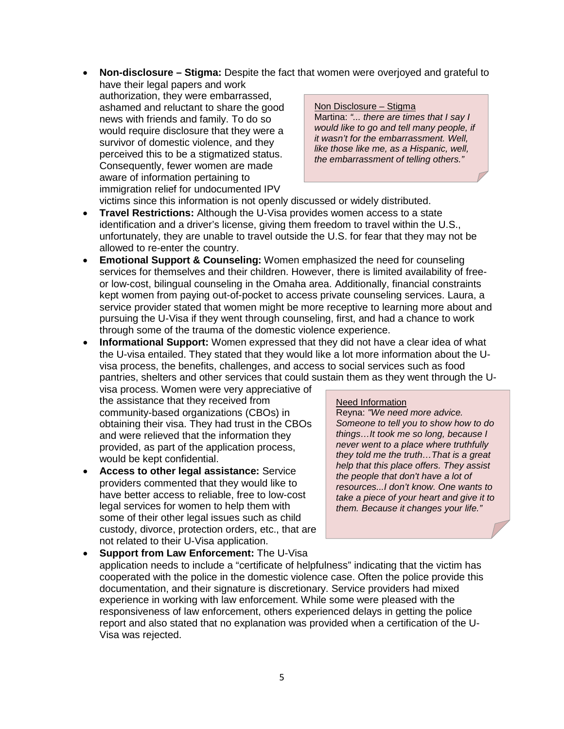- **Non-disclosure – Stigma:** Despite the fact that women were overjoyed and grateful to have their legal papers and work authorization, they were embarrassed, ashamed and reluctant to share the good news with friends and family. To do so would require disclosure that they were a survivor of domestic violence, and they perceived this to be a stigmatized status. Consequently, fewer women are made aware of information pertaining to immigration relief for undocumented IPV victims since this information is not openly discussed or widely distributed.

> Non Disclosure – Stigma
> Martina: *"... there are times that I say I would like to go and tell many people, if it wasn't for the embarrassment. Well, like those like me, as a Hispanic, well, the embarrassment of telling others."*

- **Travel Restrictions:** Although the U-Visa provides women access to a state identification and a driver's license, giving them freedom to travel within the U.S., unfortunately, they are unable to travel outside the U.S. for fear that they may not be allowed to re-enter the country.
- **Emotional Support & Counseling:** Women emphasized the need for counseling services for themselves and their children. However, there is limited availability of free- or low-cost, bilingual counseling in the Omaha area. Additionally, financial constraints kept women from paying out-of-pocket to access private counseling services. Laura, a service provider stated that women might be more receptive to learning more about and pursuing the U-Visa if they went through counseling, first, and had a chance to work through some of the trauma of the domestic violence experience.
- **Informational Support:** Women expressed that they did not have a clear idea of what the U-visa entailed. They stated that they would like a lot more information about the U-visa process, the benefits, challenges, and access to social services such as food pantries, shelters and other services that could sustain them as they went through the U-visa process. Women were very appreciative of the assistance that they received from community-based organizations (CBOs) in obtaining their visa. They had trust in the CBOs and were relieved that the information they provided, as part of the application process, would be kept confidential.

> Need Information
> Reyna: *"We need more advice. Someone to tell you to show how to do things…It took me so long, because I never went to a place where truthfully they told me the truth…That is a great help that this place offers. They assist the people that don't have a lot of resources...I don't know. One wants to take a piece of your heart and give it to them. Because it changes your life."*

- **Access to other legal assistance:** Service providers commented that they would like to have better access to reliable, free to low-cost legal services for women to help them with some of their other legal issues such as child custody, divorce, protection orders, etc., that are not related to their U-Visa application.
- **Support from Law Enforcement:** The U-Visa application needs to include a "certificate of helpfulness" indicating that the victim has cooperated with the police in the domestic violence case. Often the police provide this documentation, and their signature is discretionary. Service providers had mixed experience in working with law enforcement. While some were pleased with the responsiveness of law enforcement, others experienced delays in getting the police report and also stated that no explanation was provided when a certification of the U-Visa was rejected.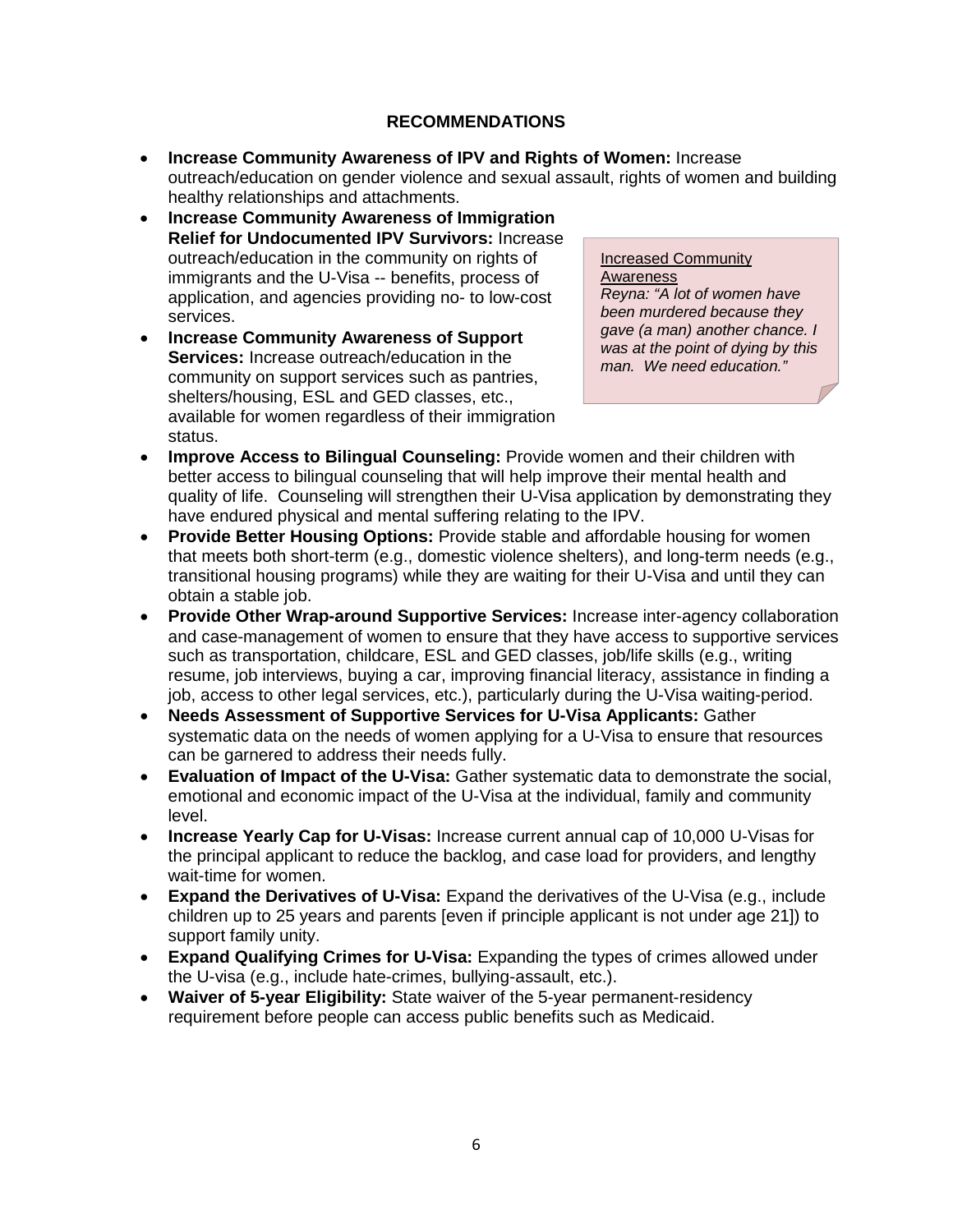## RECOMMENDATIONS

- **Increase Community Awareness of IPV and Rights of Women:** Increase outreach/education on gender violence and sexual assault, rights of women and building healthy relationships and attachments.
- **Increase Community Awareness of Immigration Relief for Undocumented IPV Survivors:** Increase outreach/education in the community on rights of immigrants and the U-Visa -- benefits, process of application, and agencies providing no- to low-cost services.
- **Increase Community Awareness of Support Services:** Increase outreach/education in the community on support services such as pantries, shelters/housing, ESL and GED classes, etc., available for women regardless of their immigration status.

> Increased Community Awareness
> *Reyna: "A lot of women have been murdered because they gave (a man) another chance. I was at the point of dying by this man. We need education."*

- **Improve Access to Bilingual Counseling:** Provide women and their children with better access to bilingual counseling that will help improve their mental health and quality of life. Counseling will strengthen their U-Visa application by demonstrating they have endured physical and mental suffering relating to the IPV.
- **Provide Better Housing Options:** Provide stable and affordable housing for women that meets both short-term (e.g., domestic violence shelters), and long-term needs (e.g., transitional housing programs) while they are waiting for their U-Visa and until they can obtain a stable job.
- **Provide Other Wrap-around Supportive Services:** Increase inter-agency collaboration and case-management of women to ensure that they have access to supportive services such as transportation, childcare, ESL and GED classes, job/life skills (e.g., writing resume, job interviews, buying a car, improving financial literacy, assistance in finding a job, access to other legal services, etc.), particularly during the U-Visa waiting-period.
- **Needs Assessment of Supportive Services for U-Visa Applicants:** Gather systematic data on the needs of women applying for a U-Visa to ensure that resources can be garnered to address their needs fully.
- **Evaluation of Impact of the U-Visa:** Gather systematic data to demonstrate the social, emotional and economic impact of the U-Visa at the individual, family and community level.
- **Increase Yearly Cap for U-Visas:** Increase current annual cap of 10,000 U-Visas for the principal applicant to reduce the backlog, and case load for providers, and lengthy wait-time for women.
- **Expand the Derivatives of U-Visa:** Expand the derivatives of the U-Visa (e.g., include children up to 25 years and parents [even if principle applicant is not under age 21]) to support family unity.
- **Expand Qualifying Crimes for U-Visa:** Expanding the types of crimes allowed under the U-visa (e.g., include hate-crimes, bullying-assault, etc.).
- **Waiver of 5-year Eligibility:** State waiver of the 5-year permanent-residency requirement before people can access public benefits such as Medicaid.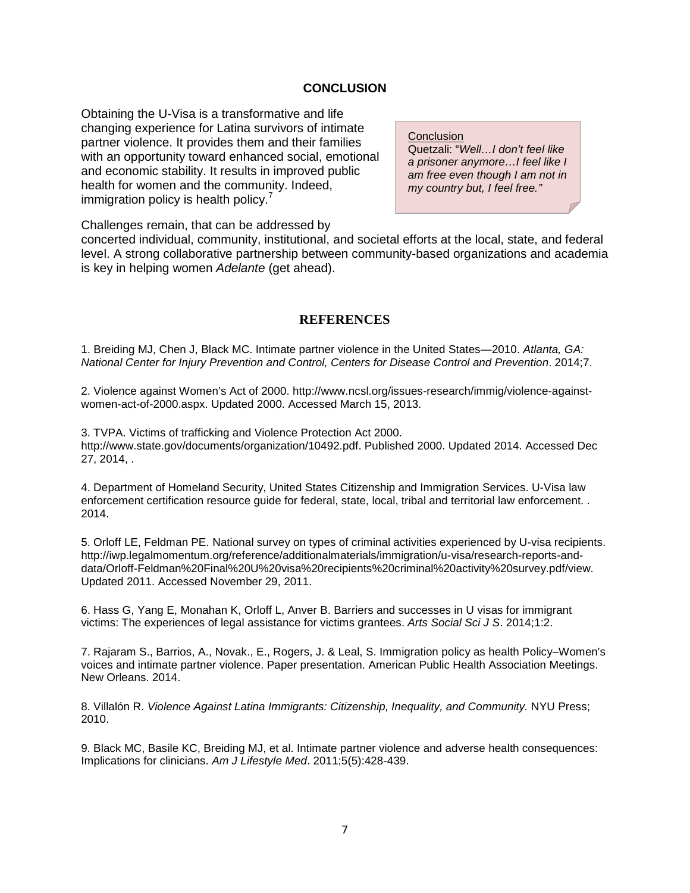## CONCLUSION

Obtaining the U-Visa is a transformative and life changing experience for Latina survivors of intimate partner violence. It provides them and their families with an opportunity toward enhanced social, emotional and economic stability. It results in improved public health for women and the community. Indeed, immigration policy is health policy.[7]

> Conclusion
> Quetzali: "*Well…I don't feel like a prisoner anymore…I feel like I am free even though I am not in my country but, I feel free.*"

Challenges remain, that can be addressed by concerted individual, community, institutional, and societal efforts at the local, state, and federal level. A strong collaborative partnership between community-based organizations and academia is key in helping women *Adelante* (get ahead).

## REFERENCES

1. Breiding MJ, Chen J, Black MC. Intimate partner violence in the United States—2010. *Atlanta, GA: National Center for Injury Prevention and Control, Centers for Disease Control and Prevention*. 2014;7.

2. Violence against Women's Act of 2000. http://www.ncsl.org/issues-research/immig/violence-against-women-act-of-2000.aspx. Updated 2000. Accessed March 15, 2013.

3. TVPA. Victims of trafficking and Violence Protection Act 2000. http://www.state.gov/documents/organization/10492.pdf. Published 2000. Updated 2014. Accessed Dec 27, 2014, .

4. Department of Homeland Security, United States Citizenship and Immigration Services. U-Visa law enforcement certification resource guide for federal, state, local, tribal and territorial law enforcement. . 2014.

5. Orloff LE, Feldman PE. National survey on types of criminal activities experienced by U-visa recipients. http://iwp.legalmomentum.org/reference/additionalmaterials/immigration/u-visa/research-reports-and-data/Orloff-Feldman%20Final%20U%20visa%20recipients%20criminal%20activity%20survey.pdf/view. Updated 2011. Accessed November 29, 2011.

6. Hass G, Yang E, Monahan K, Orloff L, Anver B. Barriers and successes in U visas for immigrant victims: The experiences of legal assistance for victims grantees. *Arts Social Sci J S*. 2014;1:2.

7. Rajaram S., Barrios, A., Novak., E., Rogers, J. & Leal, S. Immigration policy as health Policy–Women's voices and intimate partner violence. Paper presentation. American Public Health Association Meetings. New Orleans. 2014.

8. Villalón R. *Violence Against Latina Immigrants: Citizenship, Inequality, and Community.* NYU Press; 2010.

9. Black MC, Basile KC, Breiding MJ, et al. Intimate partner violence and adverse health consequences: Implications for clinicians. *Am J Lifestyle Med*. 2011;5(5):428-439.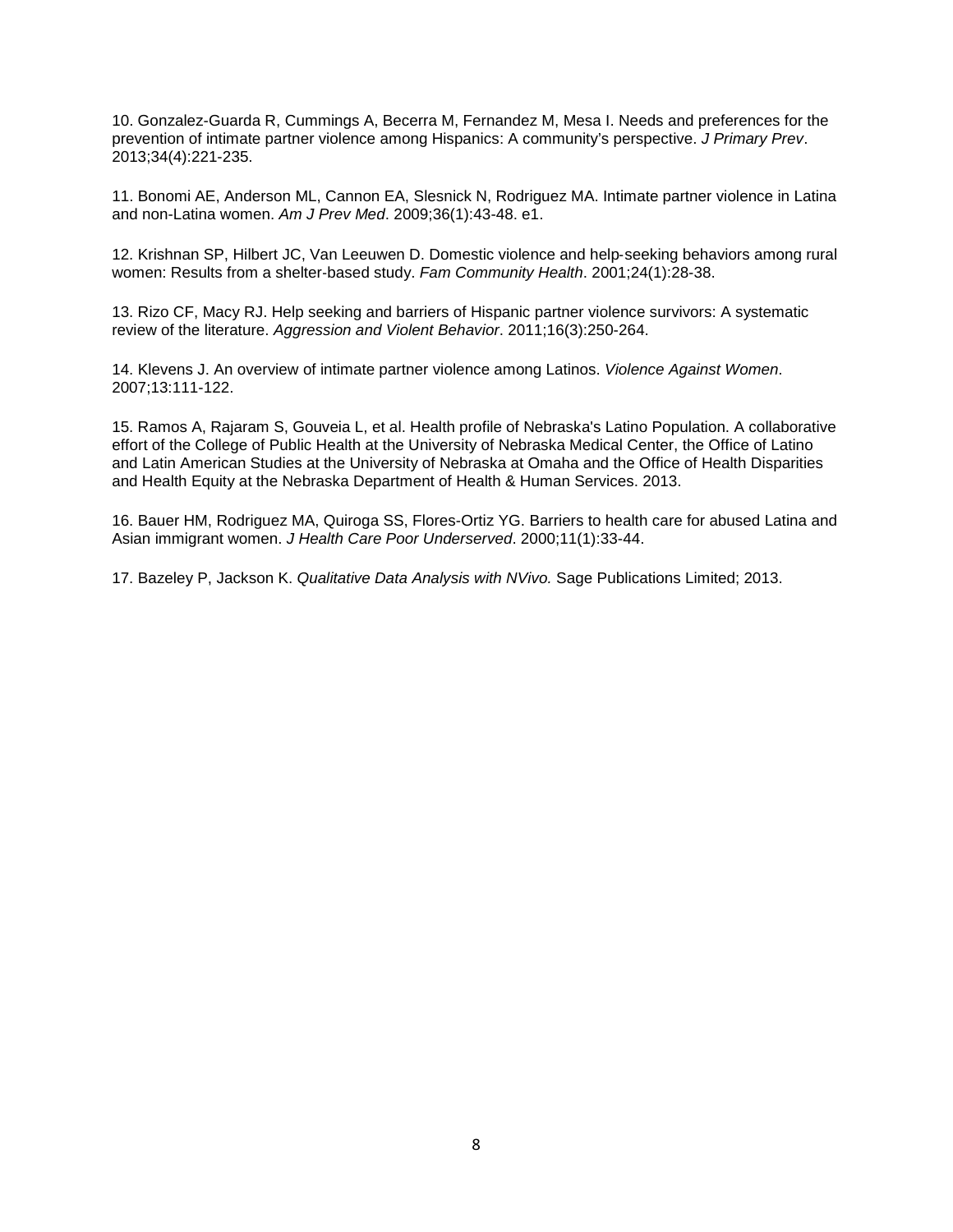10. Gonzalez-Guarda R, Cummings A, Becerra M, Fernandez M, Mesa I. Needs and preferences for the prevention of intimate partner violence among Hispanics: A community's perspective. *J Primary Prev*. 2013;34(4):221-235.

11. Bonomi AE, Anderson ML, Cannon EA, Slesnick N, Rodriguez MA. Intimate partner violence in Latina and non-Latina women. *Am J Prev Med*. 2009;36(1):43-48. e1.

12. Krishnan SP, Hilbert JC, Van Leeuwen D. Domestic violence and help-seeking behaviors among rural women: Results from a shelter-based study. *Fam Community Health*. 2001;24(1):28-38.

13. Rizo CF, Macy RJ. Help seeking and barriers of Hispanic partner violence survivors: A systematic review of the literature. *Aggression and Violent Behavior*. 2011;16(3):250-264.

14. Klevens J. An overview of intimate partner violence among Latinos. *Violence Against Women*. 2007;13:111-122.

15. Ramos A, Rajaram S, Gouveia L, et al. Health profile of Nebraska's Latino Population. A collaborative effort of the College of Public Health at the University of Nebraska Medical Center, the Office of Latino and Latin American Studies at the University of Nebraska at Omaha and the Office of Health Disparities and Health Equity at the Nebraska Department of Health & Human Services. 2013.

16. Bauer HM, Rodriguez MA, Quiroga SS, Flores-Ortiz YG. Barriers to health care for abused Latina and Asian immigrant women. *J Health Care Poor Underserved*. 2000;11(1):33-44.

17. Bazeley P, Jackson K. *Qualitative Data Analysis with NVivo.* Sage Publications Limited; 2013.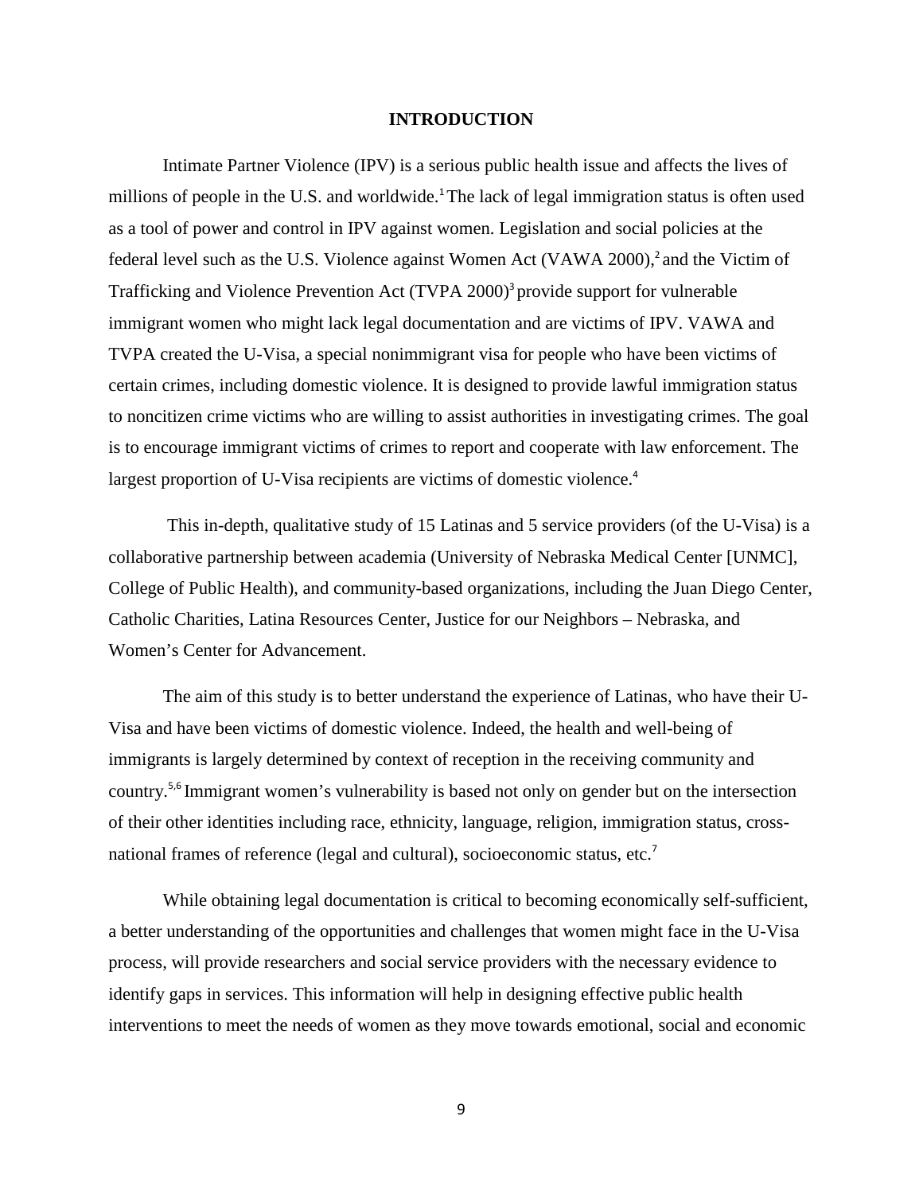# INTRODUCTION

Intimate Partner Violence (IPV) is a serious public health issue and affects the lives of millions of people in the U.S. and worldwide.[1] The lack of legal immigration status is often used as a tool of power and control in IPV against women. Legislation and social policies at the federal level such as the U.S. Violence against Women Act (VAWA 2000),[2] and the Victim of Trafficking and Violence Prevention Act (TVPA 2000)[3] provide support for vulnerable immigrant women who might lack legal documentation and are victims of IPV. VAWA and TVPA created the U-Visa, a special nonimmigrant visa for people who have been victims of certain crimes, including domestic violence. It is designed to provide lawful immigration status to noncitizen crime victims who are willing to assist authorities in investigating crimes. The goal is to encourage immigrant victims of crimes to report and cooperate with law enforcement. The largest proportion of U-Visa recipients are victims of domestic violence.[4]

This in-depth, qualitative study of 15 Latinas and 5 service providers (of the U-Visa) is a collaborative partnership between academia (University of Nebraska Medical Center [UNMC], College of Public Health), and community-based organizations, including the Juan Diego Center, Catholic Charities, Latina Resources Center, Justice for our Neighbors – Nebraska, and Women's Center for Advancement.

The aim of this study is to better understand the experience of Latinas, who have their U-Visa and have been victims of domestic violence. Indeed, the health and well-being of immigrants is largely determined by context of reception in the receiving community and country.[5,6] Immigrant women's vulnerability is based not only on gender but on the intersection of their other identities including race, ethnicity, language, religion, immigration status, cross-national frames of reference (legal and cultural), socioeconomic status, etc.[7]

While obtaining legal documentation is critical to becoming economically self-sufficient, a better understanding of the opportunities and challenges that women might face in the U-Visa process, will provide researchers and social service providers with the necessary evidence to identify gaps in services. This information will help in designing effective public health interventions to meet the needs of women as they move towards emotional, social and economic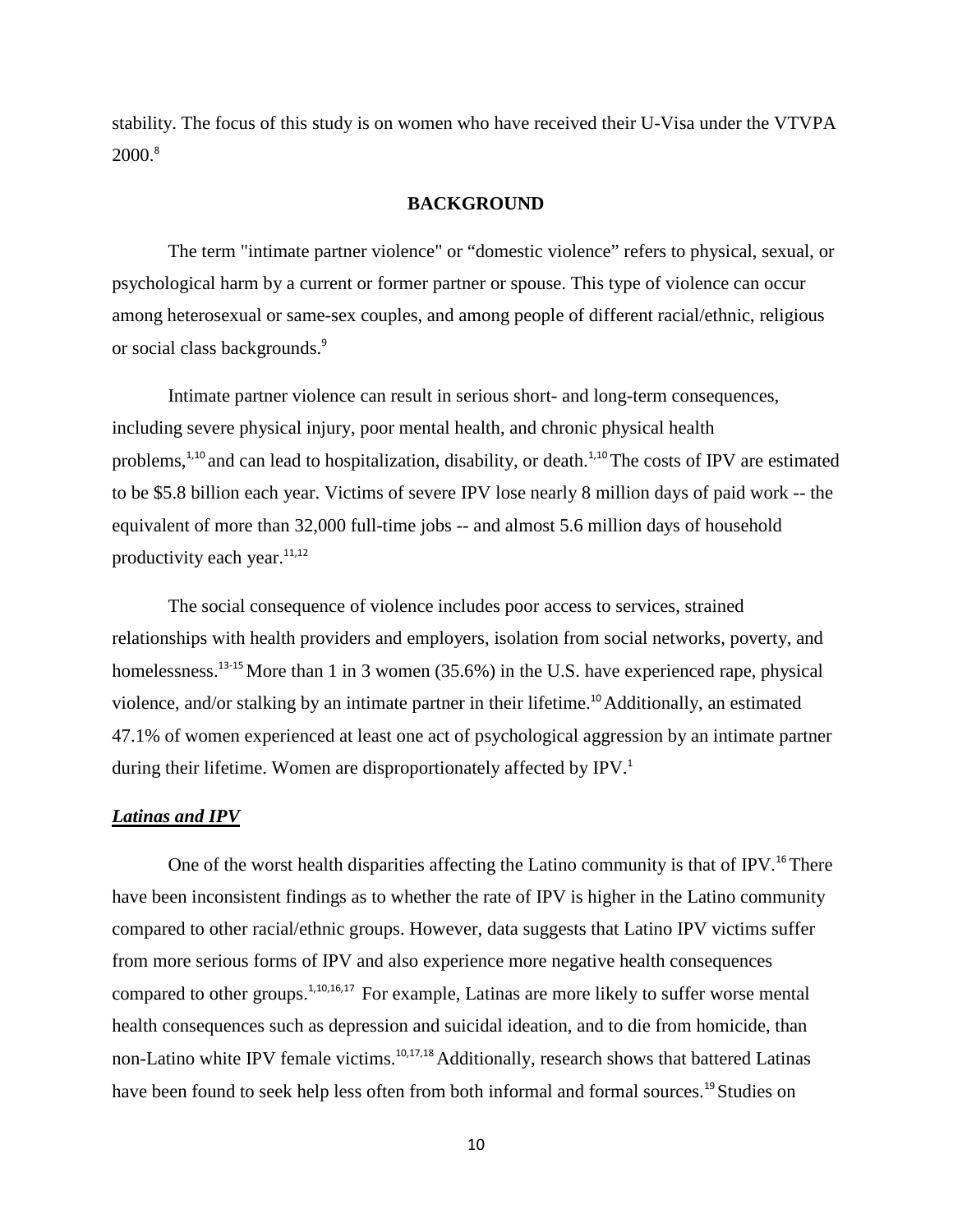stability. The focus of this study is on women who have received their U-Visa under the VTVPA 2000.[8]

## BACKGROUND

The term "intimate partner violence" or "domestic violence" refers to physical, sexual, or psychological harm by a current or former partner or spouse. This type of violence can occur among heterosexual or same-sex couples, and among people of different racial/ethnic, religious or social class backgrounds.[9]

Intimate partner violence can result in serious short- and long-term consequences, including severe physical injury, poor mental health, and chronic physical health problems,[1,10] and can lead to hospitalization, disability, or death.[1,10] The costs of IPV are estimated to be $5.8 billion each year. Victims of severe IPV lose nearly 8 million days of paid work -- the equivalent of more than 32,000 full-time jobs -- and almost 5.6 million days of household productivity each year.[11,12]

The social consequence of violence includes poor access to services, strained relationships with health providers and employers, isolation from social networks, poverty, and homelessness.[13-15] More than 1 in 3 women (35.6%) in the U.S. have experienced rape, physical violence, and/or stalking by an intimate partner in their lifetime.[10] Additionally, an estimated 47.1% of women experienced at least one act of psychological aggression by an intimate partner during their lifetime. Women are disproportionately affected by IPV.[1]

### ***Latinas and IPV***

One of the worst health disparities affecting the Latino community is that of IPV.[16] There have been inconsistent findings as to whether the rate of IPV is higher in the Latino community compared to other racial/ethnic groups. However, data suggests that Latino IPV victims suffer from more serious forms of IPV and also experience more negative health consequences compared to other groups.[1,10,16,17] For example, Latinas are more likely to suffer worse mental health consequences such as depression and suicidal ideation, and to die from homicide, than non-Latino white IPV female victims.[10,17,18] Additionally, research shows that battered Latinas have been found to seek help less often from both informal and formal sources.[19] Studies on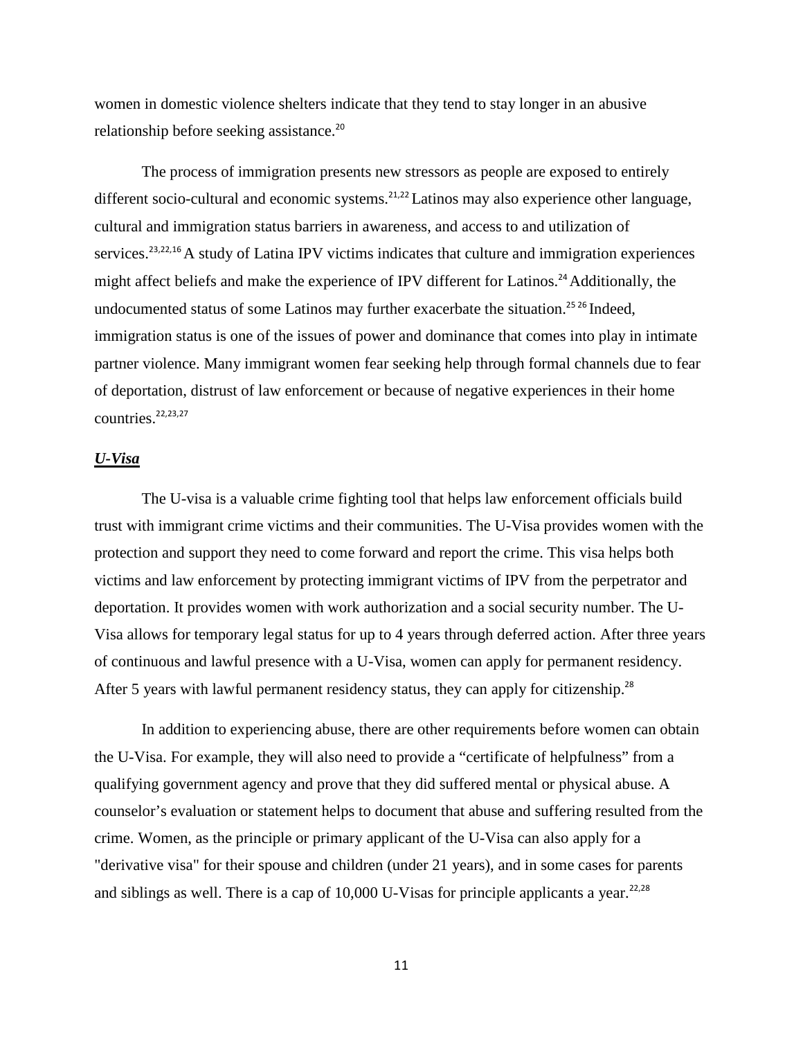women in domestic violence shelters indicate that they tend to stay longer in an abusive relationship before seeking assistance.[20]

The process of immigration presents new stressors as people are exposed to entirely different socio-cultural and economic systems.[21,22] Latinos may also experience other language, cultural and immigration status barriers in awareness, and access to and utilization of services.[23,22,16] A study of Latina IPV victims indicates that culture and immigration experiences might affect beliefs and make the experience of IPV different for Latinos.[24] Additionally, the undocumented status of some Latinos may further exacerbate the situation.[25 26] Indeed, immigration status is one of the issues of power and dominance that comes into play in intimate partner violence. Many immigrant women fear seeking help through formal channels due to fear of deportation, distrust of law enforcement or because of negative experiences in their home countries.[22,23,27]

### ***U-Visa***

The U-visa is a valuable crime fighting tool that helps law enforcement officials build trust with immigrant crime victims and their communities. The U-Visa provides women with the protection and support they need to come forward and report the crime. This visa helps both victims and law enforcement by protecting immigrant victims of IPV from the perpetrator and deportation. It provides women with work authorization and a social security number. The U-Visa allows for temporary legal status for up to 4 years through deferred action. After three years of continuous and lawful presence with a U-Visa, women can apply for permanent residency. After 5 years with lawful permanent residency status, they can apply for citizenship.[28]

In addition to experiencing abuse, there are other requirements before women can obtain the U-Visa. For example, they will also need to provide a "certificate of helpfulness" from a qualifying government agency and prove that they did suffered mental or physical abuse. A counselor's evaluation or statement helps to document that abuse and suffering resulted from the crime. Women, as the principle or primary applicant of the U-Visa can also apply for a "derivative visa" for their spouse and children (under 21 years), and in some cases for parents and siblings as well. There is a cap of 10,000 U-Visas for principle applicants a year.[22,28]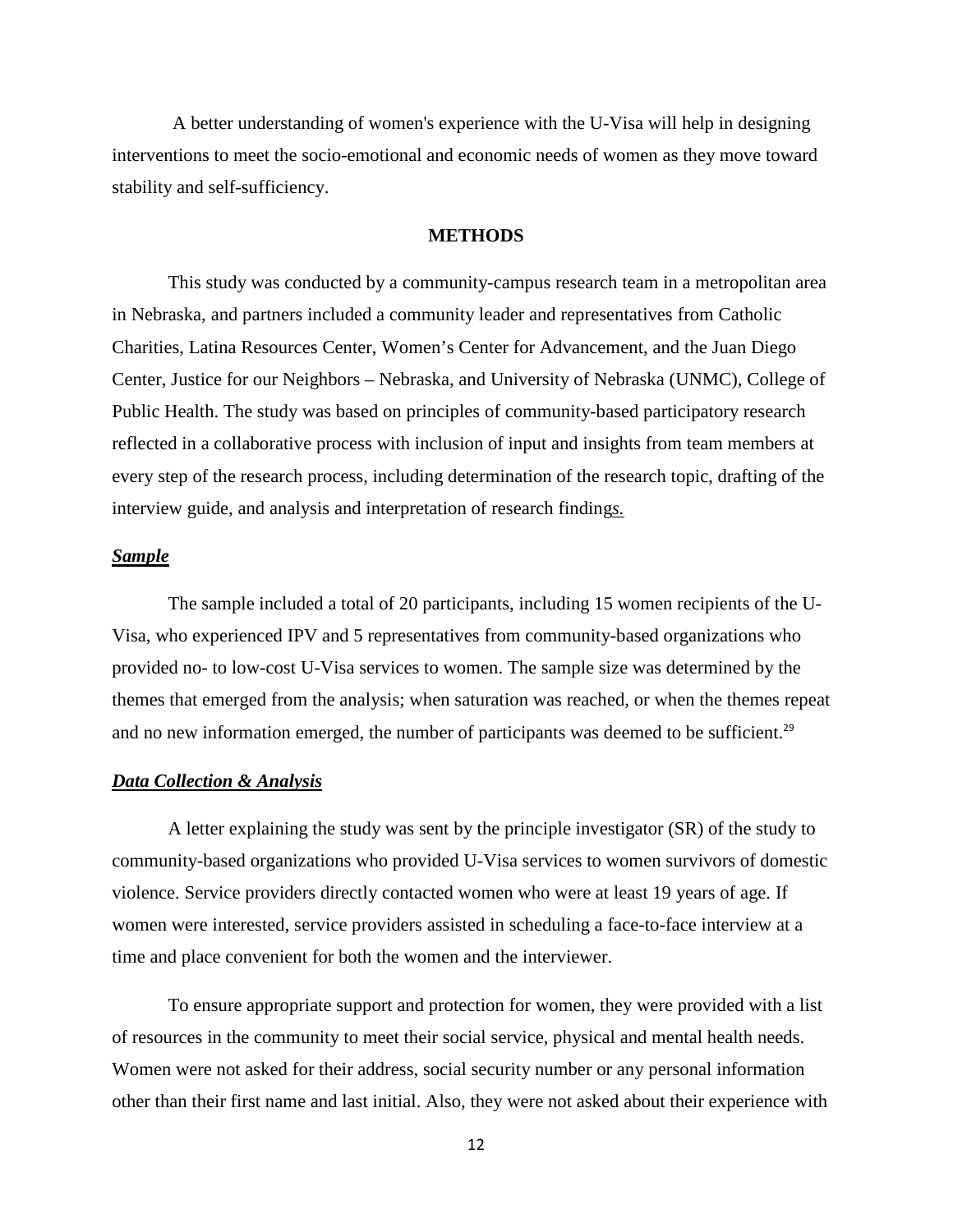A better understanding of women's experience with the U-Visa will help in designing interventions to meet the socio-emotional and economic needs of women as they move toward stability and self-sufficiency.

## METHODS

This study was conducted by a community-campus research team in a metropolitan area in Nebraska, and partners included a community leader and representatives from Catholic Charities, Latina Resources Center, Women's Center for Advancement, and the Juan Diego Center, Justice for our Neighbors – Nebraska, and University of Nebraska (UNMC), College of Public Health. The study was based on principles of community-based participatory research reflected in a collaborative process with inclusion of input and insights from team members at every step of the research process, including determination of the research topic, drafting of the interview guide, and analysis and interpretation of research findings.

### ***Sample***

The sample included a total of 20 participants, including 15 women recipients of the U-Visa, who experienced IPV and 5 representatives from community-based organizations who provided no- to low-cost U-Visa services to women. The sample size was determined by the themes that emerged from the analysis; when saturation was reached, or when the themes repeat and no new information emerged, the number of participants was deemed to be sufficient.[29]

### ***Data Collection & Analysis***

A letter explaining the study was sent by the principle investigator (SR) of the study to community-based organizations who provided U-Visa services to women survivors of domestic violence. Service providers directly contacted women who were at least 19 years of age. If women were interested, service providers assisted in scheduling a face-to-face interview at a time and place convenient for both the women and the interviewer.

To ensure appropriate support and protection for women, they were provided with a list of resources in the community to meet their social service, physical and mental health needs. Women were not asked for their address, social security number or any personal information other than their first name and last initial. Also, they were not asked about their experience with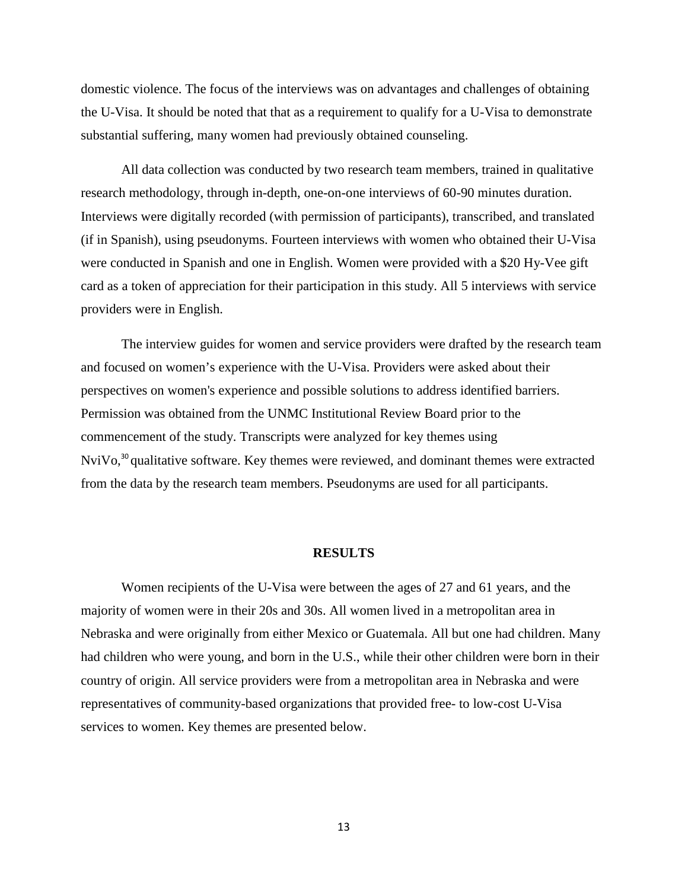domestic violence. The focus of the interviews was on advantages and challenges of obtaining the U-Visa. It should be noted that that as a requirement to qualify for a U-Visa to demonstrate substantial suffering, many women had previously obtained counseling.

All data collection was conducted by two research team members, trained in qualitative research methodology, through in-depth, one-on-one interviews of 60-90 minutes duration. Interviews were digitally recorded (with permission of participants), transcribed, and translated (if in Spanish), using pseudonyms. Fourteen interviews with women who obtained their U-Visa were conducted in Spanish and one in English. Women were provided with a $20 Hy-Vee gift card as a token of appreciation for their participation in this study. All 5 interviews with service providers were in English.

The interview guides for women and service providers were drafted by the research team and focused on women's experience with the U-Visa. Providers were asked about their perspectives on women's experience and possible solutions to address identified barriers. Permission was obtained from the UNMC Institutional Review Board prior to the commencement of the study. Transcripts were analyzed for key themes using NviVo,[30] qualitative software. Key themes were reviewed, and dominant themes were extracted from the data by the research team members. Pseudonyms are used for all participants.

## RESULTS

Women recipients of the U-Visa were between the ages of 27 and 61 years, and the majority of women were in their 20s and 30s. All women lived in a metropolitan area in Nebraska and were originally from either Mexico or Guatemala. All but one had children. Many had children who were young, and born in the U.S., while their other children were born in their country of origin. All service providers were from a metropolitan area in Nebraska and were representatives of community-based organizations that provided free- to low-cost U-Visa services to women. Key themes are presented below.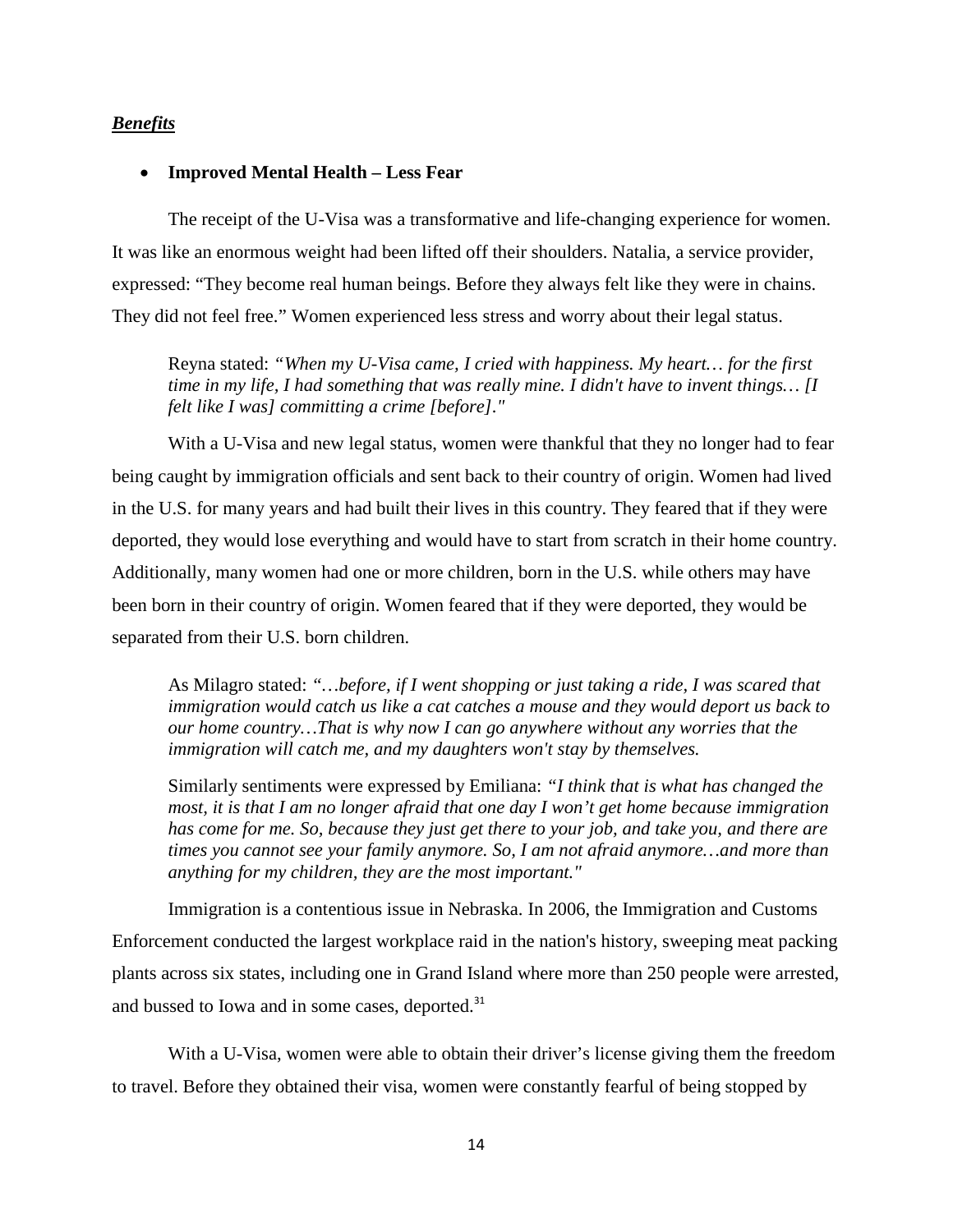***Benefits***

- **Improved Mental Health – Less Fear**

The receipt of the U-Visa was a transformative and life-changing experience for women. It was like an enormous weight had been lifted off their shoulders. Natalia, a service provider, expressed: "They become real human beings. Before they always felt like they were in chains. They did not feel free." Women experienced less stress and worry about their legal status.

> Reyna stated: *"When my U-Visa came, I cried with happiness. My heart… for the first time in my life, I had something that was really mine. I didn't have to invent things… [I felt like I was] committing a crime [before]."*

With a U-Visa and new legal status, women were thankful that they no longer had to fear being caught by immigration officials and sent back to their country of origin. Women had lived in the U.S. for many years and had built their lives in this country. They feared that if they were deported, they would lose everything and would have to start from scratch in their home country. Additionally, many women had one or more children, born in the U.S. while others may have been born in their country of origin. Women feared that if they were deported, they would be separated from their U.S. born children.

> As Milagro stated: *"…before, if I went shopping or just taking a ride, I was scared that immigration would catch us like a cat catches a mouse and they would deport us back to our home country…That is why now I can go anywhere without any worries that the immigration will catch me, and my daughters won't stay by themselves.*
>
> Similarly sentiments were expressed by Emiliana: *"I think that is what has changed the most, it is that I am no longer afraid that one day I won't get home because immigration has come for me. So, because they just get there to your job, and take you, and there are times you cannot see your family anymore. So, I am not afraid anymore…and more than anything for my children, they are the most important."*

Immigration is a contentious issue in Nebraska. In 2006, the Immigration and Customs Enforcement conducted the largest workplace raid in the nation's history, sweeping meat packing plants across six states, including one in Grand Island where more than 250 people were arrested, and bussed to Iowa and in some cases, deported.[31]

With a U-Visa, women were able to obtain their driver's license giving them the freedom to travel. Before they obtained their visa, women were constantly fearful of being stopped by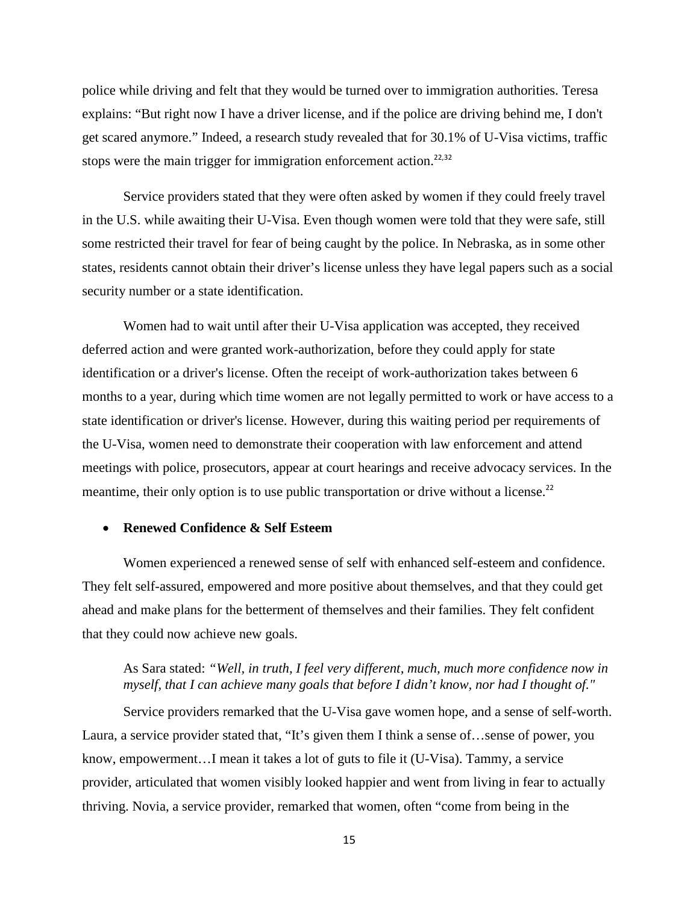police while driving and felt that they would be turned over to immigration authorities. Teresa explains: "But right now I have a driver license, and if the police are driving behind me, I don't get scared anymore." Indeed, a research study revealed that for 30.1% of U-Visa victims, traffic stops were the main trigger for immigration enforcement action.[22,32]

Service providers stated that they were often asked by women if they could freely travel in the U.S. while awaiting their U-Visa. Even though women were told that they were safe, still some restricted their travel for fear of being caught by the police. In Nebraska, as in some other states, residents cannot obtain their driver's license unless they have legal papers such as a social security number or a state identification.

Women had to wait until after their U-Visa application was accepted, they received deferred action and were granted work-authorization, before they could apply for state identification or a driver's license. Often the receipt of work-authorization takes between 6 months to a year, during which time women are not legally permitted to work or have access to a state identification or driver's license. However, during this waiting period per requirements of the U-Visa, women need to demonstrate their cooperation with law enforcement and attend meetings with police, prosecutors, appear at court hearings and receive advocacy services. In the meantime, their only option is to use public transportation or drive without a license.[22]

- **Renewed Confidence & Self Esteem**

Women experienced a renewed sense of self with enhanced self-esteem and confidence. They felt self-assured, empowered and more positive about themselves, and that they could get ahead and make plans for the betterment of themselves and their families. They felt confident that they could now achieve new goals.

> As Sara stated: *"Well, in truth, I feel very different, much, much more confidence now in myself, that I can achieve many goals that before I didn't know, nor had I thought of."*

Service providers remarked that the U-Visa gave women hope, and a sense of self-worth. Laura, a service provider stated that, "It's given them I think a sense of…sense of power, you know, empowerment…I mean it takes a lot of guts to file it (U-Visa). Tammy, a service provider, articulated that women visibly looked happier and went from living in fear to actually thriving. Novia, a service provider, remarked that women, often "come from being in the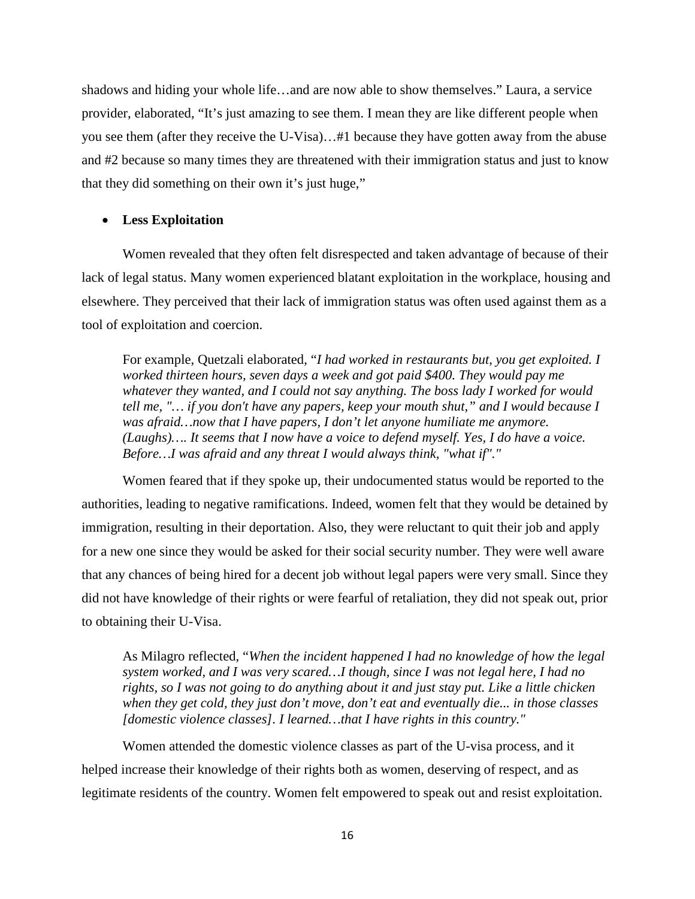shadows and hiding your whole life…and are now able to show themselves." Laura, a service provider, elaborated, "It's just amazing to see them. I mean they are like different people when you see them (after they receive the U-Visa)…#1 because they have gotten away from the abuse and #2 because so many times they are threatened with their immigration status and just to know that they did something on their own it's just huge,"

- **Less Exploitation**

Women revealed that they often felt disrespected and taken advantage of because of their lack of legal status. Many women experienced blatant exploitation in the workplace, housing and elsewhere. They perceived that their lack of immigration status was often used against them as a tool of exploitation and coercion.

> For example, Quetzali elaborated, "*I had worked in restaurants but, you get exploited. I worked thirteen hours, seven days a week and got paid $400. They would pay me whatever they wanted, and I could not say anything. The boss lady I worked for would tell me, "… if you don't have any papers, keep your mouth shut," and I would because I was afraid…now that I have papers, I don't let anyone humiliate me anymore. (Laughs)…. It seems that I now have a voice to defend myself. Yes, I do have a voice. Before…I was afraid and any threat I would always think, "what if"."*

Women feared that if they spoke up, their undocumented status would be reported to the authorities, leading to negative ramifications. Indeed, women felt that they would be detained by immigration, resulting in their deportation. Also, they were reluctant to quit their job and apply for a new one since they would be asked for their social security number. They were well aware that any chances of being hired for a decent job without legal papers were very small. Since they did not have knowledge of their rights or were fearful of retaliation, they did not speak out, prior to obtaining their U-Visa.

> As Milagro reflected, "*When the incident happened I had no knowledge of how the legal system worked, and I was very scared…I though, since I was not legal here, I had no rights, so I was not going to do anything about it and just stay put. Like a little chicken when they get cold, they just don't move, don't eat and eventually die... in those classes [domestic violence classes]. I learned…that I have rights in this country."*

Women attended the domestic violence classes as part of the U-visa process, and it helped increase their knowledge of their rights both as women, deserving of respect, and as legitimate residents of the country. Women felt empowered to speak out and resist exploitation.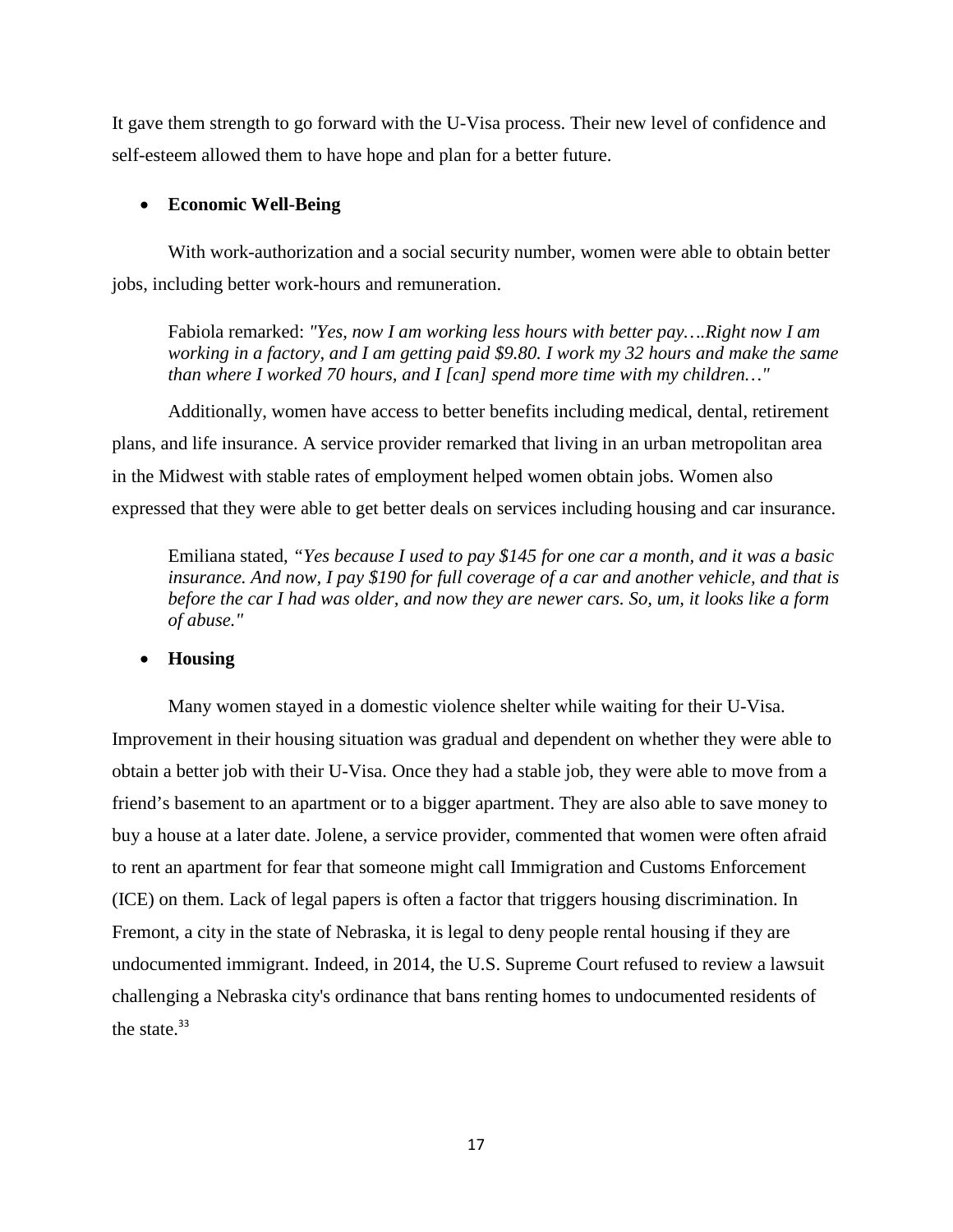It gave them strength to go forward with the U-Visa process. Their new level of confidence and self-esteem allowed them to have hope and plan for a better future.

- **Economic Well-Being**

With work-authorization and a social security number, women were able to obtain better jobs, including better work-hours and remuneration.

> Fabiola remarked: *"Yes, now I am working less hours with better pay….Right now I am working in a factory, and I am getting paid $9.80. I work my 32 hours and make the same than where I worked 70 hours, and I [can] spend more time with my children…"*

Additionally, women have access to better benefits including medical, dental, retirement plans, and life insurance. A service provider remarked that living in an urban metropolitan area in the Midwest with stable rates of employment helped women obtain jobs. Women also expressed that they were able to get better deals on services including housing and car insurance.

> Emiliana stated, *"Yes because I used to pay $145 for one car a month, and it was a basic insurance. And now, I pay $190 for full coverage of a car and another vehicle, and that is before the car I had was older, and now they are newer cars. So, um, it looks like a form of abuse."*

- **Housing**

Many women stayed in a domestic violence shelter while waiting for their U-Visa. Improvement in their housing situation was gradual and dependent on whether they were able to obtain a better job with their U-Visa. Once they had a stable job, they were able to move from a friend's basement to an apartment or to a bigger apartment. They are also able to save money to buy a house at a later date. Jolene, a service provider, commented that women were often afraid to rent an apartment for fear that someone might call Immigration and Customs Enforcement (ICE) on them. Lack of legal papers is often a factor that triggers housing discrimination. In Fremont, a city in the state of Nebraska, it is legal to deny people rental housing if they are undocumented immigrant. Indeed, in 2014, the U.S. Supreme Court refused to review a lawsuit challenging a Nebraska city's ordinance that bans renting homes to undocumented residents of the state.[33]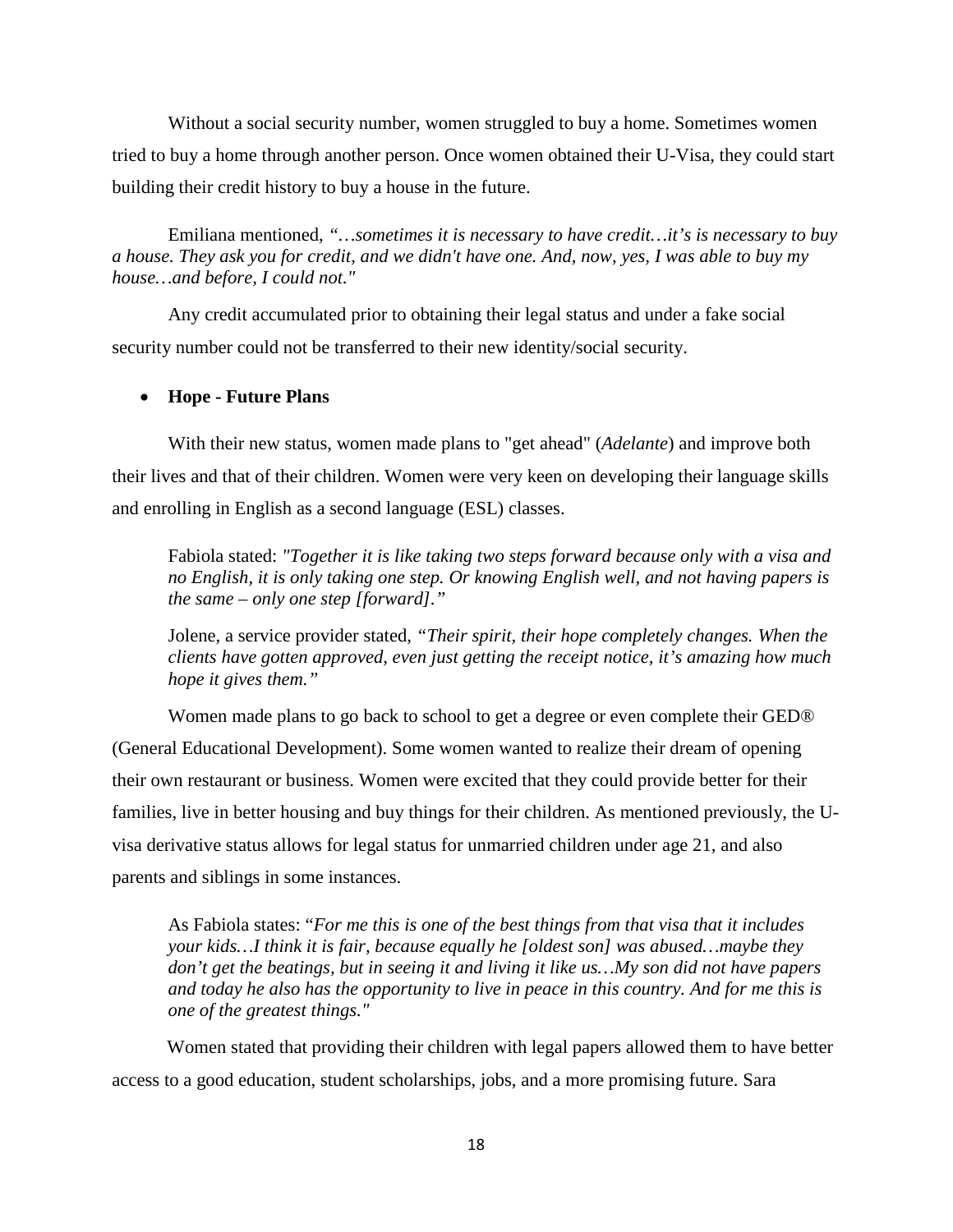Without a social security number, women struggled to buy a home. Sometimes women tried to buy a home through another person. Once women obtained their U-Visa, they could start building their credit history to buy a house in the future.

Emiliana mentioned, *"…sometimes it is necessary to have credit…it's is necessary to buy a house. They ask you for credit, and we didn't have one. And, now, yes, I was able to buy my house…and before, I could not."*

Any credit accumulated prior to obtaining their legal status and under a fake social security number could not be transferred to their new identity/social security.

- **Hope - Future Plans**

With their new status, women made plans to "get ahead" (*Adelante*) and improve both their lives and that of their children. Women were very keen on developing their language skills and enrolling in English as a second language (ESL) classes.

> Fabiola stated: *"Together it is like taking two steps forward because only with a visa and no English, it is only taking one step. Or knowing English well, and not having papers is the same – only one step [forward]."*
>
> Jolene, a service provider stated, *"Their spirit, their hope completely changes. When the clients have gotten approved, even just getting the receipt notice, it's amazing how much hope it gives them."*

Women made plans to go back to school to get a degree or even complete their GED® (General Educational Development). Some women wanted to realize their dream of opening their own restaurant or business. Women were excited that they could provide better for their families, live in better housing and buy things for their children. As mentioned previously, the U-visa derivative status allows for legal status for unmarried children under age 21, and also parents and siblings in some instances.

> As Fabiola states: "*For me this is one of the best things from that visa that it includes your kids…I think it is fair, because equally he [oldest son] was abused…maybe they don't get the beatings, but in seeing it and living it like us…My son did not have papers and today he also has the opportunity to live in peace in this country. And for me this is one of the greatest things."*

Women stated that providing their children with legal papers allowed them to have better access to a good education, student scholarships, jobs, and a more promising future. Sara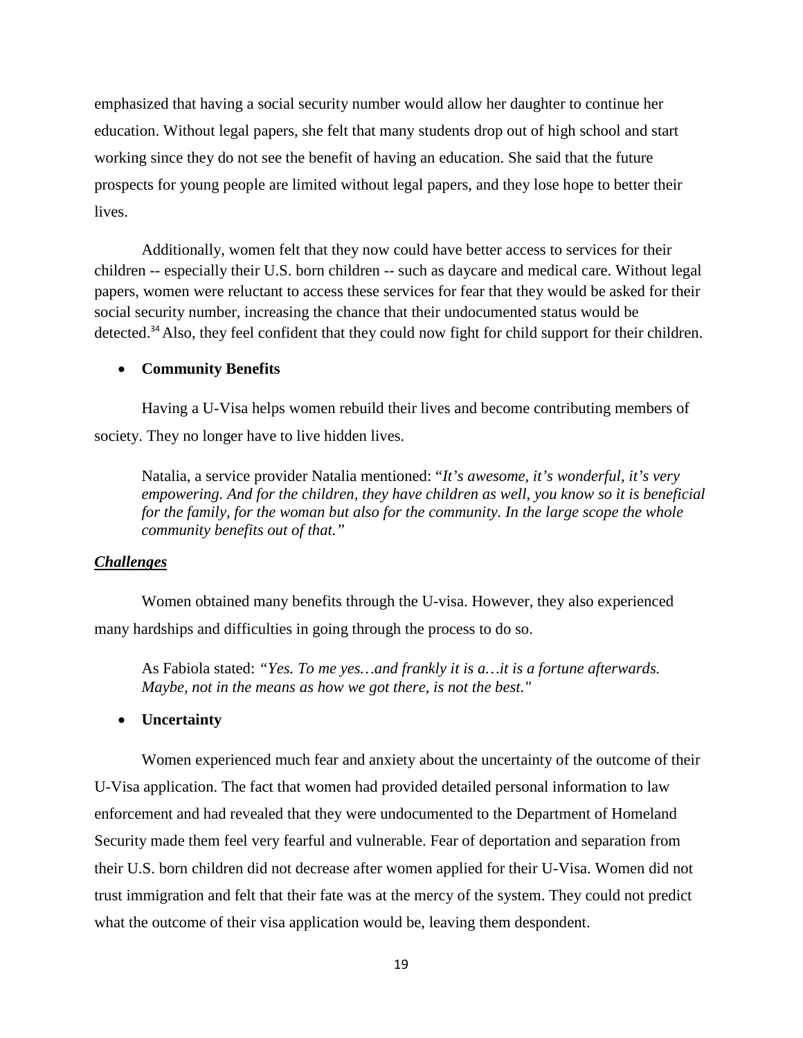emphasized that having a social security number would allow her daughter to continue her education. Without legal papers, she felt that many students drop out of high school and start working since they do not see the benefit of having an education. She said that the future prospects for young people are limited without legal papers, and they lose hope to better their lives.

Additionally, women felt that they now could have better access to services for their children -- especially their U.S. born children -- such as daycare and medical care. Without legal papers, women were reluctant to access these services for fear that they would be asked for their social security number, increasing the chance that their undocumented status would be detected.[34] Also, they feel confident that they could now fight for child support for their children.

- **Community Benefits**

Having a U-Visa helps women rebuild their lives and become contributing members of society. They no longer have to live hidden lives.

> Natalia, a service provider Natalia mentioned: "*It's awesome, it's wonderful, it's very empowering. And for the children, they have children as well, you know so it is beneficial for the family, for the woman but also for the community. In the large scope the whole community benefits out of that.*"

***Challenges***

Women obtained many benefits through the U-visa. However, they also experienced many hardships and difficulties in going through the process to do so.

> As Fabiola stated: *"Yes. To me yes…and frankly it is a…it is a fortune afterwards. Maybe, not in the means as how we got there, is not the best."*

- **Uncertainty**

Women experienced much fear and anxiety about the uncertainty of the outcome of their U-Visa application. The fact that women had provided detailed personal information to law enforcement and had revealed that they were undocumented to the Department of Homeland Security made them feel very fearful and vulnerable. Fear of deportation and separation from their U.S. born children did not decrease after women applied for their U-Visa. Women did not trust immigration and felt that their fate was at the mercy of the system. They could not predict what the outcome of their visa application would be, leaving them despondent.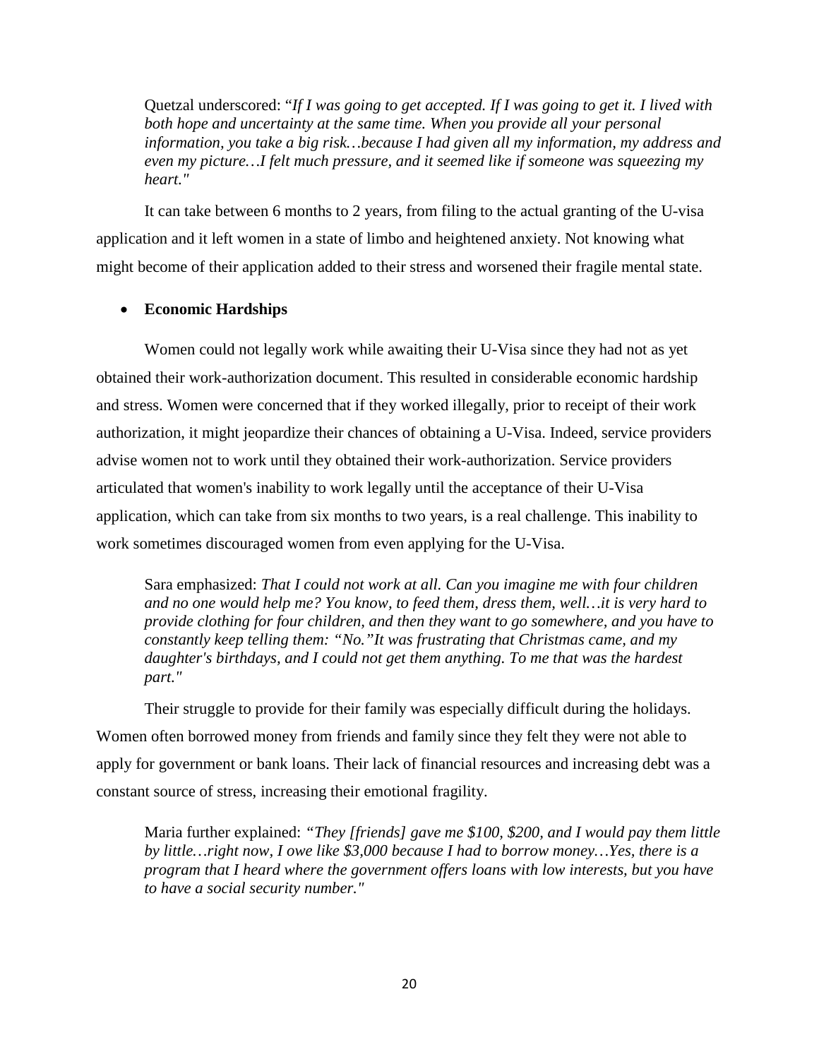> Quetzal underscored: "*If I was going to get accepted. If I was going to get it. I lived with both hope and uncertainty at the same time. When you provide all your personal information, you take a big risk…because I had given all my information, my address and even my picture…I felt much pressure, and it seemed like if someone was squeezing my heart."*

It can take between 6 months to 2 years, from filing to the actual granting of the U-visa application and it left women in a state of limbo and heightened anxiety. Not knowing what might become of their application added to their stress and worsened their fragile mental state.

- **Economic Hardships**

Women could not legally work while awaiting their U-Visa since they had not as yet obtained their work-authorization document. This resulted in considerable economic hardship and stress. Women were concerned that if they worked illegally, prior to receipt of their work authorization, it might jeopardize their chances of obtaining a U-Visa. Indeed, service providers advise women not to work until they obtained their work-authorization. Service providers articulated that women's inability to work legally until the acceptance of their U-Visa application, which can take from six months to two years, is a real challenge. This inability to work sometimes discouraged women from even applying for the U-Visa.

> Sara emphasized: *That I could not work at all. Can you imagine me with four children and no one would help me? You know, to feed them, dress them, well…it is very hard to provide clothing for four children, and then they want to go somewhere, and you have to constantly keep telling them: "No."It was frustrating that Christmas came, and my daughter's birthdays, and I could not get them anything. To me that was the hardest part."*

Their struggle to provide for their family was especially difficult during the holidays. Women often borrowed money from friends and family since they felt they were not able to apply for government or bank loans. Their lack of financial resources and increasing debt was a constant source of stress, increasing their emotional fragility.

> Maria further explained: *"They [friends] gave me $100, $200, and I would pay them little by little…right now, I owe like $3,000 because I had to borrow money…Yes, there is a program that I heard where the government offers loans with low interests, but you have to have a social security number."*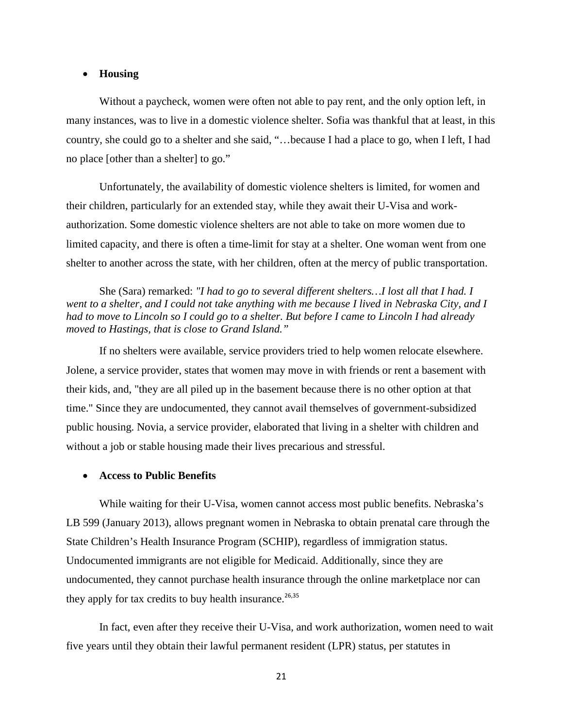- **Housing**

Without a paycheck, women were often not able to pay rent, and the only option left, in many instances, was to live in a domestic violence shelter. Sofia was thankful that at least, in this country, she could go to a shelter and she said, "…because I had a place to go, when I left, I had no place [other than a shelter] to go."

Unfortunately, the availability of domestic violence shelters is limited, for women and their children, particularly for an extended stay, while they await their U-Visa and work-authorization. Some domestic violence shelters are not able to take on more women due to limited capacity, and there is often a time-limit for stay at a shelter. One woman went from one shelter to another across the state, with her children, often at the mercy of public transportation.

She (Sara) remarked: *"I had to go to several different shelters…I lost all that I had. I went to a shelter, and I could not take anything with me because I lived in Nebraska City, and I had to move to Lincoln so I could go to a shelter. But before I came to Lincoln I had already moved to Hastings, that is close to Grand Island."*

If no shelters were available, service providers tried to help women relocate elsewhere. Jolene, a service provider, states that women may move in with friends or rent a basement with their kids, and, "they are all piled up in the basement because there is no other option at that time." Since they are undocumented, they cannot avail themselves of government-subsidized public housing. Novia, a service provider, elaborated that living in a shelter with children and without a job or stable housing made their lives precarious and stressful.

- **Access to Public Benefits**

While waiting for their U-Visa, women cannot access most public benefits. Nebraska's LB 599 (January 2013), allows pregnant women in Nebraska to obtain prenatal care through the State Children's Health Insurance Program (SCHIP), regardless of immigration status. Undocumented immigrants are not eligible for Medicaid. Additionally, since they are undocumented, they cannot purchase health insurance through the online marketplace nor can they apply for tax credits to buy health insurance.[26,35]

In fact, even after they receive their U-Visa, and work authorization, women need to wait five years until they obtain their lawful permanent resident (LPR) status, per statutes in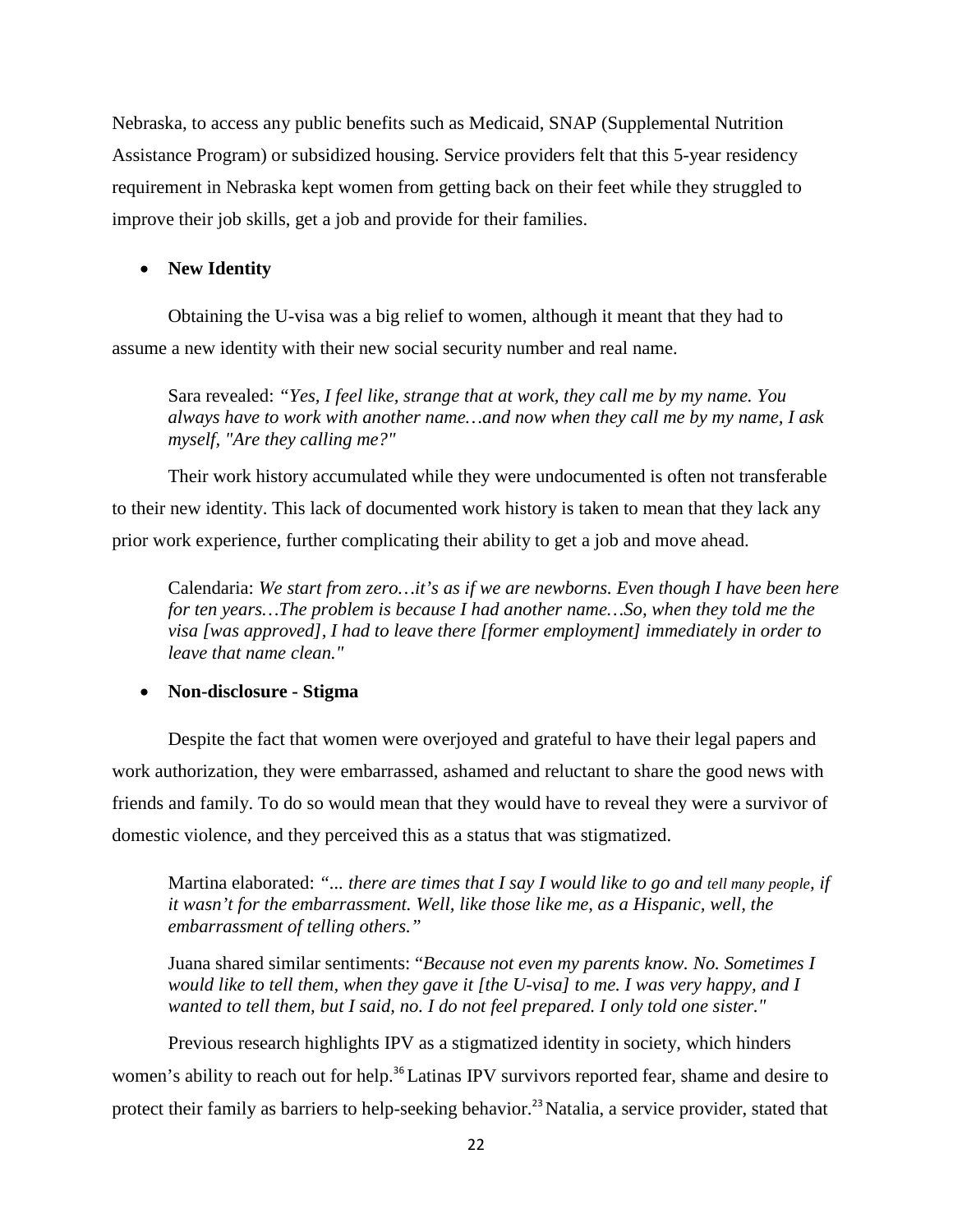Nebraska, to access any public benefits such as Medicaid, SNAP (Supplemental Nutrition Assistance Program) or subsidized housing. Service providers felt that this 5-year residency requirement in Nebraska kept women from getting back on their feet while they struggled to improve their job skills, get a job and provide for their families.

- **New Identity**

Obtaining the U-visa was a big relief to women, although it meant that they had to assume a new identity with their new social security number and real name.

> Sara revealed: *"Yes, I feel like, strange that at work, they call me by my name. You always have to work with another name…and now when they call me by my name, I ask myself, "Are they calling me?"*

Their work history accumulated while they were undocumented is often not transferable to their new identity. This lack of documented work history is taken to mean that they lack any prior work experience, further complicating their ability to get a job and move ahead.

> Calendaria: *We start from zero…it's as if we are newborns. Even though I have been here for ten years…The problem is because I had another name…So, when they told me the visa [was approved], I had to leave there [former employment] immediately in order to leave that name clean."*

- **Non-disclosure - Stigma**

Despite the fact that women were overjoyed and grateful to have their legal papers and work authorization, they were embarrassed, ashamed and reluctant to share the good news with friends and family. To do so would mean that they would have to reveal they were a survivor of domestic violence, and they perceived this as a status that was stigmatized.

> Martina elaborated: *"... there are times that I say I would like to go and tell many people, if it wasn't for the embarrassment. Well, like those like me, as a Hispanic, well, the embarrassment of telling others."*

> Juana shared similar sentiments: "*Because not even my parents know. No. Sometimes I would like to tell them, when they gave it [the U-visa] to me. I was very happy, and I wanted to tell them, but I said, no. I do not feel prepared. I only told one sister."*

Previous research highlights IPV as a stigmatized identity in society, which hinders women's ability to reach out for help.[36] Latinas IPV survivors reported fear, shame and desire to protect their family as barriers to help-seeking behavior.[23] Natalia, a service provider, stated that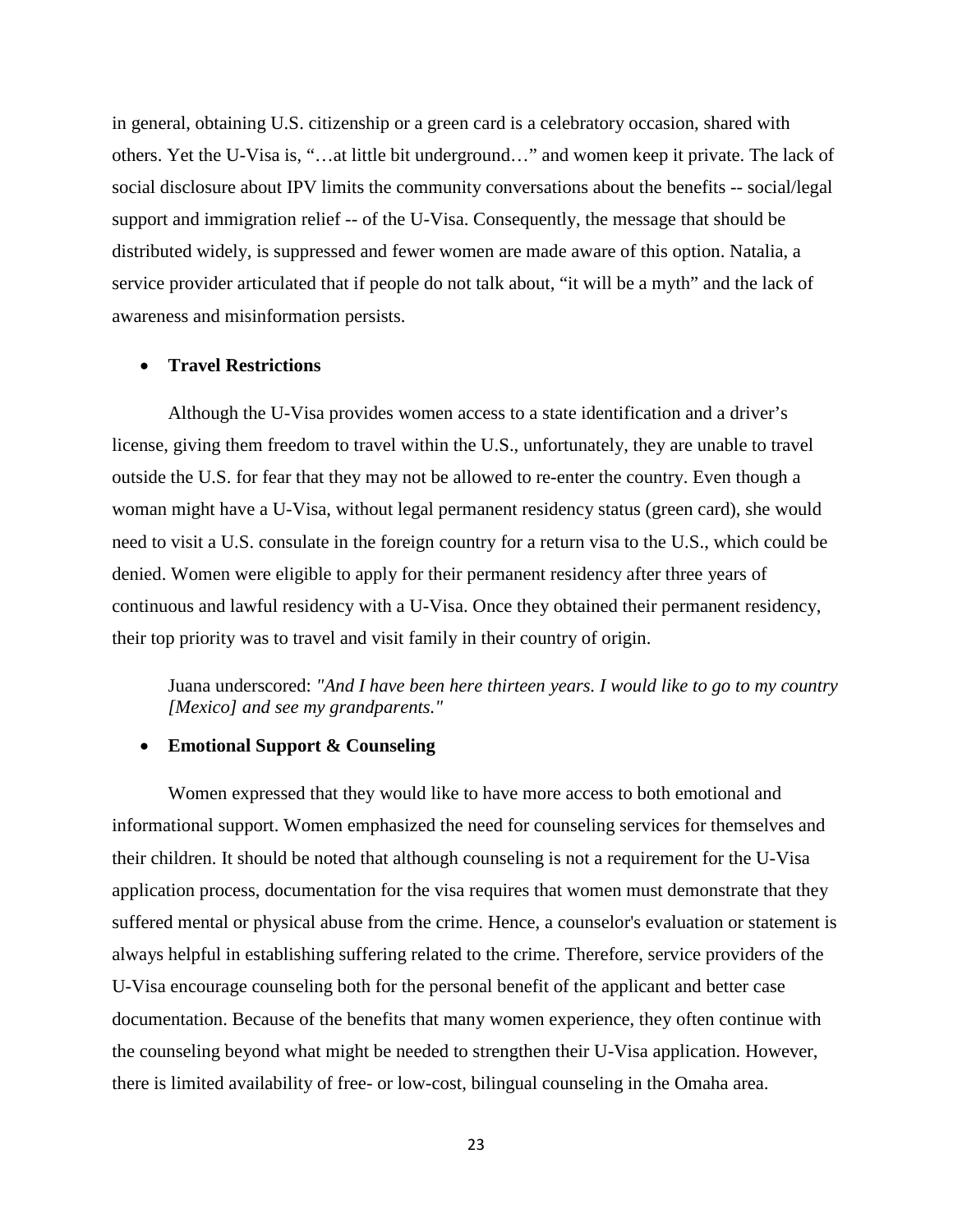in general, obtaining U.S. citizenship or a green card is a celebratory occasion, shared with others. Yet the U-Visa is, "…at little bit underground…" and women keep it private. The lack of social disclosure about IPV limits the community conversations about the benefits -- social/legal support and immigration relief -- of the U-Visa. Consequently, the message that should be distributed widely, is suppressed and fewer women are made aware of this option. Natalia, a service provider articulated that if people do not talk about, "it will be a myth" and the lack of awareness and misinformation persists.

- **Travel Restrictions**

Although the U-Visa provides women access to a state identification and a driver's license, giving them freedom to travel within the U.S., unfortunately, they are unable to travel outside the U.S. for fear that they may not be allowed to re-enter the country. Even though a woman might have a U-Visa, without legal permanent residency status (green card), she would need to visit a U.S. consulate in the foreign country for a return visa to the U.S., which could be denied. Women were eligible to apply for their permanent residency after three years of continuous and lawful residency with a U-Visa. Once they obtained their permanent residency, their top priority was to travel and visit family in their country of origin.

> Juana underscored: *"And I have been here thirteen years. I would like to go to my country [Mexico] and see my grandparents."*

- **Emotional Support & Counseling**

Women expressed that they would like to have more access to both emotional and informational support. Women emphasized the need for counseling services for themselves and their children. It should be noted that although counseling is not a requirement for the U-Visa application process, documentation for the visa requires that women must demonstrate that they suffered mental or physical abuse from the crime. Hence, a counselor's evaluation or statement is always helpful in establishing suffering related to the crime. Therefore, service providers of the U-Visa encourage counseling both for the personal benefit of the applicant and better case documentation. Because of the benefits that many women experience, they often continue with the counseling beyond what might be needed to strengthen their U-Visa application. However, there is limited availability of free- or low-cost, bilingual counseling in the Omaha area.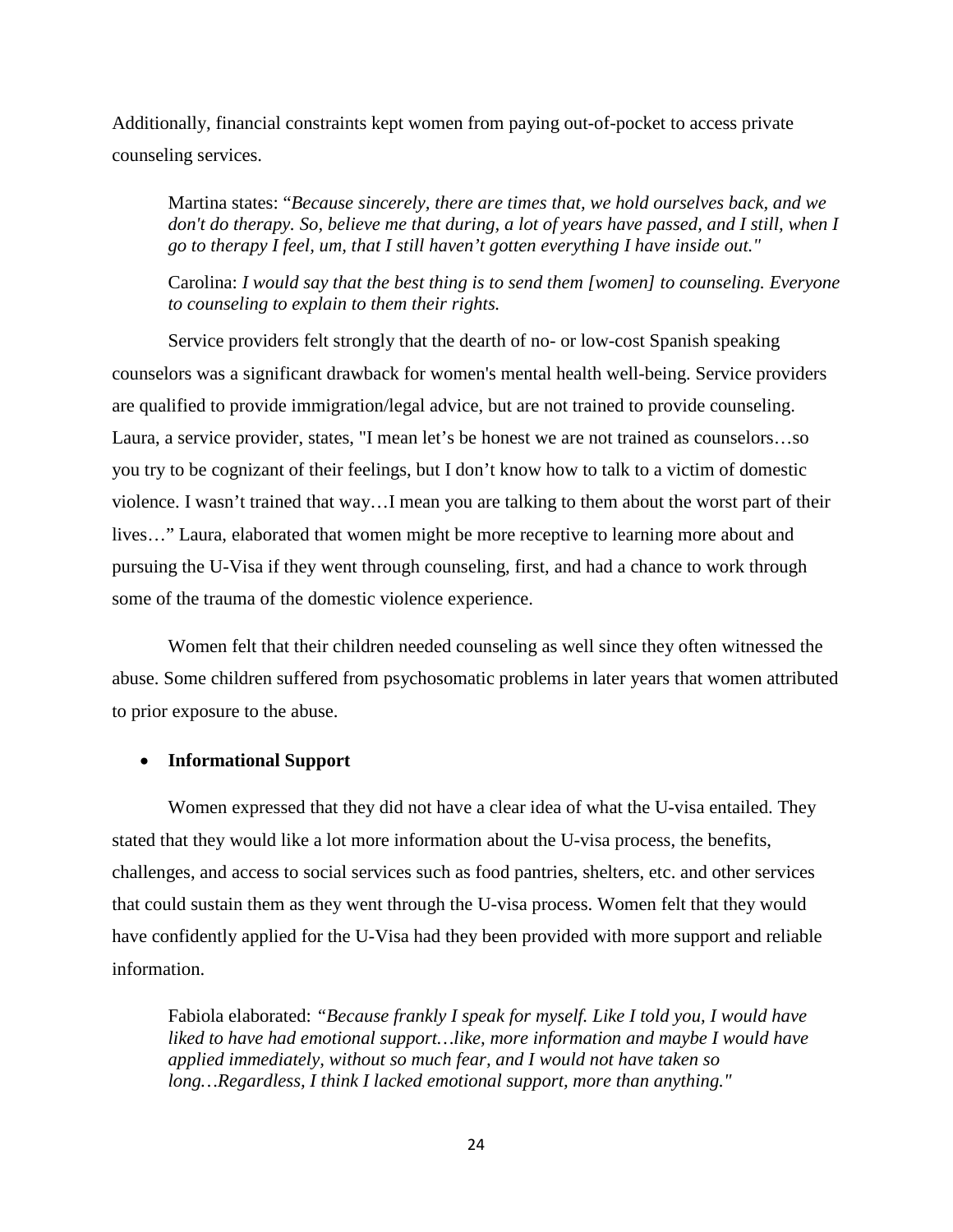Additionally, financial constraints kept women from paying out-of-pocket to access private counseling services.

> Martina states: "*Because sincerely, there are times that, we hold ourselves back, and we don't do therapy. So, believe me that during, a lot of years have passed, and I still, when I go to therapy I feel, um, that I still haven't gotten everything I have inside out."*
>
> Carolina: *I would say that the best thing is to send them [women] to counseling. Everyone to counseling to explain to them their rights.*

Service providers felt strongly that the dearth of no- or low-cost Spanish speaking counselors was a significant drawback for women's mental health well-being. Service providers are qualified to provide immigration/legal advice, but are not trained to provide counseling. Laura, a service provider, states, "I mean let's be honest we are not trained as counselors…so you try to be cognizant of their feelings, but I don't know how to talk to a victim of domestic violence. I wasn't trained that way…I mean you are talking to them about the worst part of their lives…" Laura, elaborated that women might be more receptive to learning more about and pursuing the U-Visa if they went through counseling, first, and had a chance to work through some of the trauma of the domestic violence experience.

Women felt that their children needed counseling as well since they often witnessed the abuse. Some children suffered from psychosomatic problems in later years that women attributed to prior exposure to the abuse.

- **Informational Support**

Women expressed that they did not have a clear idea of what the U-visa entailed. They stated that they would like a lot more information about the U-visa process, the benefits, challenges, and access to social services such as food pantries, shelters, etc. and other services that could sustain them as they went through the U-visa process. Women felt that they would have confidently applied for the U-Visa had they been provided with more support and reliable information.

> Fabiola elaborated: *"Because frankly I speak for myself. Like I told you, I would have liked to have had emotional support…like, more information and maybe I would have applied immediately, without so much fear, and I would not have taken so long…Regardless, I think I lacked emotional support, more than anything."*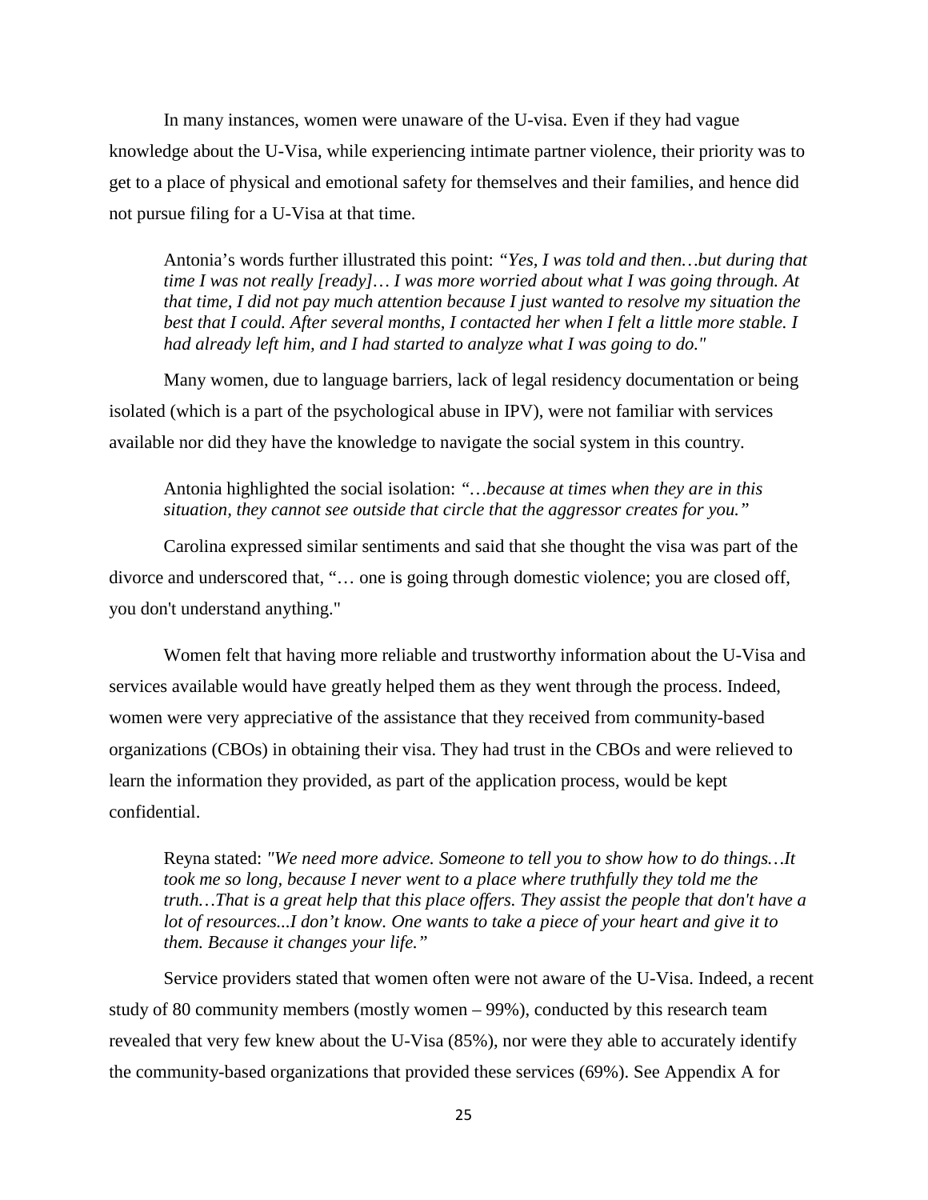In many instances, women were unaware of the U-visa. Even if they had vague knowledge about the U-Visa, while experiencing intimate partner violence, their priority was to get to a place of physical and emotional safety for themselves and their families, and hence did not pursue filing for a U-Visa at that time.

> Antonia's words further illustrated this point: *"Yes, I was told and then…but during that time I was not really [ready]… I was more worried about what I was going through. At that time, I did not pay much attention because I just wanted to resolve my situation the best that I could. After several months, I contacted her when I felt a little more stable. I had already left him, and I had started to analyze what I was going to do."*

Many women, due to language barriers, lack of legal residency documentation or being isolated (which is a part of the psychological abuse in IPV), were not familiar with services available nor did they have the knowledge to navigate the social system in this country.

> Antonia highlighted the social isolation: *"…because at times when they are in this situation, they cannot see outside that circle that the aggressor creates for you."*

Carolina expressed similar sentiments and said that she thought the visa was part of the divorce and underscored that, "… one is going through domestic violence; you are closed off, you don't understand anything."

Women felt that having more reliable and trustworthy information about the U-Visa and services available would have greatly helped them as they went through the process. Indeed, women were very appreciative of the assistance that they received from community-based organizations (CBOs) in obtaining their visa. They had trust in the CBOs and were relieved to learn the information they provided, as part of the application process, would be kept confidential.

> Reyna stated: *"We need more advice. Someone to tell you to show how to do things…It took me so long, because I never went to a place where truthfully they told me the truth…That is a great help that this place offers. They assist the people that don't have a lot of resources...I don't know. One wants to take a piece of your heart and give it to them. Because it changes your life."*

Service providers stated that women often were not aware of the U-Visa. Indeed, a recent study of 80 community members (mostly women – 99%), conducted by this research team revealed that very few knew about the U-Visa (85%), nor were they able to accurately identify the community-based organizations that provided these services (69%). See Appendix A for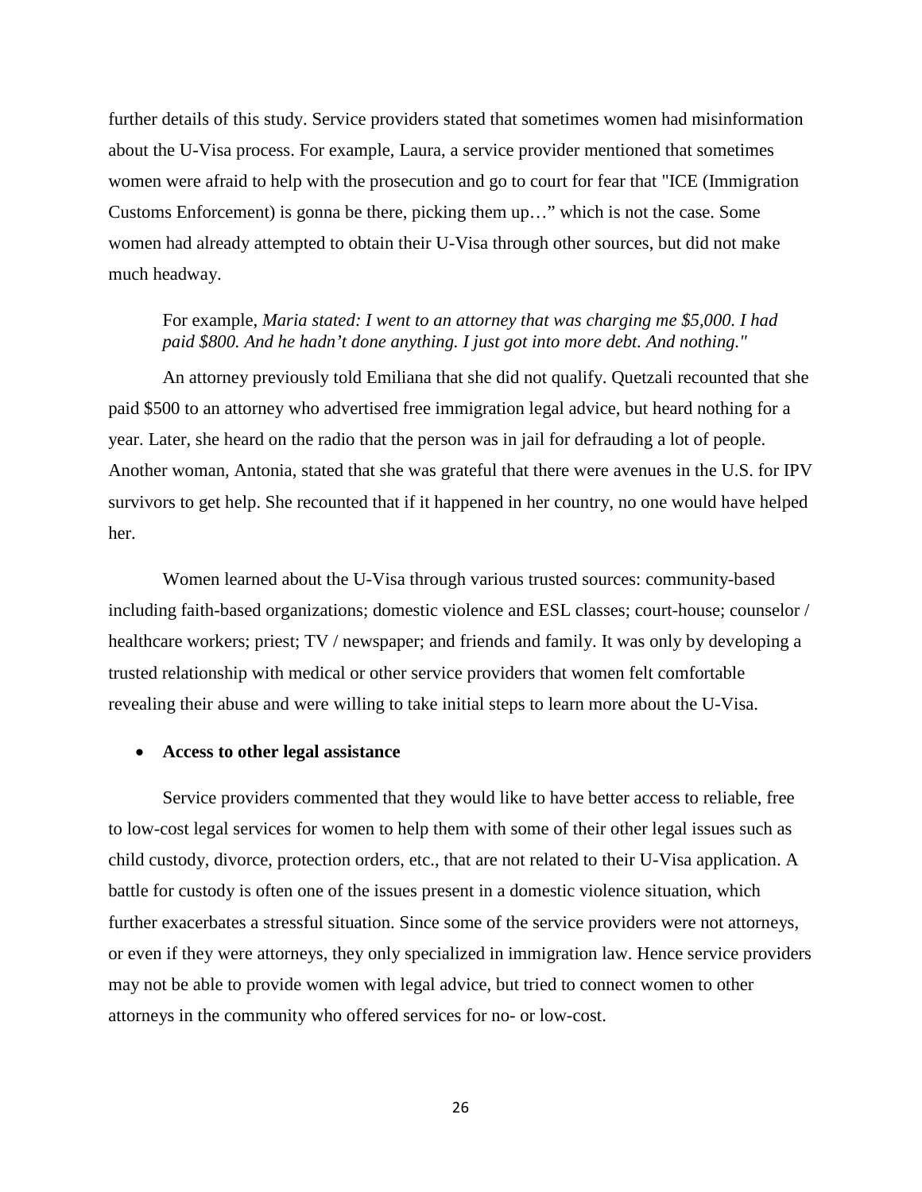further details of this study. Service providers stated that sometimes women had misinformation about the U-Visa process. For example, Laura, a service provider mentioned that sometimes women were afraid to help with the prosecution and go to court for fear that "ICE (Immigration Customs Enforcement) is gonna be there, picking them up…" which is not the case. Some women had already attempted to obtain their U-Visa through other sources, but did not make much headway.

> For example, *Maria stated: I went to an attorney that was charging me $5,000. I had paid $800. And he hadn't done anything. I just got into more debt. And nothing."*

An attorney previously told Emiliana that she did not qualify. Quetzali recounted that she paid $500 to an attorney who advertised free immigration legal advice, but heard nothing for a year. Later, she heard on the radio that the person was in jail for defrauding a lot of people. Another woman, Antonia, stated that she was grateful that there were avenues in the U.S. for IPV survivors to get help. She recounted that if it happened in her country, no one would have helped her.

Women learned about the U-Visa through various trusted sources: community-based including faith-based organizations; domestic violence and ESL classes; court-house; counselor / healthcare workers; priest; TV / newspaper; and friends and family. It was only by developing a trusted relationship with medical or other service providers that women felt comfortable revealing their abuse and were willing to take initial steps to learn more about the U-Visa.

- **Access to other legal assistance**

Service providers commented that they would like to have better access to reliable, free to low-cost legal services for women to help them with some of their other legal issues such as child custody, divorce, protection orders, etc., that are not related to their U-Visa application. A battle for custody is often one of the issues present in a domestic violence situation, which further exacerbates a stressful situation. Since some of the service providers were not attorneys, or even if they were attorneys, they only specialized in immigration law. Hence service providers may not be able to provide women with legal advice, but tried to connect women to other attorneys in the community who offered services for no- or low-cost.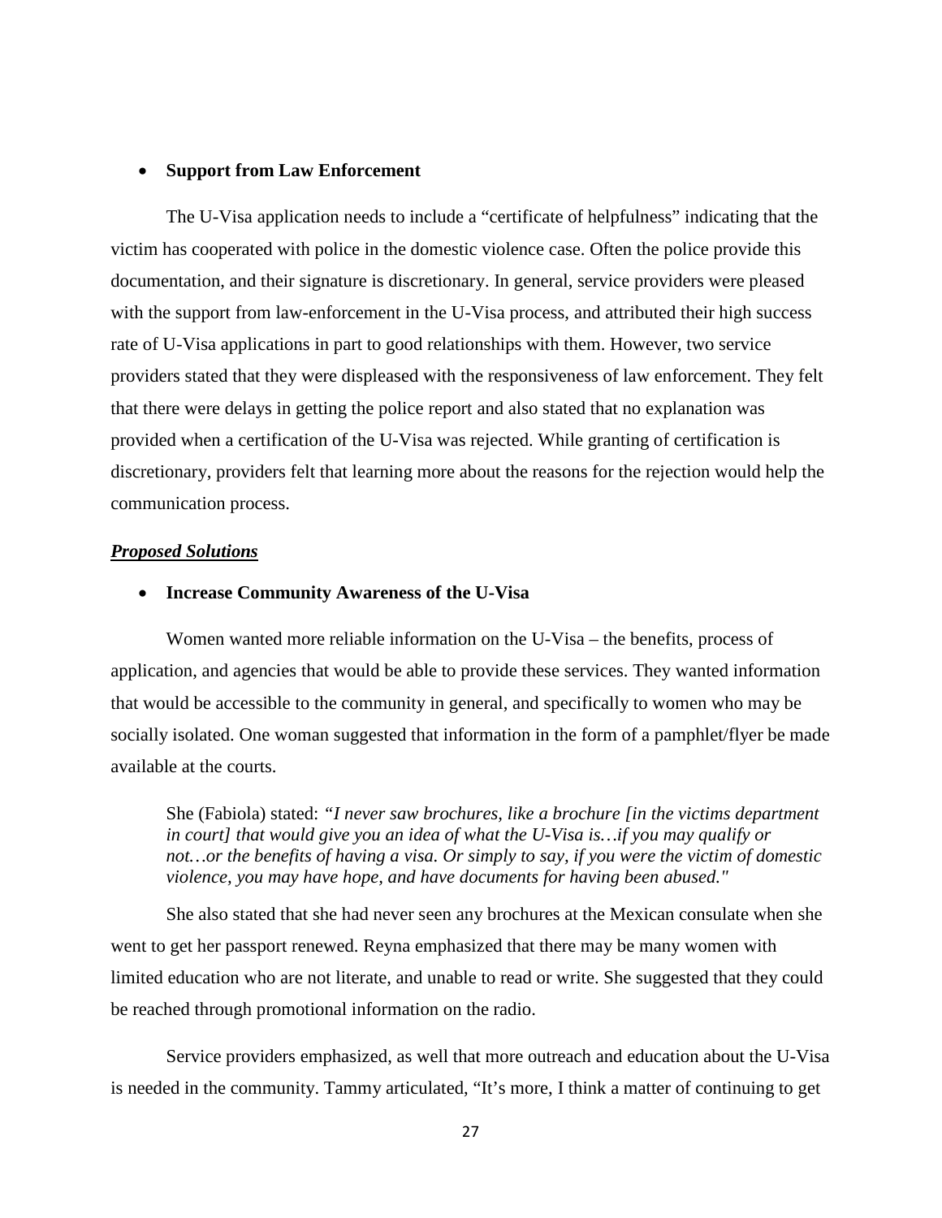- **Support from Law Enforcement**

The U-Visa application needs to include a "certificate of helpfulness" indicating that the victim has cooperated with police in the domestic violence case. Often the police provide this documentation, and their signature is discretionary. In general, service providers were pleased with the support from law-enforcement in the U-Visa process, and attributed their high success rate of U-Visa applications in part to good relationships with them. However, two service providers stated that they were displeased with the responsiveness of law enforcement. They felt that there were delays in getting the police report and also stated that no explanation was provided when a certification of the U-Visa was rejected. While granting of certification is discretionary, providers felt that learning more about the reasons for the rejection would help the communication process.

***<u>Proposed Solutions</u>***

- **Increase Community Awareness of the U-Visa**

Women wanted more reliable information on the U-Visa – the benefits, process of application, and agencies that would be able to provide these services. They wanted information that would be accessible to the community in general, and specifically to women who may be socially isolated. One woman suggested that information in the form of a pamphlet/flyer be made available at the courts.

> She (Fabiola) stated: *"I never saw brochures, like a brochure [in the victims department in court] that would give you an idea of what the U-Visa is…if you may qualify or not…or the benefits of having a visa. Or simply to say, if you were the victim of domestic violence, you may have hope, and have documents for having been abused."*

She also stated that she had never seen any brochures at the Mexican consulate when she went to get her passport renewed. Reyna emphasized that there may be many women with limited education who are not literate, and unable to read or write. She suggested that they could be reached through promotional information on the radio.

Service providers emphasized, as well that more outreach and education about the U-Visa is needed in the community. Tammy articulated, "It's more, I think a matter of continuing to get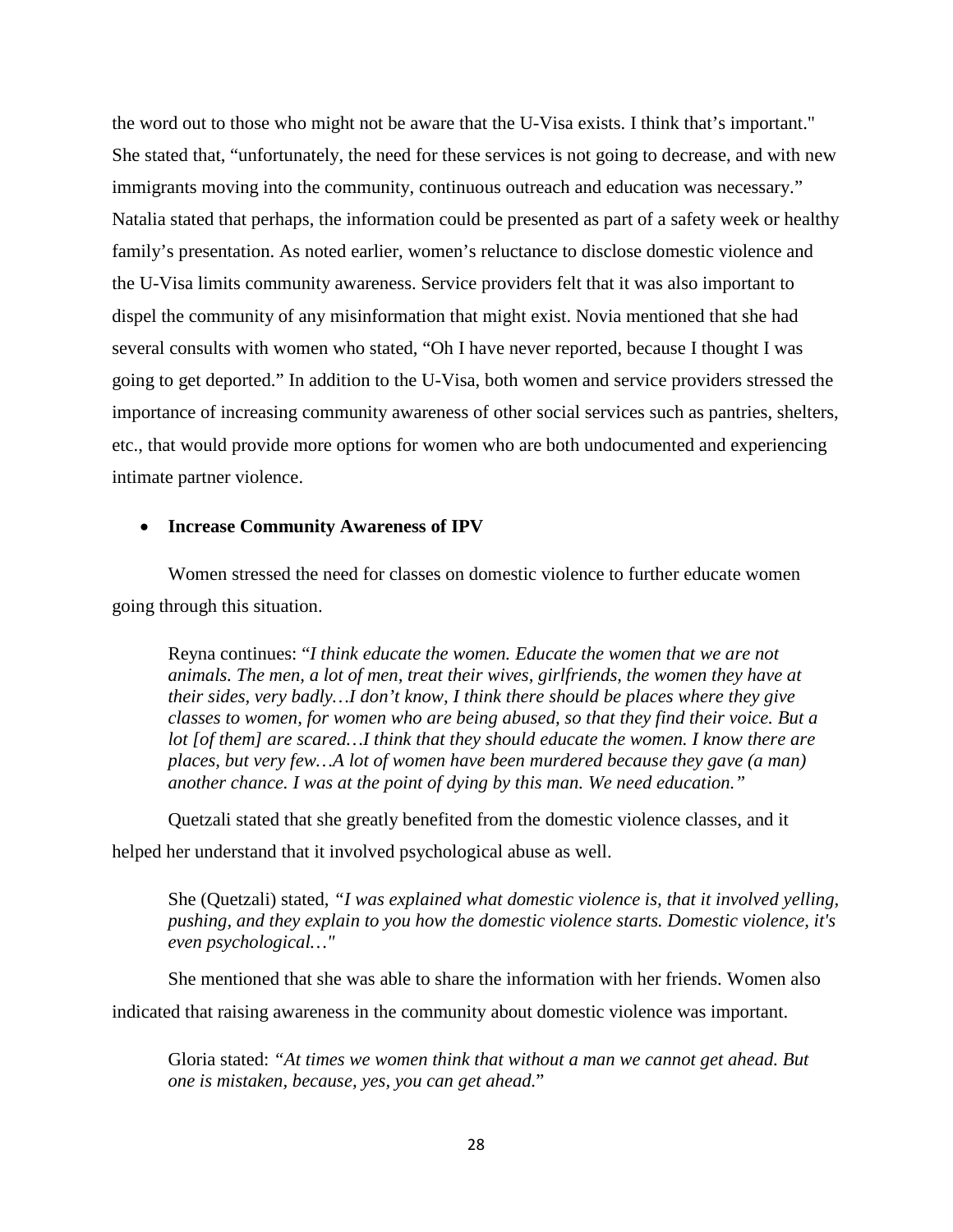the word out to those who might not be aware that the U-Visa exists. I think that's important." She stated that, "unfortunately, the need for these services is not going to decrease, and with new immigrants moving into the community, continuous outreach and education was necessary." Natalia stated that perhaps, the information could be presented as part of a safety week or healthy family's presentation. As noted earlier, women's reluctance to disclose domestic violence and the U-Visa limits community awareness. Service providers felt that it was also important to dispel the community of any misinformation that might exist. Novia mentioned that she had several consults with women who stated, "Oh I have never reported, because I thought I was going to get deported." In addition to the U-Visa, both women and service providers stressed the importance of increasing community awareness of other social services such as pantries, shelters, etc., that would provide more options for women who are both undocumented and experiencing intimate partner violence.

- **Increase Community Awareness of IPV**

Women stressed the need for classes on domestic violence to further educate women going through this situation.

> Reyna continues: "*I think educate the women. Educate the women that we are not animals. The men, a lot of men, treat their wives, girlfriends, the women they have at their sides, very badly…I don't know, I think there should be places where they give classes to women, for women who are being abused, so that they find their voice. But a lot [of them] are scared…I think that they should educate the women. I know there are places, but very few…A lot of women have been murdered because they gave (a man) another chance. I was at the point of dying by this man. We need education."*

Quetzali stated that she greatly benefited from the domestic violence classes, and it helped her understand that it involved psychological abuse as well.

> She (Quetzali) stated, *"I was explained what domestic violence is, that it involved yelling, pushing, and they explain to you how the domestic violence starts. Domestic violence, it's even psychological…"*

She mentioned that she was able to share the information with her friends. Women also indicated that raising awareness in the community about domestic violence was important.

> Gloria stated: *"At times we women think that without a man we cannot get ahead. But one is mistaken, because, yes, you can get ahead.*"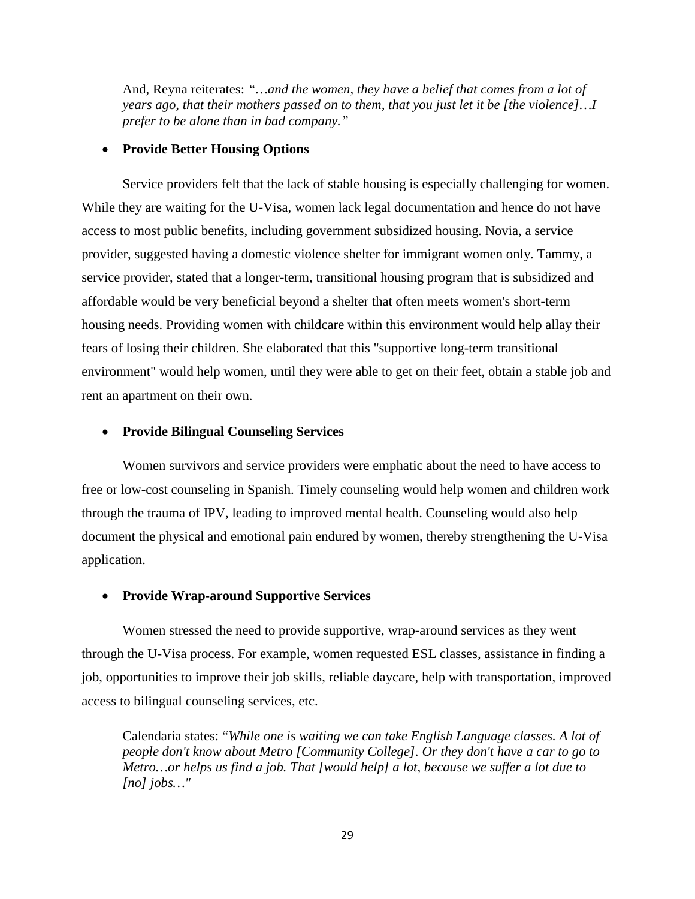And, Reyna reiterates: *"…and the women, they have a belief that comes from a lot of years ago, that their mothers passed on to them, that you just let it be [the violence]…I prefer to be alone than in bad company."*

- **Provide Better Housing Options**

Service providers felt that the lack of stable housing is especially challenging for women. While they are waiting for the U-Visa, women lack legal documentation and hence do not have access to most public benefits, including government subsidized housing. Novia, a service provider, suggested having a domestic violence shelter for immigrant women only. Tammy, a service provider, stated that a longer-term, transitional housing program that is subsidized and affordable would be very beneficial beyond a shelter that often meets women's short-term housing needs. Providing women with childcare within this environment would help allay their fears of losing their children. She elaborated that this "supportive long-term transitional environment" would help women, until they were able to get on their feet, obtain a stable job and rent an apartment on their own.

- **Provide Bilingual Counseling Services**

Women survivors and service providers were emphatic about the need to have access to free or low-cost counseling in Spanish. Timely counseling would help women and children work through the trauma of IPV, leading to improved mental health. Counseling would also help document the physical and emotional pain endured by women, thereby strengthening the U-Visa application.

- **Provide Wrap-around Supportive Services**

Women stressed the need to provide supportive, wrap-around services as they went through the U-Visa process. For example, women requested ESL classes, assistance in finding a job, opportunities to improve their job skills, reliable daycare, help with transportation, improved access to bilingual counseling services, etc.

Calendaria states: "*While one is waiting we can take English Language classes. A lot of people don't know about Metro [Community College]. Or they don't have a car to go to Metro…or helps us find a job. That [would help] a lot, because we suffer a lot due to [no] jobs…*"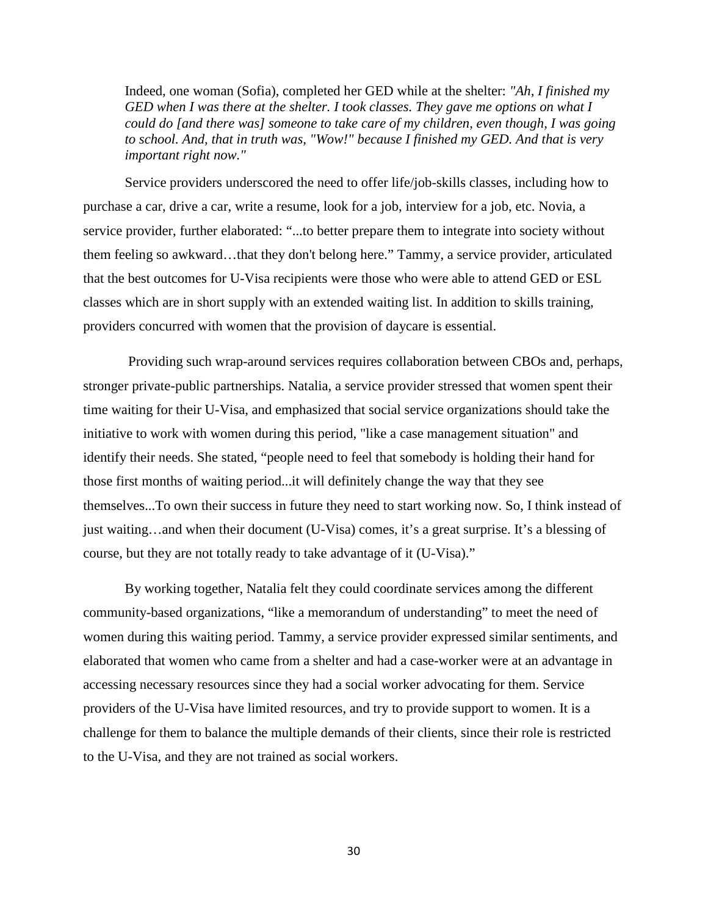> Indeed, one woman (Sofia), completed her GED while at the shelter: *"Ah, I finished my GED when I was there at the shelter. I took classes. They gave me options on what I could do [and there was] someone to take care of my children, even though, I was going to school. And, that in truth was, "Wow!" because I finished my GED. And that is very important right now."*

Service providers underscored the need to offer life/job-skills classes, including how to purchase a car, drive a car, write a resume, look for a job, interview for a job, etc. Novia, a service provider, further elaborated: "...to better prepare them to integrate into society without them feeling so awkward…that they don't belong here." Tammy, a service provider, articulated that the best outcomes for U-Visa recipients were those who were able to attend GED or ESL classes which are in short supply with an extended waiting list. In addition to skills training, providers concurred with women that the provision of daycare is essential.

Providing such wrap-around services requires collaboration between CBOs and, perhaps, stronger private-public partnerships. Natalia, a service provider stressed that women spent their time waiting for their U-Visa, and emphasized that social service organizations should take the initiative to work with women during this period, "like a case management situation" and identify their needs. She stated, "people need to feel that somebody is holding their hand for those first months of waiting period...it will definitely change the way that they see themselves...To own their success in future they need to start working now. So, I think instead of just waiting…and when their document (U-Visa) comes, it's a great surprise. It's a blessing of course, but they are not totally ready to take advantage of it (U-Visa)."

By working together, Natalia felt they could coordinate services among the different community-based organizations, "like a memorandum of understanding" to meet the need of women during this waiting period. Tammy, a service provider expressed similar sentiments, and elaborated that women who came from a shelter and had a case-worker were at an advantage in accessing necessary resources since they had a social worker advocating for them. Service providers of the U-Visa have limited resources, and try to provide support to women. It is a challenge for them to balance the multiple demands of their clients, since their role is restricted to the U-Visa, and they are not trained as social workers.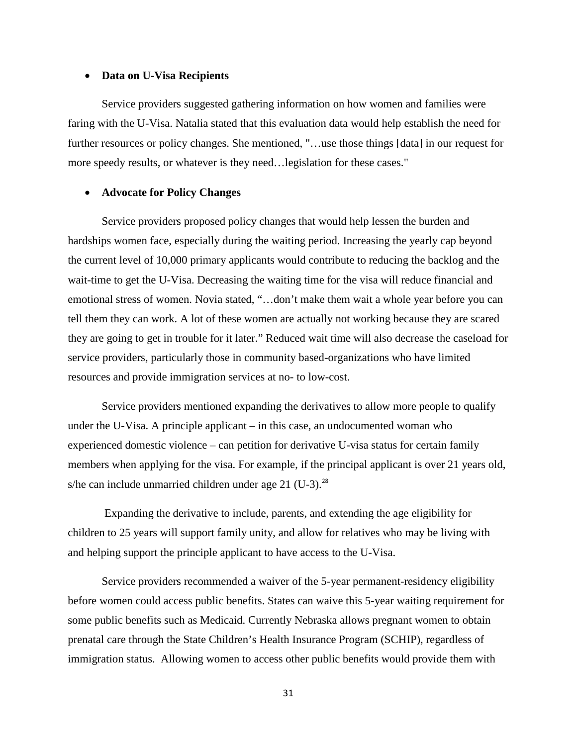- **Data on U-Visa Recipients**

Service providers suggested gathering information on how women and families were faring with the U-Visa. Natalia stated that this evaluation data would help establish the need for further resources or policy changes. She mentioned, "…use those things [data] in our request for more speedy results, or whatever is they need…legislation for these cases."

- **Advocate for Policy Changes**

Service providers proposed policy changes that would help lessen the burden and hardships women face, especially during the waiting period. Increasing the yearly cap beyond the current level of 10,000 primary applicants would contribute to reducing the backlog and the wait-time to get the U-Visa. Decreasing the waiting time for the visa will reduce financial and emotional stress of women. Novia stated, "…don't make them wait a whole year before you can tell them they can work. A lot of these women are actually not working because they are scared they are going to get in trouble for it later." Reduced wait time will also decrease the caseload for service providers, particularly those in community based-organizations who have limited resources and provide immigration services at no- to low-cost.

Service providers mentioned expanding the derivatives to allow more people to qualify under the U-Visa. A principle applicant – in this case, an undocumented woman who experienced domestic violence – can petition for derivative U-visa status for certain family members when applying for the visa. For example, if the principal applicant is over 21 years old, s/he can include unmarried children under age 21 (U-3).[28]

Expanding the derivative to include, parents, and extending the age eligibility for children to 25 years will support family unity, and allow for relatives who may be living with and helping support the principle applicant to have access to the U-Visa.

Service providers recommended a waiver of the 5-year permanent-residency eligibility before women could access public benefits. States can waive this 5-year waiting requirement for some public benefits such as Medicaid. Currently Nebraska allows pregnant women to obtain prenatal care through the State Children's Health Insurance Program (SCHIP), regardless of immigration status. Allowing women to access other public benefits would provide them with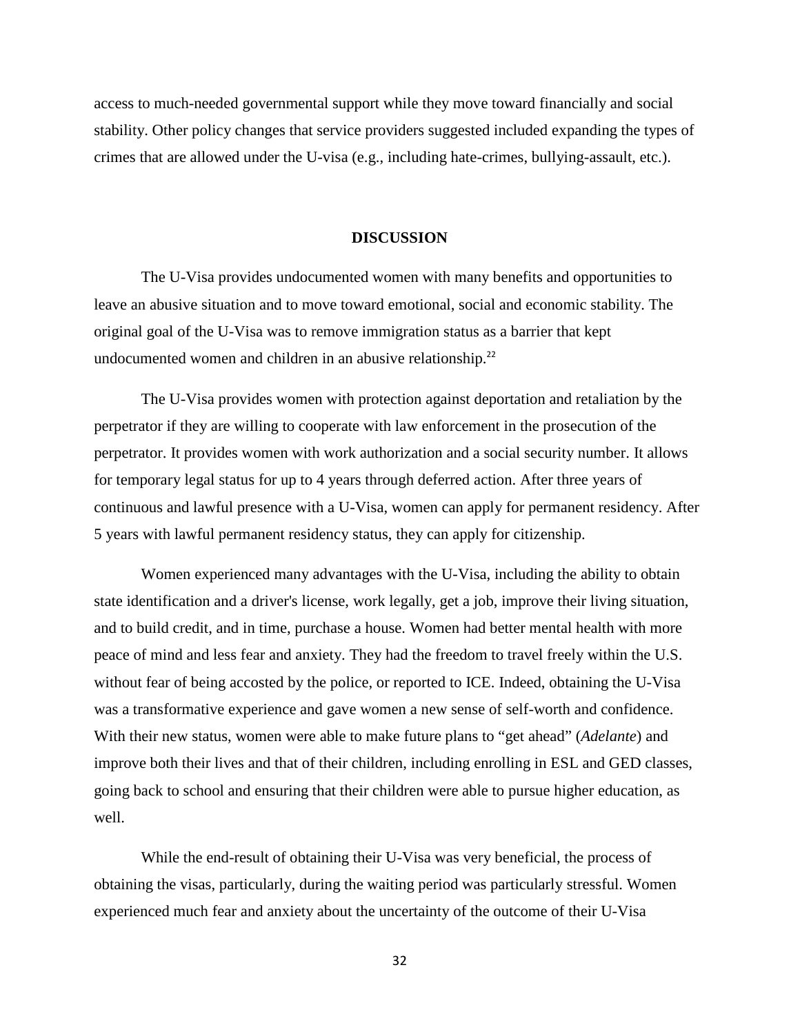access to much-needed governmental support while they move toward financially and social stability. Other policy changes that service providers suggested included expanding the types of crimes that are allowed under the U-visa (e.g., including hate-crimes, bullying-assault, etc.).

## DISCUSSION

The U-Visa provides undocumented women with many benefits and opportunities to leave an abusive situation and to move toward emotional, social and economic stability. The original goal of the U-Visa was to remove immigration status as a barrier that kept undocumented women and children in an abusive relationship.[22]

The U-Visa provides women with protection against deportation and retaliation by the perpetrator if they are willing to cooperate with law enforcement in the prosecution of the perpetrator. It provides women with work authorization and a social security number. It allows for temporary legal status for up to 4 years through deferred action. After three years of continuous and lawful presence with a U-Visa, women can apply for permanent residency. After 5 years with lawful permanent residency status, they can apply for citizenship.

Women experienced many advantages with the U-Visa, including the ability to obtain state identification and a driver's license, work legally, get a job, improve their living situation, and to build credit, and in time, purchase a house. Women had better mental health with more peace of mind and less fear and anxiety. They had the freedom to travel freely within the U.S. without fear of being accosted by the police, or reported to ICE. Indeed, obtaining the U-Visa was a transformative experience and gave women a new sense of self-worth and confidence. With their new status, women were able to make future plans to "get ahead" (*Adelante*) and improve both their lives and that of their children, including enrolling in ESL and GED classes, going back to school and ensuring that their children were able to pursue higher education, as well.

While the end-result of obtaining their U-Visa was very beneficial, the process of obtaining the visas, particularly, during the waiting period was particularly stressful. Women experienced much fear and anxiety about the uncertainty of the outcome of their U-Visa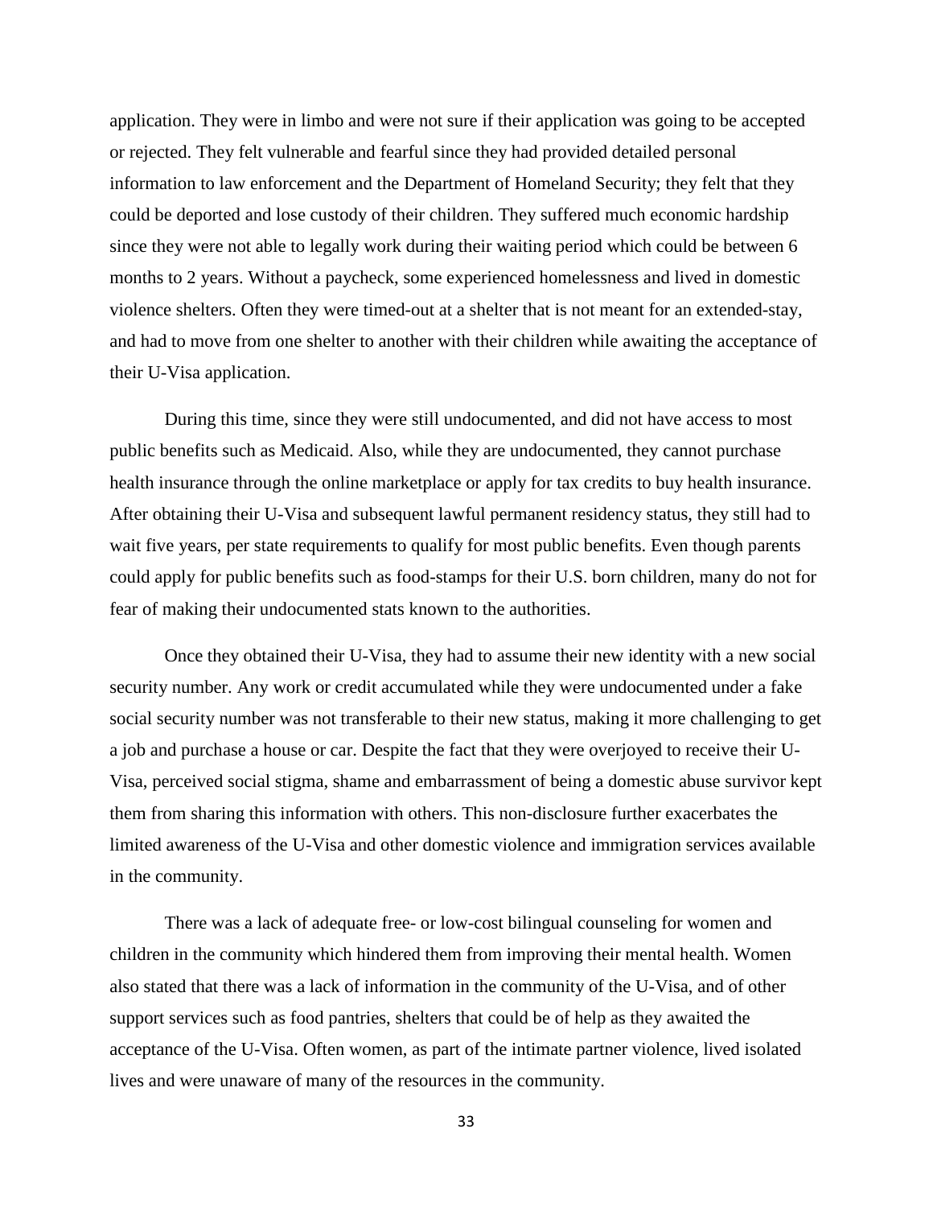application. They were in limbo and were not sure if their application was going to be accepted or rejected. They felt vulnerable and fearful since they had provided detailed personal information to law enforcement and the Department of Homeland Security; they felt that they could be deported and lose custody of their children. They suffered much economic hardship since they were not able to legally work during their waiting period which could be between 6 months to 2 years. Without a paycheck, some experienced homelessness and lived in domestic violence shelters. Often they were timed-out at a shelter that is not meant for an extended-stay, and had to move from one shelter to another with their children while awaiting the acceptance of their U-Visa application.

During this time, since they were still undocumented, and did not have access to most public benefits such as Medicaid. Also, while they are undocumented, they cannot purchase health insurance through the online marketplace or apply for tax credits to buy health insurance. After obtaining their U-Visa and subsequent lawful permanent residency status, they still had to wait five years, per state requirements to qualify for most public benefits. Even though parents could apply for public benefits such as food-stamps for their U.S. born children, many do not for fear of making their undocumented stats known to the authorities.

Once they obtained their U-Visa, they had to assume their new identity with a new social security number. Any work or credit accumulated while they were undocumented under a fake social security number was not transferable to their new status, making it more challenging to get a job and purchase a house or car. Despite the fact that they were overjoyed to receive their U-Visa, perceived social stigma, shame and embarrassment of being a domestic abuse survivor kept them from sharing this information with others. This non-disclosure further exacerbates the limited awareness of the U-Visa and other domestic violence and immigration services available in the community.

There was a lack of adequate free- or low-cost bilingual counseling for women and children in the community which hindered them from improving their mental health. Women also stated that there was a lack of information in the community of the U-Visa, and of other support services such as food pantries, shelters that could be of help as they awaited the acceptance of the U-Visa. Often women, as part of the intimate partner violence, lived isolated lives and were unaware of many of the resources in the community.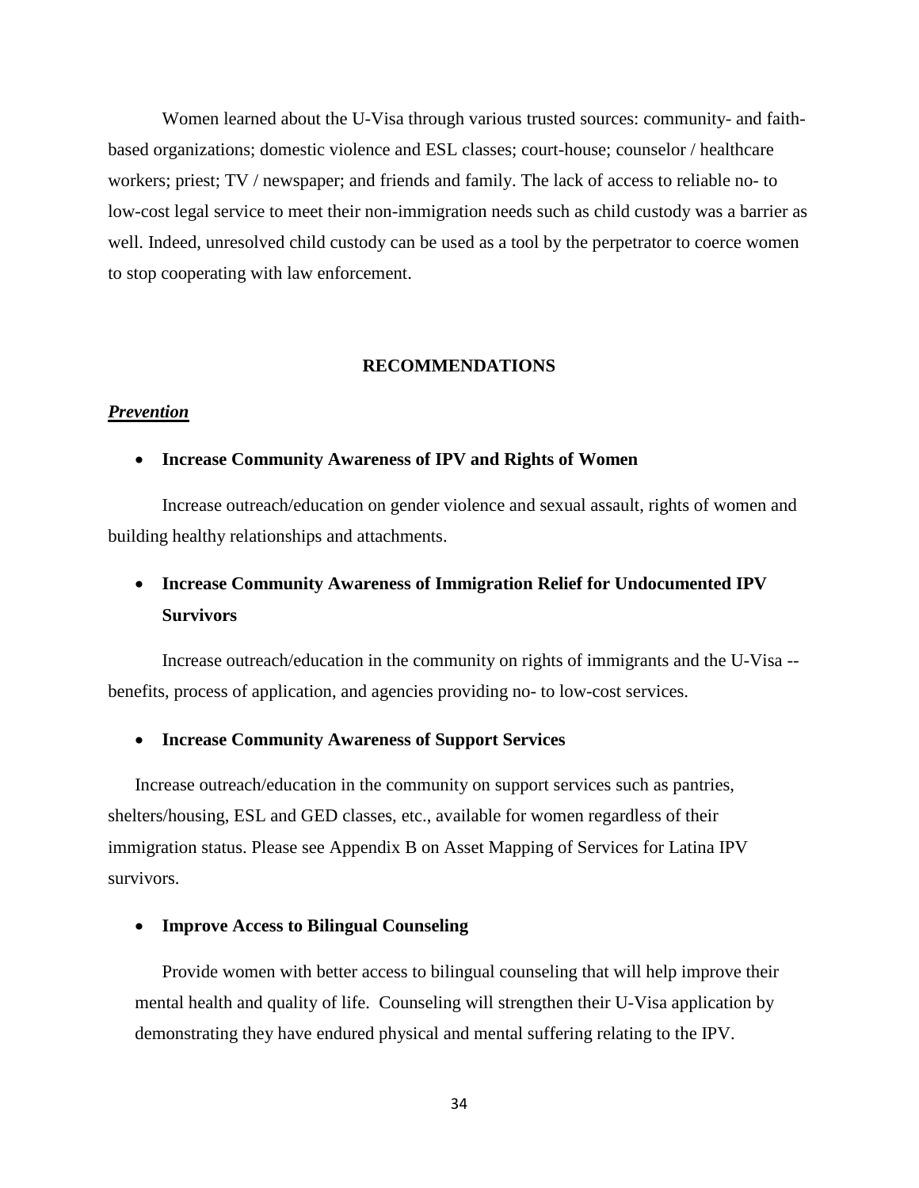Women learned about the U-Visa through various trusted sources: community- and faith-based organizations; domestic violence and ESL classes; court-house; counselor / healthcare workers; priest; TV / newspaper; and friends and family. The lack of access to reliable no- to low-cost legal service to meet their non-immigration needs such as child custody was a barrier as well. Indeed, unresolved child custody can be used as a tool by the perpetrator to coerce women to stop cooperating with law enforcement.

## RECOMMENDATIONS

### ***Prevention***

- **Increase Community Awareness of IPV and Rights of Women**

Increase outreach/education on gender violence and sexual assault, rights of women and building healthy relationships and attachments.

- **Increase Community Awareness of Immigration Relief for Undocumented IPV Survivors**

Increase outreach/education in the community on rights of immigrants and the U-Visa -- benefits, process of application, and agencies providing no- to low-cost services.

- **Increase Community Awareness of Support Services**

Increase outreach/education in the community on support services such as pantries, shelters/housing, ESL and GED classes, etc., available for women regardless of their immigration status. Please see Appendix B on Asset Mapping of Services for Latina IPV survivors.

- **Improve Access to Bilingual Counseling**

Provide women with better access to bilingual counseling that will help improve their mental health and quality of life. Counseling will strengthen their U-Visa application by demonstrating they have endured physical and mental suffering relating to the IPV.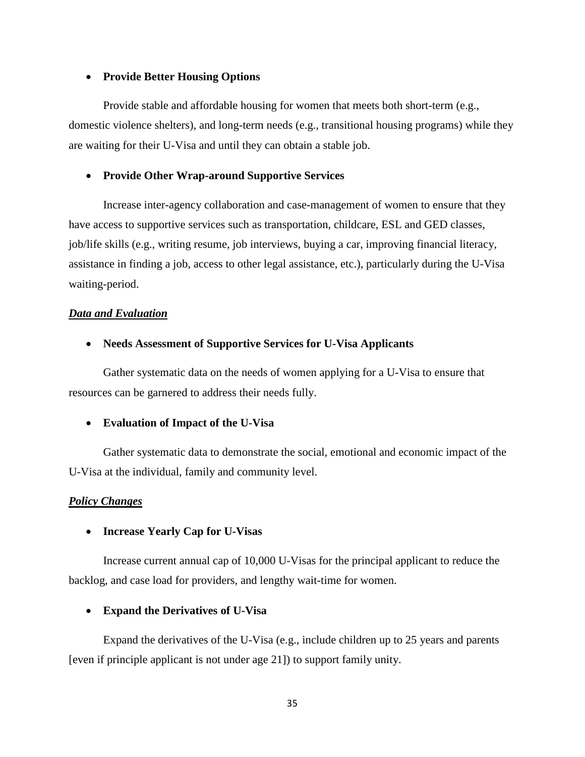- **Provide Better Housing Options**

Provide stable and affordable housing for women that meets both short-term (e.g., domestic violence shelters), and long-term needs (e.g., transitional housing programs) while they are waiting for their U-Visa and until they can obtain a stable job.

- **Provide Other Wrap-around Supportive Services**

Increase inter-agency collaboration and case-management of women to ensure that they have access to supportive services such as transportation, childcare, ESL and GED classes, job/life skills (e.g., writing resume, job interviews, buying a car, improving financial literacy, assistance in finding a job, access to other legal assistance, etc.), particularly during the U-Visa waiting-period.

***Data and Evaluation***

- **Needs Assessment of Supportive Services for U-Visa Applicants**

Gather systematic data on the needs of women applying for a U-Visa to ensure that resources can be garnered to address their needs fully.

- **Evaluation of Impact of the U-Visa**

Gather systematic data to demonstrate the social, emotional and economic impact of the U-Visa at the individual, family and community level.

***Policy Changes***

- **Increase Yearly Cap for U-Visas**

Increase current annual cap of 10,000 U-Visas for the principal applicant to reduce the backlog, and case load for providers, and lengthy wait-time for women.

- **Expand the Derivatives of U-Visa**

Expand the derivatives of the U-Visa (e.g., include children up to 25 years and parents [even if principle applicant is not under age 21]) to support family unity.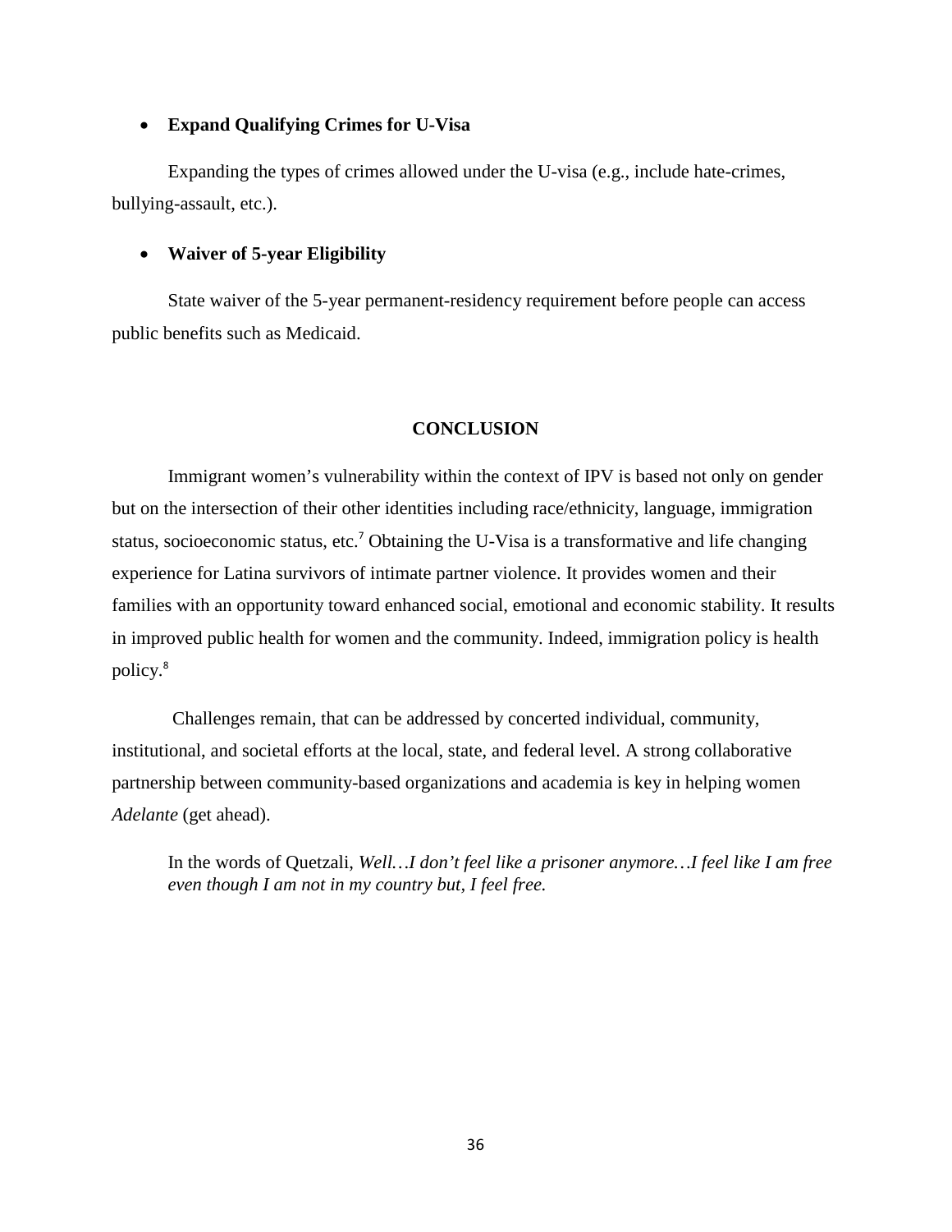- **Expand Qualifying Crimes for U-Visa**

Expanding the types of crimes allowed under the U-visa (e.g., include hate-crimes, bullying-assault, etc.).

- **Waiver of 5-year Eligibility**

State waiver of the 5-year permanent-residency requirement before people can access public benefits such as Medicaid.

## CONCLUSION

Immigrant women's vulnerability within the context of IPV is based not only on gender but on the intersection of their other identities including race/ethnicity, language, immigration status, socioeconomic status, etc.[7] Obtaining the U-Visa is a transformative and life changing experience for Latina survivors of intimate partner violence. It provides women and their families with an opportunity toward enhanced social, emotional and economic stability. It results in improved public health for women and the community. Indeed, immigration policy is health policy.[8]

Challenges remain, that can be addressed by concerted individual, community, institutional, and societal efforts at the local, state, and federal level. A strong collaborative partnership between community-based organizations and academia is key in helping women *Adelante* (get ahead).

> In the words of Quetzali, *Well…I don't feel like a prisoner anymore…I feel like I am free even though I am not in my country but, I feel free.*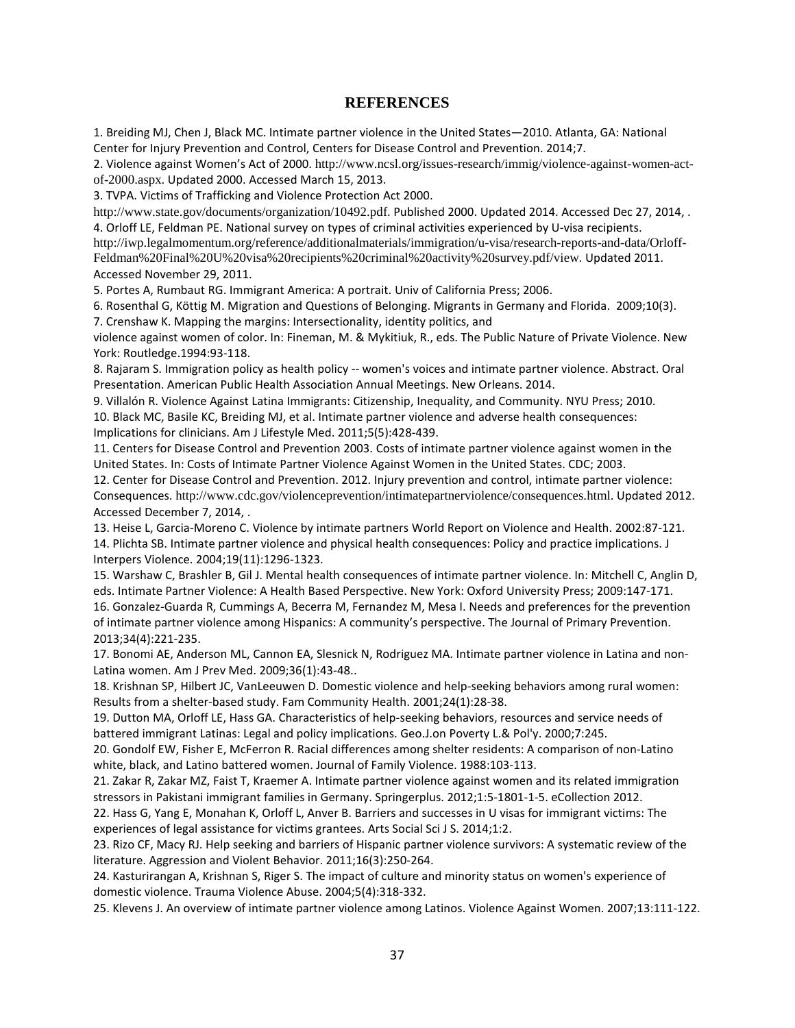## REFERENCES

1. Breiding MJ, Chen J, Black MC. Intimate partner violence in the United States—2010. Atlanta, GA: National Center for Injury Prevention and Control, Centers for Disease Control and Prevention. 2014;7.
2. Violence against Women's Act of 2000. http://www.ncsl.org/issues-research/immig/violence-against-women-act-of-2000.aspx. Updated 2000. Accessed March 15, 2013.
3. TVPA. Victims of Trafficking and Violence Protection Act 2000. http://www.state.gov/documents/organization/10492.pdf. Published 2000. Updated 2014. Accessed Dec 27, 2014, .
4. Orloff LE, Feldman PE. National survey on types of criminal activities experienced by U-visa recipients. http://iwp.legalmomentum.org/reference/additionalmaterials/immigration/u-visa/research-reports-and-data/Orloff-Feldman%20Final%20U%20visa%20recipients%20criminal%20activity%20survey.pdf/view. Updated 2011. Accessed November 29, 2011.
5. Portes A, Rumbaut RG. Immigrant America: A portrait. Univ of California Press; 2006.
6. Rosenthal G, Köttig M. Migration and Questions of Belonging. Migrants in Germany and Florida. 2009;10(3).
7. Crenshaw K. Mapping the margins: Intersectionality, identity politics, and violence against women of color. In: Fineman, M. & Mykitiuk, R., eds. The Public Nature of Private Violence. New York: Routledge.1994:93-118.
8. Rajaram S. Immigration policy as health policy -- women's voices and intimate partner violence. Abstract. Oral Presentation. American Public Health Association Annual Meetings. New Orleans. 2014.
9. Villalón R. Violence Against Latina Immigrants: Citizenship, Inequality, and Community. NYU Press; 2010.
10. Black MC, Basile KC, Breiding MJ, et al. Intimate partner violence and adverse health consequences: Implications for clinicians. Am J Lifestyle Med. 2011;5(5):428-439.
11. Centers for Disease Control and Prevention 2003. Costs of intimate partner violence against women in the United States. In: Costs of Intimate Partner Violence Against Women in the United States. CDC; 2003.
12. Center for Disease Control and Prevention. 2012. Injury prevention and control, intimate partner violence: Consequences. http://www.cdc.gov/violenceprevention/intimatepartnerviolence/consequences.html. Updated 2012. Accessed December 7, 2014, .
13. Heise L, Garcia-Moreno C. Violence by intimate partners World Report on Violence and Health. 2002:87-121.
14. Plichta SB. Intimate partner violence and physical health consequences: Policy and practice implications. J Interpers Violence. 2004;19(11):1296-1323.
15. Warshaw C, Brashler B, Gil J. Mental health consequences of intimate partner violence. In: Mitchell C, Anglin D, eds. Intimate Partner Violence: A Health Based Perspective. New York: Oxford University Press; 2009:147-171.
16. Gonzalez-Guarda R, Cummings A, Becerra M, Fernandez M, Mesa I. Needs and preferences for the prevention of intimate partner violence among Hispanics: A community's perspective. The Journal of Primary Prevention. 2013;34(4):221-235.
17. Bonomi AE, Anderson ML, Cannon EA, Slesnick N, Rodriguez MA. Intimate partner violence in Latina and non-Latina women. Am J Prev Med. 2009;36(1):43-48..
18. Krishnan SP, Hilbert JC, VanLeeuwen D. Domestic violence and help-seeking behaviors among rural women: Results from a shelter-based study. Fam Community Health. 2001;24(1):28-38.
19. Dutton MA, Orloff LE, Hass GA. Characteristics of help-seeking behaviors, resources and service needs of battered immigrant Latinas: Legal and policy implications. Geo.J.on Poverty L.& Pol'y. 2000;7:245.
20. Gondolf EW, Fisher E, McFerron R. Racial differences among shelter residents: A comparison of non-Latino white, black, and Latino battered women. Journal of Family Violence. 1988:103-113.
21. Zakar R, Zakar MZ, Faist T, Kraemer A. Intimate partner violence against women and its related immigration stressors in Pakistani immigrant families in Germany. Springerplus. 2012;1:5-1801-1-5. eCollection 2012.
22. Hass G, Yang E, Monahan K, Orloff L, Anver B. Barriers and successes in U visas for immigrant victims: The experiences of legal assistance for victims grantees. Arts Social Sci J S. 2014;1:2.
23. Rizo CF, Macy RJ. Help seeking and barriers of Hispanic partner violence survivors: A systematic review of the literature. Aggression and Violent Behavior. 2011;16(3):250-264.
24. Kasturirangan A, Krishnan S, Riger S. The impact of culture and minority status on women's experience of domestic violence. Trauma Violence Abuse. 2004;5(4):318-332.
25. Klevens J. An overview of intimate partner violence among Latinos. Violence Against Women. 2007;13:111-122.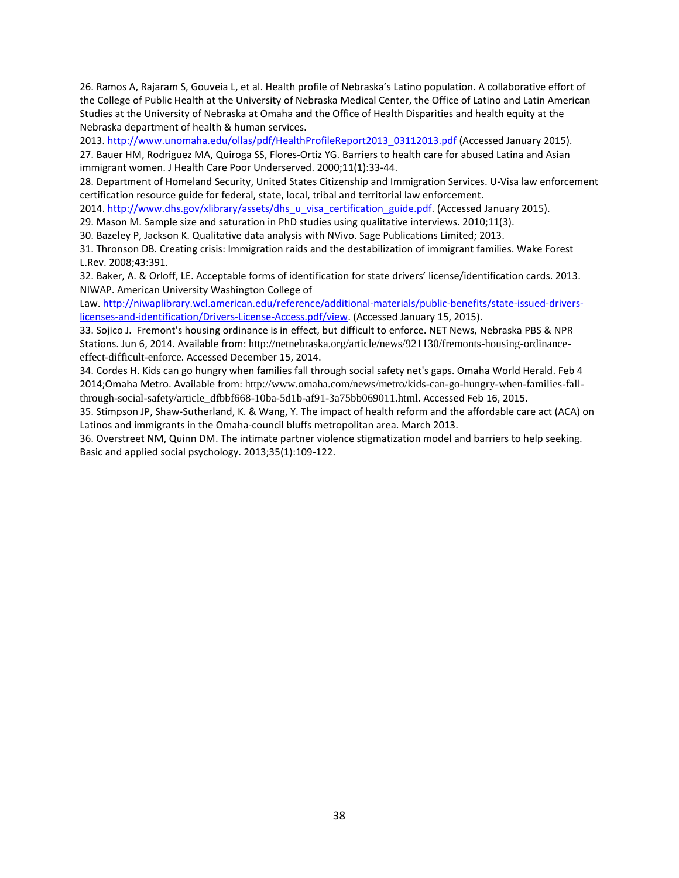26. Ramos A, Rajaram S, Gouveia L, et al. Health profile of Nebraska's Latino population. A collaborative effort of the College of Public Health at the University of Nebraska Medical Center, the Office of Latino and Latin American Studies at the University of Nebraska at Omaha and the Office of Health Disparities and health equity at the Nebraska department of health & human services. 2013. http://www.unomaha.edu/ollas/pdf/HealthProfileReport2013_03112013.pdf (Accessed January 2015).

27. Bauer HM, Rodriguez MA, Quiroga SS, Flores-Ortiz YG. Barriers to health care for abused Latina and Asian immigrant women. J Health Care Poor Underserved. 2000;11(1):33-44.

28. Department of Homeland Security, United States Citizenship and Immigration Services. U-Visa law enforcement certification resource guide for federal, state, local, tribal and territorial law enforcement. 2014. http://www.dhs.gov/xlibrary/assets/dhs_u_visa_certification_guide.pdf. (Accessed January 2015).

29. Mason M. Sample size and saturation in PhD studies using qualitative interviews. 2010;11(3).

30. Bazeley P, Jackson K. Qualitative data analysis with NVivo. Sage Publications Limited; 2013.

31. Thronson DB. Creating crisis: Immigration raids and the destabilization of immigrant families. Wake Forest L.Rev. 2008;43:391.

32. Baker, A. & Orloff, LE. Acceptable forms of identification for state drivers' license/identification cards. 2013. NIWAP. American University Washington College of Law. http://niwaplibrary.wcl.american.edu/reference/additional-materials/public-benefits/state-issued-drivers-licenses-and-identification/Drivers-License-Access.pdf/view. (Accessed January 15, 2015).

33. Sojico J. Fremont's housing ordinance is in effect, but difficult to enforce. NET News, Nebraska PBS & NPR Stations. Jun 6, 2014. Available from: http://netnebraska.org/article/news/921130/fremonts-housing-ordinance-effect-difficult-enforce. Accessed December 15, 2014.

34. Cordes H. Kids can go hungry when families fall through social safety net's gaps. Omaha World Herald. Feb 4 2014;Omaha Metro. Available from: http://www.omaha.com/news/metro/kids-can-go-hungry-when-families-fall-through-social-safety/article_dfbbf668-10ba-5d1b-af91-3a75bb069011.html. Accessed Feb 16, 2015.

35. Stimpson JP, Shaw-Sutherland, K. & Wang, Y. The impact of health reform and the affordable care act (ACA) on Latinos and immigrants in the Omaha-council bluffs metropolitan area. March 2013.

36. Overstreet NM, Quinn DM. The intimate partner violence stigmatization model and barriers to help seeking. Basic and applied social psychology. 2013;35(1):109-122.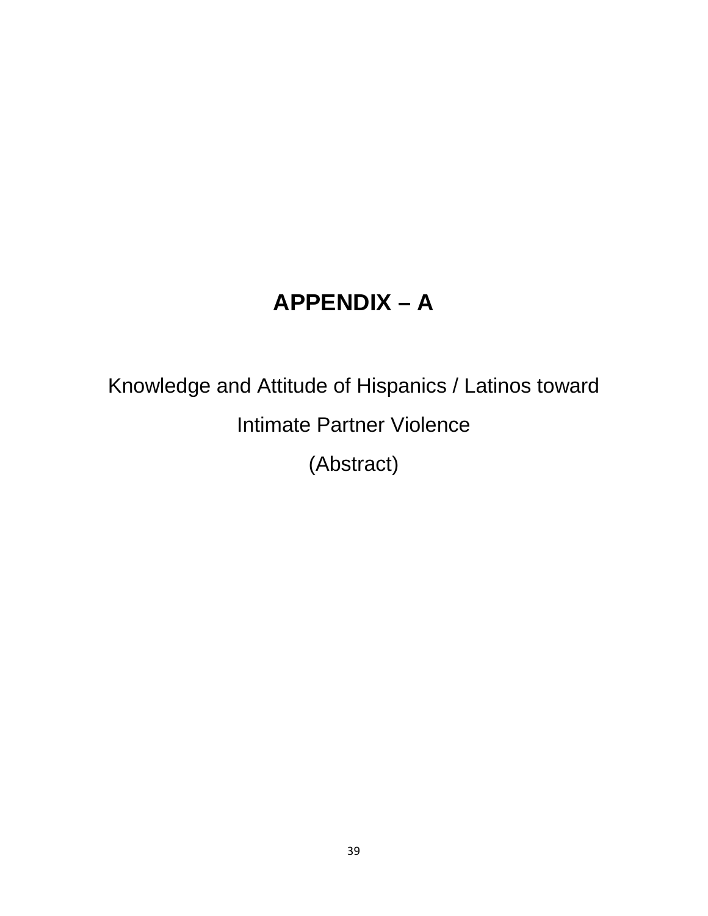# APPENDIX – A

Knowledge and Attitude of Hispanics / Latinos toward Intimate Partner Violence

(Abstract)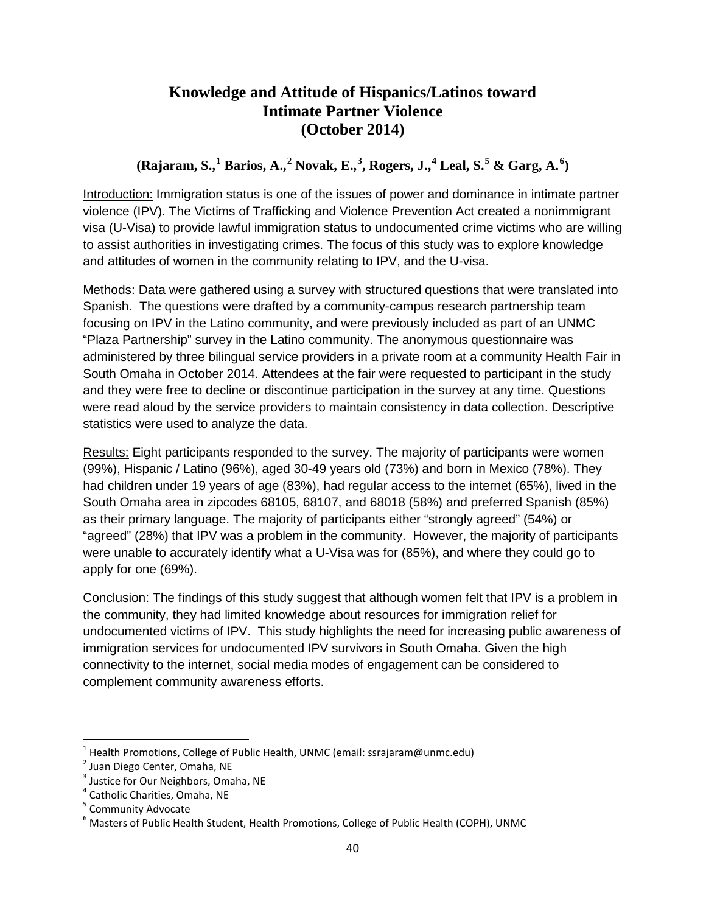# Knowledge and Attitude of Hispanics/Latinos toward Intimate Partner Violence (October 2014)

**(Rajaram, S.,[1] Barios, A.,[2] Novak, E.,[3], Rogers, J.,[4] Leal, S.[5] & Garg, A.[6])**

Introduction: Immigration status is one of the issues of power and dominance in intimate partner violence (IPV). The Victims of Trafficking and Violence Prevention Act created a nonimmigrant visa (U-Visa) to provide lawful immigration status to undocumented crime victims who are willing to assist authorities in investigating crimes. The focus of this study was to explore knowledge and attitudes of women in the community relating to IPV, and the U-visa.

Methods: Data were gathered using a survey with structured questions that were translated into Spanish. The questions were drafted by a community-campus research partnership team focusing on IPV in the Latino community, and were previously included as part of an UNMC "Plaza Partnership" survey in the Latino community. The anonymous questionnaire was administered by three bilingual service providers in a private room at a community Health Fair in South Omaha in October 2014. Attendees at the fair were requested to participant in the study and they were free to decline or discontinue participation in the survey at any time. Questions were read aloud by the service providers to maintain consistency in data collection. Descriptive statistics were used to analyze the data.

Results: Eight participants responded to the survey. The majority of participants were women (99%), Hispanic / Latino (96%), aged 30-49 years old (73%) and born in Mexico (78%). They had children under 19 years of age (83%), had regular access to the internet (65%), lived in the South Omaha area in zipcodes 68105, 68107, and 68018 (58%) and preferred Spanish (85%) as their primary language. The majority of participants either "strongly agreed" (54%) or "agreed" (28%) that IPV was a problem in the community. However, the majority of participants were unable to accurately identify what a U-Visa was for (85%), and where they could go to apply for one (69%).

Conclusion: The findings of this study suggest that although women felt that IPV is a problem in the community, they had limited knowledge about resources for immigration relief for undocumented victims of IPV. This study highlights the need for increasing public awareness of immigration services for undocumented IPV survivors in South Omaha. Given the high connectivity to the internet, social media modes of engagement can be considered to complement community awareness efforts.

---

[1] Health Promotions, College of Public Health, UNMC (email: ssrajaram@unmc.edu)

[2] Juan Diego Center, Omaha, NE

[3] Justice for Our Neighbors, Omaha, NE

[4] Catholic Charities, Omaha, NE

[5] Community Advocate

[6] Masters of Public Health Student, Health Promotions, College of Public Health (COPH), UNMC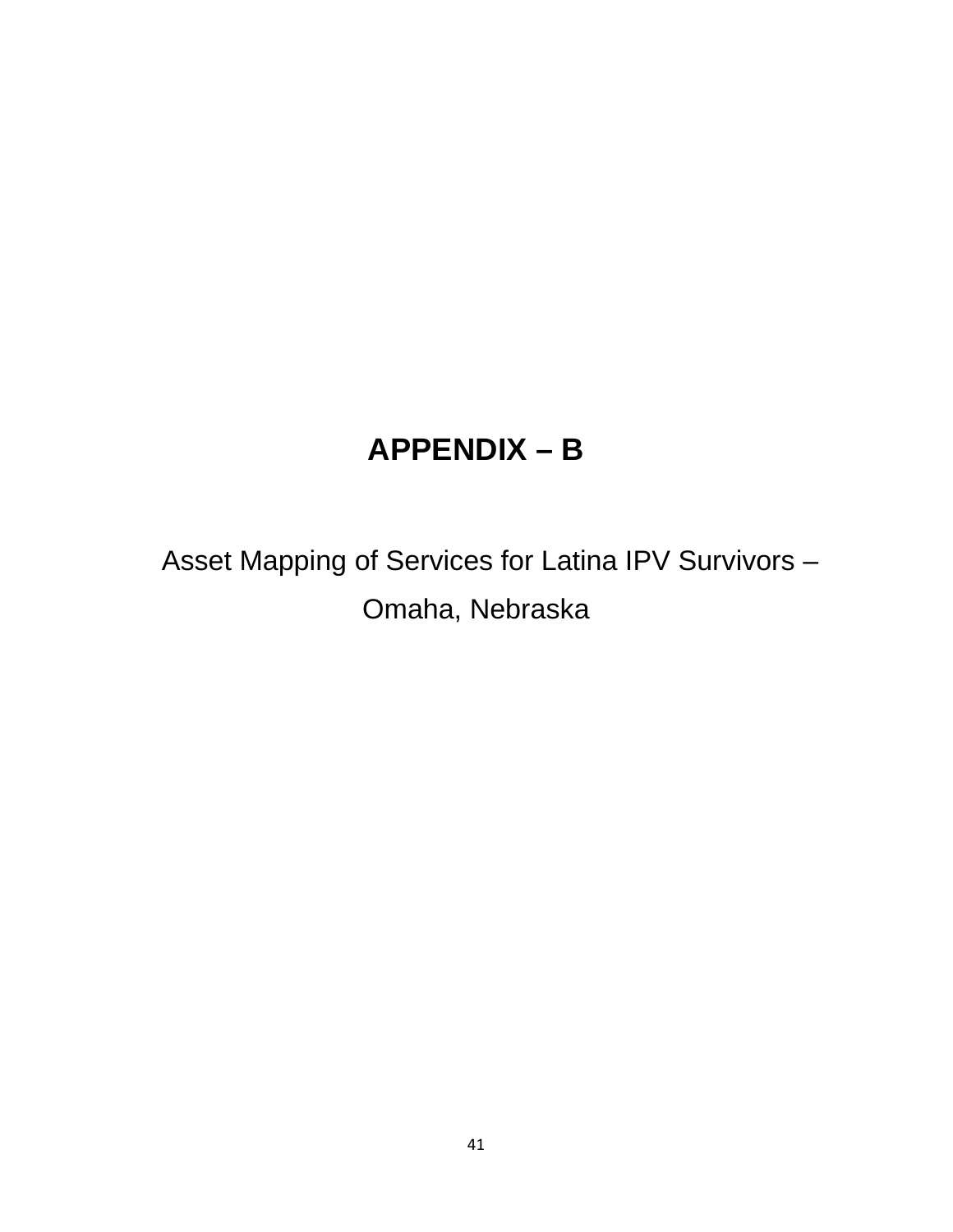# APPENDIX – B

Asset Mapping of Services for Latina IPV Survivors – Omaha, Nebraska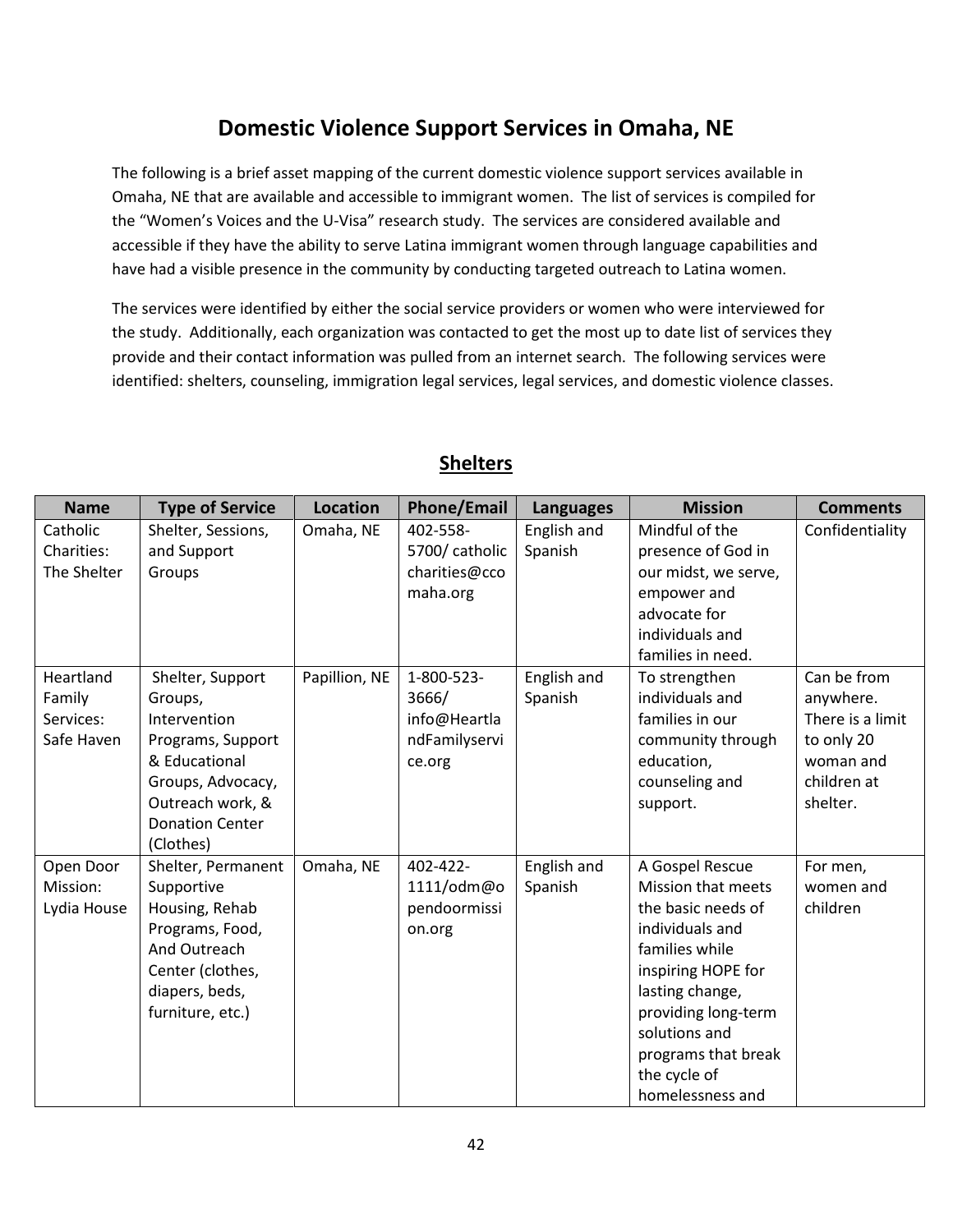# Domestic Violence Support Services in Omaha, NE

The following is a brief asset mapping of the current domestic violence support services available in Omaha, NE that are available and accessible to immigrant women. The list of services is compiled for the "Women's Voices and the U-Visa" research study. The services are considered available and accessible if they have the ability to serve Latina immigrant women through language capabilities and have had a visible presence in the community by conducting targeted outreach to Latina women.

The services were identified by either the social service providers or women who were interviewed for the study. Additionally, each organization was contacted to get the most up to date list of services they provide and their contact information was pulled from an internet search. The following services were identified: shelters, counseling, immigration legal services, legal services, and domestic violence classes.

## Shelters

| Name | Type of Service | Location | Phone/Email | Languages | Mission | Comments |
|---|---|---|---|---|---|---|
| Catholic Charities: The Shelter | Shelter, Sessions, and Support Groups | Omaha, NE | 402-558-5700/ catholiccharities@ccomaha.org | English and Spanish | Mindful of the presence of God in our midst, we serve, empower and advocate for individuals and families in need. | Confidentiality |
| Heartland Family Services: Safe Haven | Shelter, Support Groups, Intervention Programs, Support & Educational Groups, Advocacy, Outreach work, & Donation Center (Clothes) | Papillion, NE | 1-800-523-3666/ info@HeartlandFamilyservice.org | English and Spanish | To strengthen individuals and families in our community through education, counseling and support. | Can be from anywhere. There is a limit to only 20 woman and children at shelter. |
| Open Door Mission: Lydia House | Shelter, Permanent Supportive Housing, Rehab Programs, Food, And Outreach Center (clothes, diapers, beds, furniture, etc.) | Omaha, NE | 402-422-1111/odm@opendoormission.org | English and Spanish | A Gospel Rescue Mission that meets the basic needs of individuals and families while inspiring HOPE for lasting change, providing long-term solutions and programs that break the cycle of homelessness and | For men, women and children |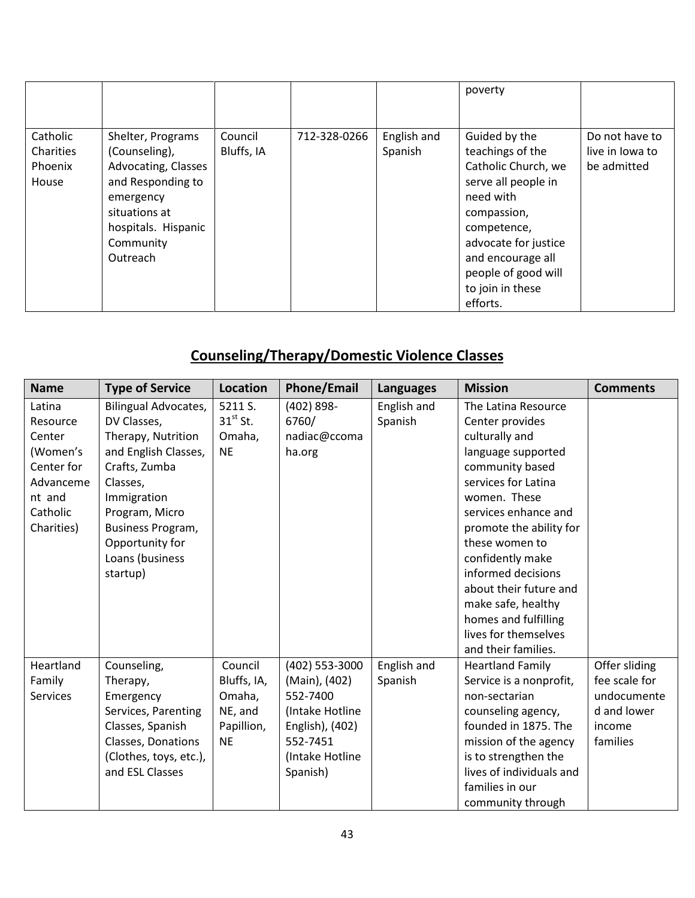| | | | | | poverty | |
|---|---|---|---|---|---|---|
| Catholic Charities Phoenix House | Shelter, Programs (Counseling), Advocating, Classes and Responding to emergency situations at hospitals. Hispanic Community Outreach | Council Bluffs, IA | 712-328-0266 | English and Spanish | Guided by the teachings of the Catholic Church, we serve all people in need with compassion, competence, advocate for justice and encourage all people of good will to join in these efforts. | Do not have to live in Iowa to be admitted |

## Counseling/Therapy/Domestic Violence Classes

| Name | Type of Service | Location | Phone/Email | Languages | Mission | Comments |
|---|---|---|---|---|---|---|
| Latina Resource Center (Women's Center for Advancement and Catholic Charities) | Bilingual Advocates, DV Classes, Therapy, Nutrition and English Classes, Crafts, Zumba Classes, Immigration Program, Micro Business Program, Opportunity for Loans (business startup) | 5211 S. 31st St. Omaha, NE | (402) 898-6760/ nadiac@ccomaha.org | English and Spanish | The Latina Resource Center provides culturally and language supported community based services for Latina women. These services enhance and promote the ability for these women to confidently make informed decisions about their future and make safe, healthy homes and fulfilling lives for themselves and their families. | |
| Heartland Family Services | Counseling, Therapy, Emergency Services, Parenting Classes, Spanish Classes, Donations (Clothes, toys, etc.), and ESL Classes | Council Bluffs, IA, Omaha, NE, and Papillion, NE | (402) 553-3000 (Main), (402) 552-7400 (Intake Hotline English), (402) 552-7451 (Intake Hotline Spanish) | English and Spanish | Heartland Family Service is a nonprofit, non-sectarian counseling agency, founded in 1875. The mission of the agency is to strengthen the lives of individuals and families in our community through | Offer sliding fee scale for undocumented and lower income families |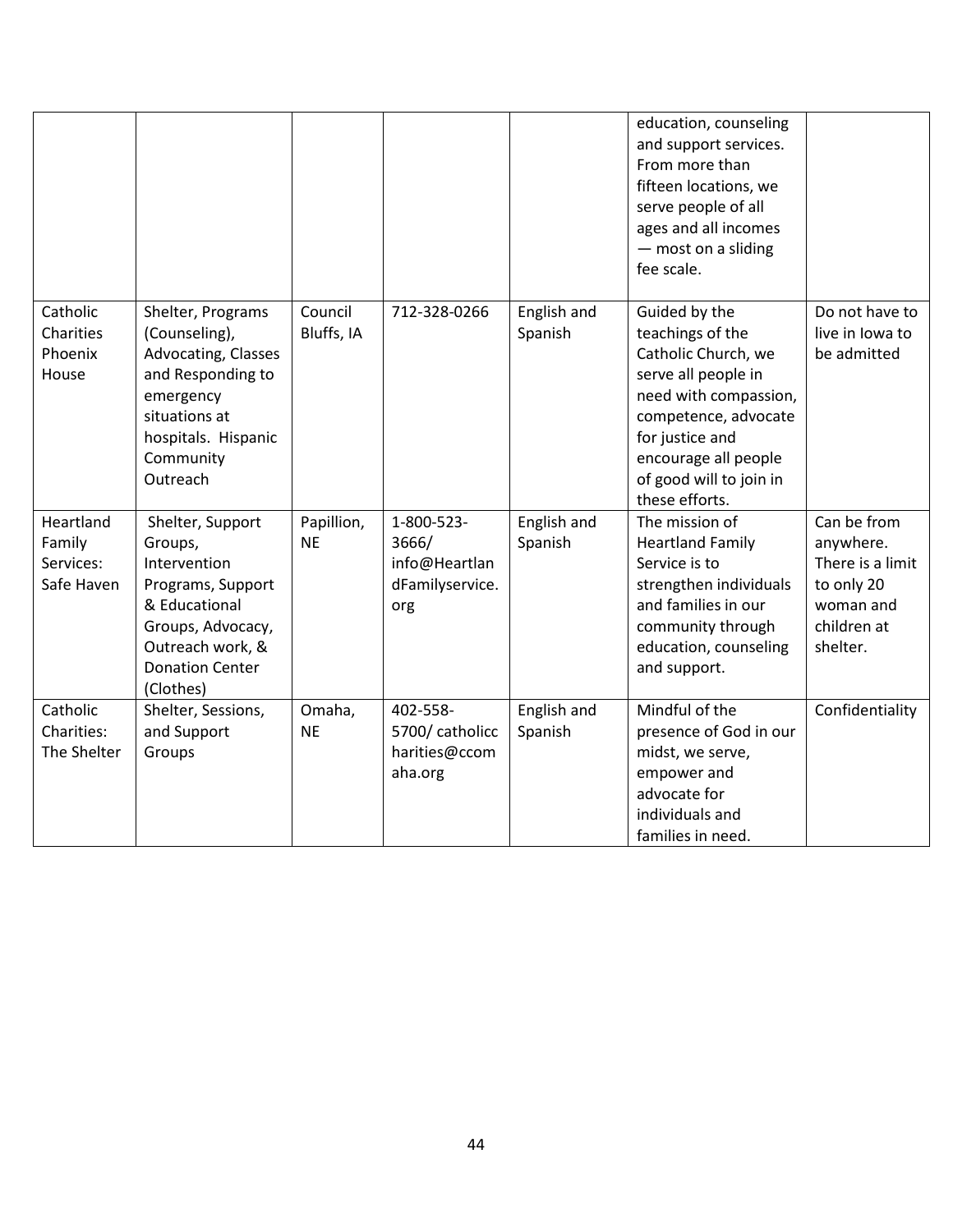| | | | | | | |
|---|---|---|---|---|---|---|
| | | | | | education, counseling and support services. From more than fifteen locations, we serve people of all ages and all incomes — most on a sliding fee scale. | |
| Catholic Charities Phoenix House | Shelter, Programs (Counseling), Advocating, Classes and Responding to emergency situations at hospitals. Hispanic Community Outreach | Council Bluffs, IA | 712-328-0266 | English and Spanish | Guided by the teachings of the Catholic Church, we serve all people in need with compassion, competence, advocate for justice and encourage all people of good will to join in these efforts. | Do not have to live in Iowa to be admitted |
| Heartland Family Services: Safe Haven | Shelter, Support Groups, Intervention Programs, Support & Educational Groups, Advocacy, Outreach work, & Donation Center (Clothes) | Papillion, NE | 1-800-523-3666/ info@HeartlandFamilyservice.org | English and Spanish | The mission of Heartland Family Service is to strengthen individuals and families in our community through education, counseling and support. | Can be from anywhere. There is a limit to only 20 woman and children at shelter. |
| Catholic Charities: The Shelter | Shelter, Sessions, and Support Groups | Omaha, NE | 402-558-5700/ catholiccharities@ccomaha.org | English and Spanish | Mindful of the presence of God in our midst, we serve, empower and advocate for individuals and families in need. | Confidentiality |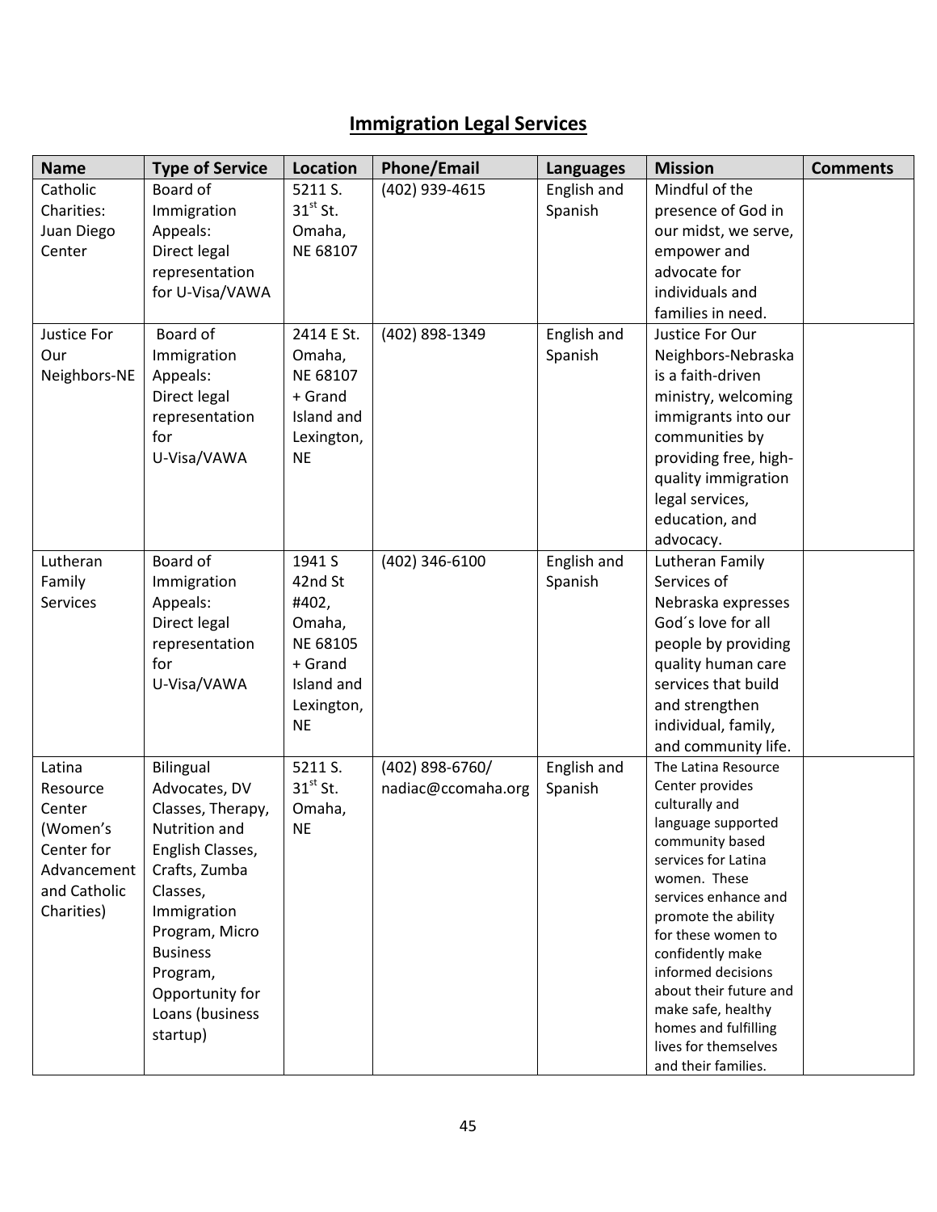## Immigration Legal Services

| Name | Type of Service | Location | Phone/Email | Languages | Mission | Comments |
|---|---|---|---|---|---|---|
| Catholic Charities: Juan Diego Center | Board of Immigration Appeals: Direct legal representation for U-Visa/VAWA | 5211 S. 31st St. Omaha, NE 68107 | (402) 939-4615 | English and Spanish | Mindful of the presence of God in our midst, we serve, empower and advocate for individuals and families in need. | |
| Justice For Our Neighbors-NE | Board of Immigration Appeals: Direct legal representation for U-Visa/VAWA | 2414 E St. Omaha, NE 68107 + Grand Island and Lexington, NE | (402) 898-1349 | English and Spanish | Justice For Our Neighbors-Nebraska is a faith-driven ministry, welcoming immigrants into our communities by providing free, high-quality immigration legal services, education, and advocacy. | |
| Lutheran Family Services | Board of Immigration Appeals: Direct legal representation for U-Visa/VAWA | 1941 S 42nd St #402, Omaha, NE 68105 + Grand Island and Lexington, NE | (402) 346-6100 | English and Spanish | Lutheran Family Services of Nebraska expresses God´s love for all people by providing quality human care services that build and strengthen individual, family, and community life. | |
| Latina Resource Center (Women's Center for Advancement and Catholic Charities) | Bilingual Advocates, DV Classes, Therapy, Nutrition and English Classes, Crafts, Zumba Classes, Immigration Program, Micro Business Program, Opportunity for Loans (business startup) | 5211 S. 31st St. Omaha, NE | (402) 898-6760/ nadiac@ccomaha.org | English and Spanish | The Latina Resource Center provides culturally and language supported community based services for Latina women. These services enhance and promote the ability for these women to confidently make informed decisions about their future and make safe, healthy homes and fulfilling lives for themselves and their families. | |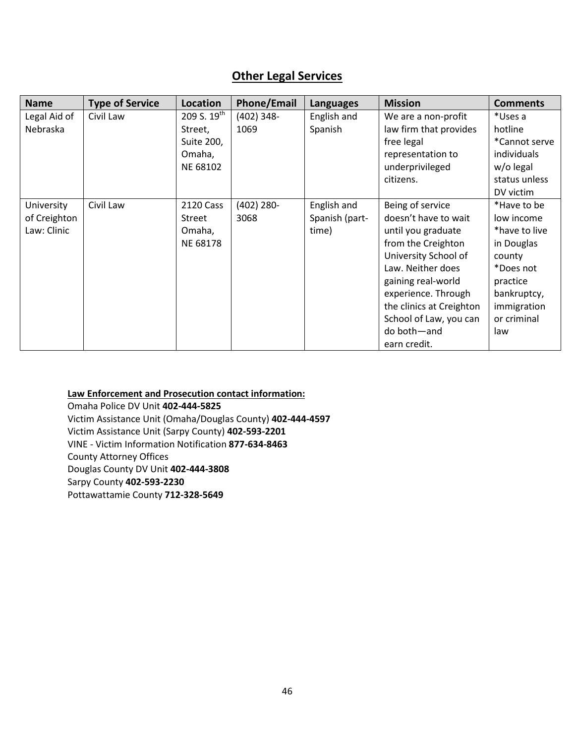## Other Legal Services

| Name | Type of Service | Location | Phone/Email | Languages | Mission | Comments |
|---|---|---|---|---|---|---|
| Legal Aid of Nebraska | Civil Law | 209 S. 19th Street, Suite 200, Omaha, NE 68102 | (402) 348-1069 | English and Spanish | We are a non-profit law firm that provides free legal representation to underprivileged citizens. | *Uses a hotline *Cannot serve individuals w/o legal status unless DV victim |
| University of Creighton Law: Clinic | Civil Law | 2120 Cass Street Omaha, NE 68178 | (402) 280-3068 | English and Spanish (part-time) | Being of service doesn't have to wait until you graduate from the Creighton University School of Law. Neither does gaining real-world experience. Through the clinics at Creighton School of Law, you can do both—and earn credit. | *Have to be low income *have to live in Douglas county *Does not practice bankruptcy, immigration or criminal law |

**Law Enforcement and Prosecution contact information:**

Omaha Police DV Unit **402-444-5825**
Victim Assistance Unit (Omaha/Douglas County) **402-444-4597**
Victim Assistance Unit (Sarpy County) **402-593-2201**
VINE - Victim Information Notification **877-634-8463**
County Attorney Offices
Douglas County DV Unit **402-444-3808**
Sarpy County **402-593-2230**
Pottawattamie County **712-328-5649**